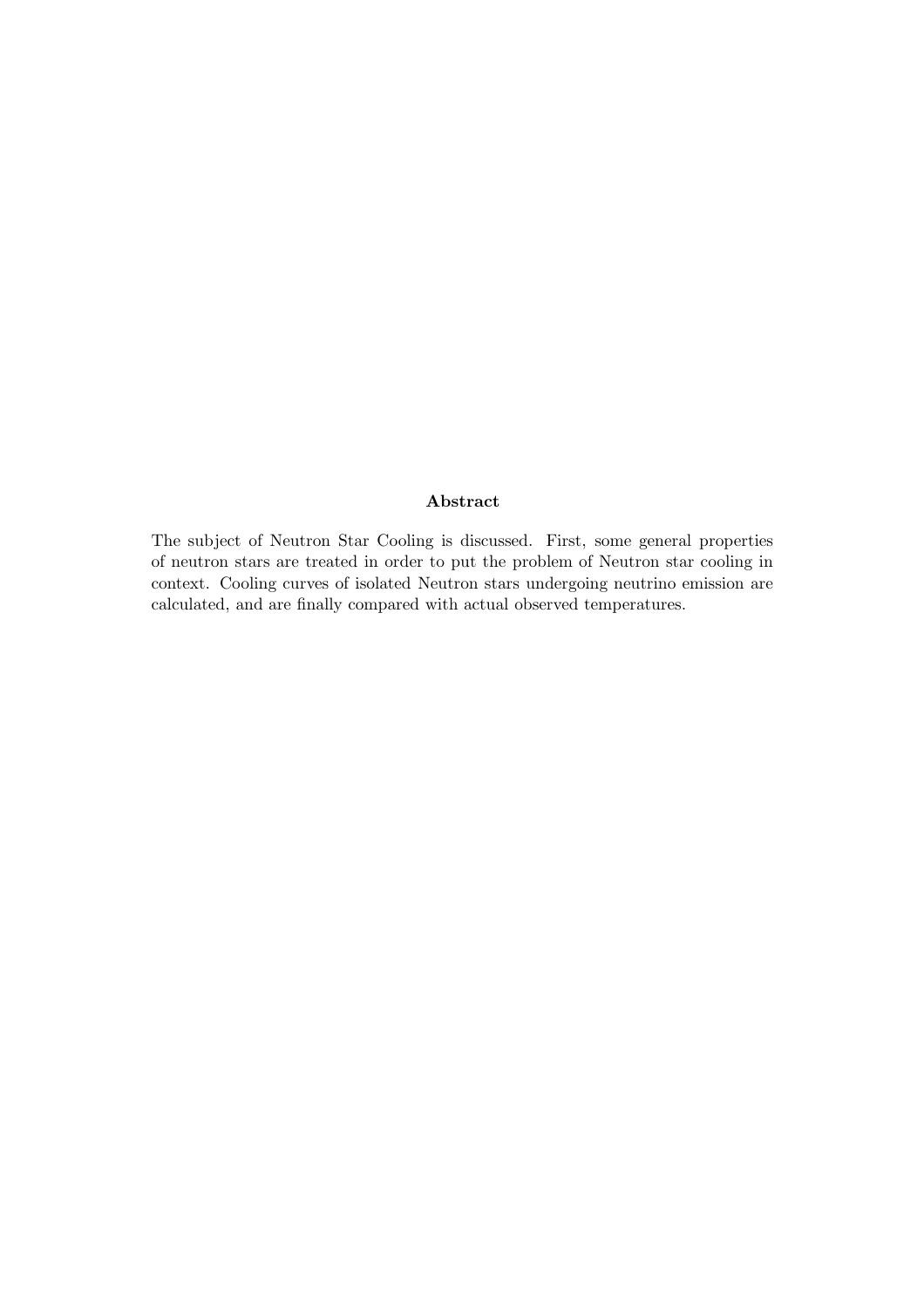**Abstract**

The subject of Neutron Star Cooling is discussed. First, some general properties of neutron stars are treated in order to put the problem of Neutron star cooling in context. Cooling curves of isolated Neutron stars undergoing neutrino emission are calculated, and are finally compared with actual observed temperatures.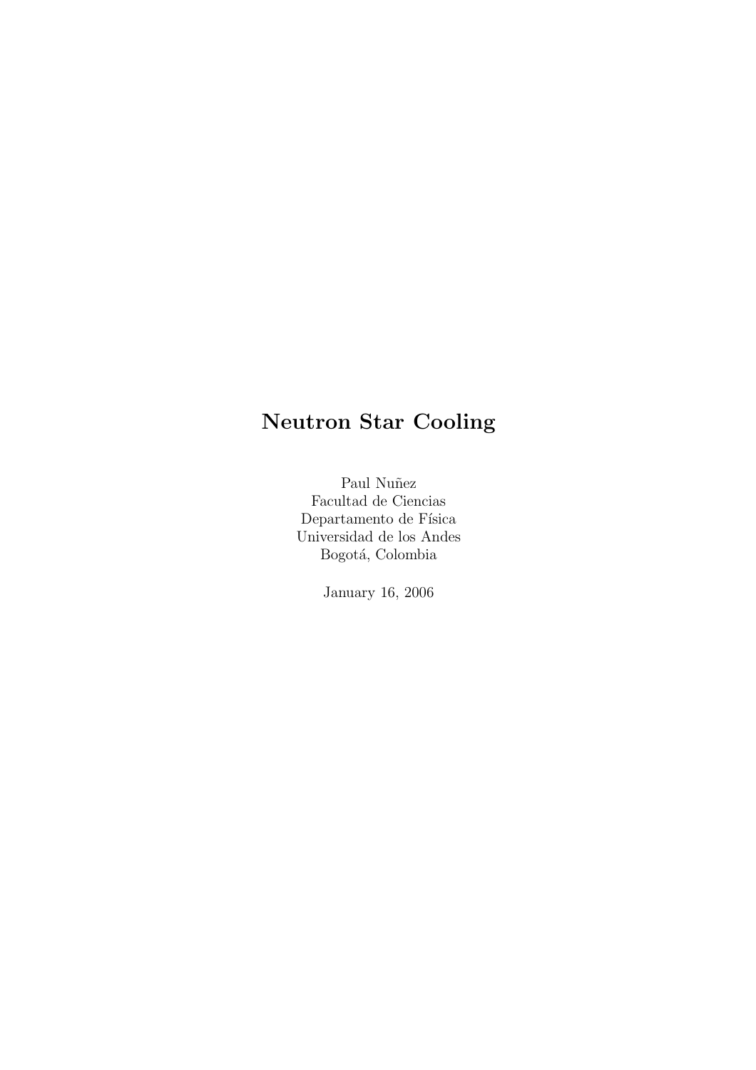# Neutron Star Cooling

Paul Nuñez
Facultad de Ciencias
Departamento de Física
Universidad de los Andes
Bogotá, Colombia

January 16, 2006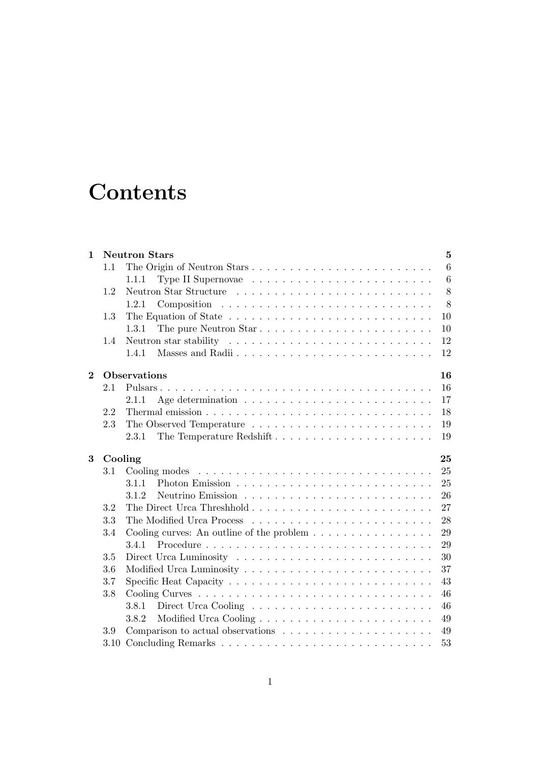# Contents

**1 Neutron Stars** **5**

- 1.1 The Origin of Neutron Stars . . . . . . . . . . 6
  - 1.1.1 Type II Supernovae . . . . . . . . . . 6
- 1.2 Neutron Star Structure . . . . . . . . . . 8
  - 1.2.1 Composition . . . . . . . . . . 8
- 1.3 The Equation of State . . . . . . . . . . 10
  - 1.3.1 The pure Neutron Star . . . . . . . . . . 10
- 1.4 Neutron star stability . . . . . . . . . . 12
  - 1.4.1 Masses and Radii . . . . . . . . . . 12

**2 Observations** **16**

- 2.1 Pulsars . . . . . . . . . . 16
  - 2.1.1 Age determination . . . . . . . . . . 17
- 2.2 Thermal emission . . . . . . . . . . 18
- 2.3 The Observed Temperature . . . . . . . . . . 19
  - 2.3.1 The Temperature Redshift . . . . . . . . . . 19

**3 Cooling** **25**

- 3.1 Cooling modes . . . . . . . . . . 25
  - 3.1.1 Photon Emission . . . . . . . . . . 25
  - 3.1.2 Neutrino Emission . . . . . . . . . . 26
- 3.2 The Direct Urca Threshhold . . . . . . . . . . 27
- 3.3 The Modified Urca Process . . . . . . . . . . 28
- 3.4 Cooling curves: An outline of the problem . . . . . . . . . . 29
  - 3.4.1 Procedure . . . . . . . . . . 29
- 3.5 Direct Urca Luminosity . . . . . . . . . . 30
- 3.6 Modified Urca Luminosity . . . . . . . . . . 37
- 3.7 Specific Heat Capacity . . . . . . . . . . 43
- 3.8 Cooling Curves . . . . . . . . . . 46
  - 3.8.1 Direct Urca Cooling . . . . . . . . . . 46
  - 3.8.2 Modified Urca Cooling . . . . . . . . . . 49
- 3.9 Comparison to actual observations . . . . . . . . . . 49
- 3.10 Concluding Remarks . . . . . . . . . . 53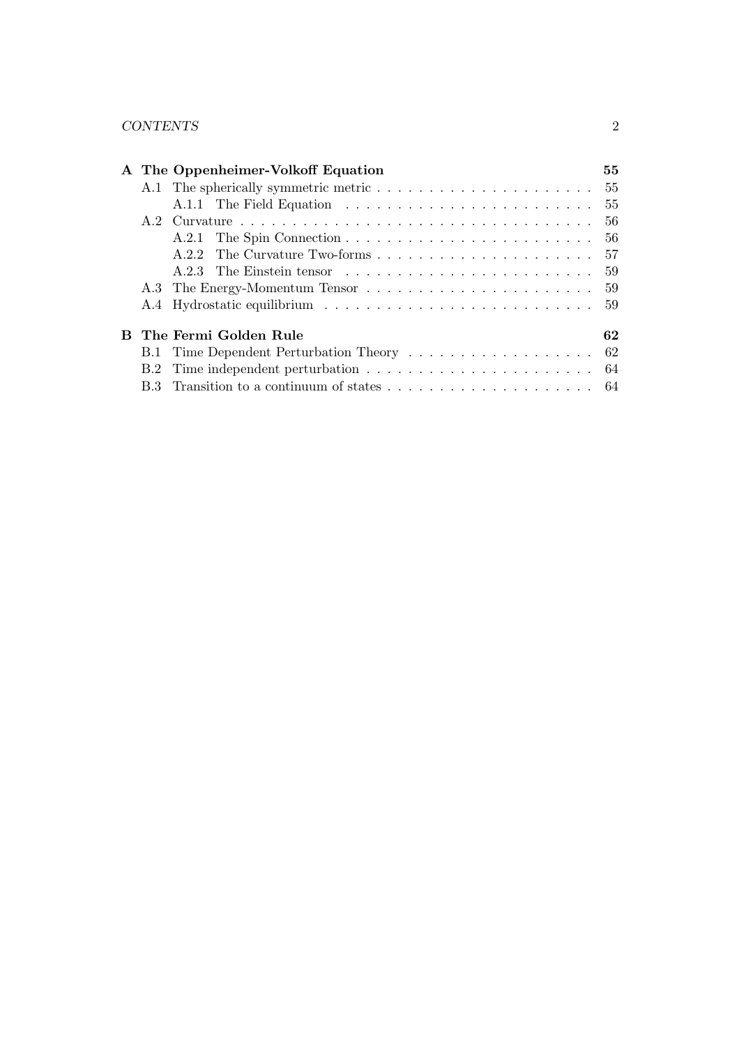**A The Oppenheimer-Volkoff Equation** 55

- A.1 The spherically symmetric metric . . . . . . . . . . . . . . . . . . . . 55
  - A.1.1 The Field Equation . . . . . . . . . . . . . . . . . . . . . . . . 55
- A.2 Curvature . . . . . . . . . . . . . . . . . . . . . . . . . . . . . . . . . 56
  - A.2.1 The Spin Connection . . . . . . . . . . . . . . . . . . . . . . . 56
  - A.2.2 The Curvature Two-forms . . . . . . . . . . . . . . . . . . . . 57
  - A.2.3 The Einstein tensor . . . . . . . . . . . . . . . . . . . . . . . 59
- A.3 The Energy-Momentum Tensor . . . . . . . . . . . . . . . . . . . . . 59
- A.4 Hydrostatic equilibrium . . . . . . . . . . . . . . . . . . . . . . . . 59

**B The Fermi Golden Rule** 62

- B.1 Time Dependent Perturbation Theory . . . . . . . . . . . . . . . . . 62
- B.2 Time independent perturbation . . . . . . . . . . . . . . . . . . . . . 64
- B.3 Transition to a continuum of states . . . . . . . . . . . . . . . . . . . 64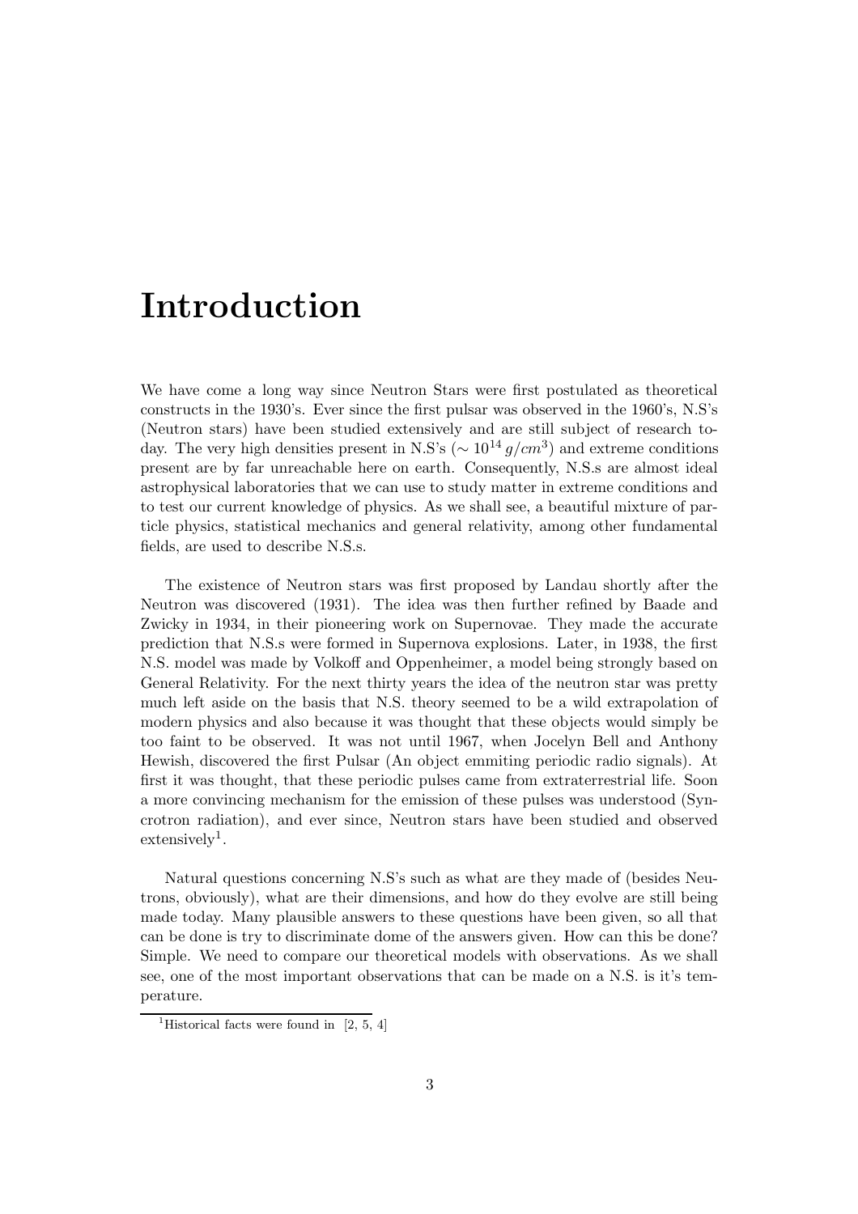# Introduction

We have come a long way since Neutron Stars were first postulated as theoretical constructs in the 1930's. Ever since the first pulsar was observed in the 1960's, N.S's (Neutron stars) have been studied extensively and are still subject of research today. The very high densities present in N.S's ($\sim 10^{14}\, g/cm^3$) and extreme conditions present are by far unreachable here on earth. Consequently, N.S.s are almost ideal astrophysical laboratories that we can use to study matter in extreme conditions and to test our current knowledge of physics. As we shall see, a beautiful mixture of particle physics, statistical mechanics and general relativity, among other fundamental fields, are used to describe N.S.s.

The existence of Neutron stars was first proposed by Landau shortly after the Neutron was discovered (1931). The idea was then further refined by Baade and Zwicky in 1934, in their pioneering work on Supernovae. They made the accurate prediction that N.S.s were formed in Supernova explosions. Later, in 1938, the first N.S. model was made by Volkoff and Oppenheimer, a model being strongly based on General Relativity. For the next thirty years the idea of the neutron star was pretty much left aside on the basis that N.S. theory seemed to be a wild extrapolation of modern physics and also because it was thought that these objects would simply be too faint to be observed. It was not until 1967, when Jocelyn Bell and Anthony Hewish, discovered the first Pulsar (An object emmiting periodic radio signals). At first it was thought, that these periodic pulses came from extraterrestrial life. Soon a more convincing mechanism for the emission of these pulses was understood (Syncrotron radiation), and ever since, Neutron stars have been studied and observed extensively[1].

Natural questions concerning N.S's such as what are they made of (besides Neutrons, obviously), what are their dimensions, and how do they evolve are still being made today. Many plausible answers to these questions have been given, so all that can be done is try to discriminate dome of the answers given. How can this be done? Simple. We need to compare our theoretical models with observations. As we shall see, one of the most important observations that can be made on a N.S. is it's temperature.

[1] Historical facts were found in [2, 5, 4]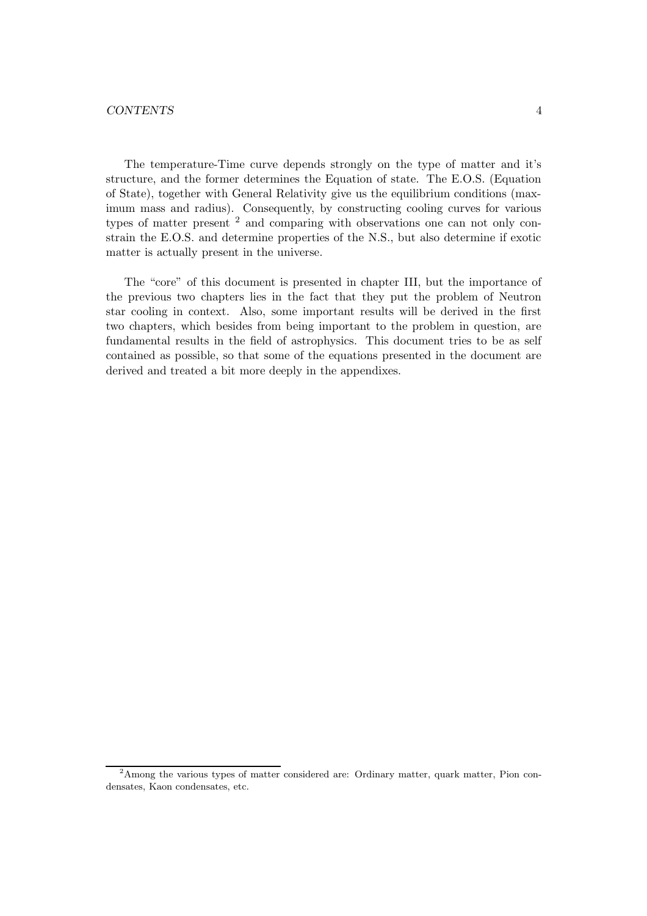The temperature-Time curve depends strongly on the type of matter and it's structure, and the former determines the Equation of state. The E.O.S. (Equation of State), together with General Relativity give us the equilibrium conditions (maximum mass and radius). Consequently, by constructing cooling curves for various types of matter present [2] and comparing with observations one can not only constrain the E.O.S. and determine properties of the N.S., but also determine if exotic matter is actually present in the universe.

The "core" of this document is presented in chapter III, but the importance of the previous two chapters lies in the fact that they put the problem of Neutron star cooling in context. Also, some important results will be derived in the first two chapters, which besides from being important to the problem in question, are fundamental results in the field of astrophysics. This document tries to be as self contained as possible, so that some of the equations presented in the document are derived and treated a bit more deeply in the appendixes.

[2] Among the various types of matter considered are: Ordinary matter, quark matter, Pion condensates, Kaon condensates, etc.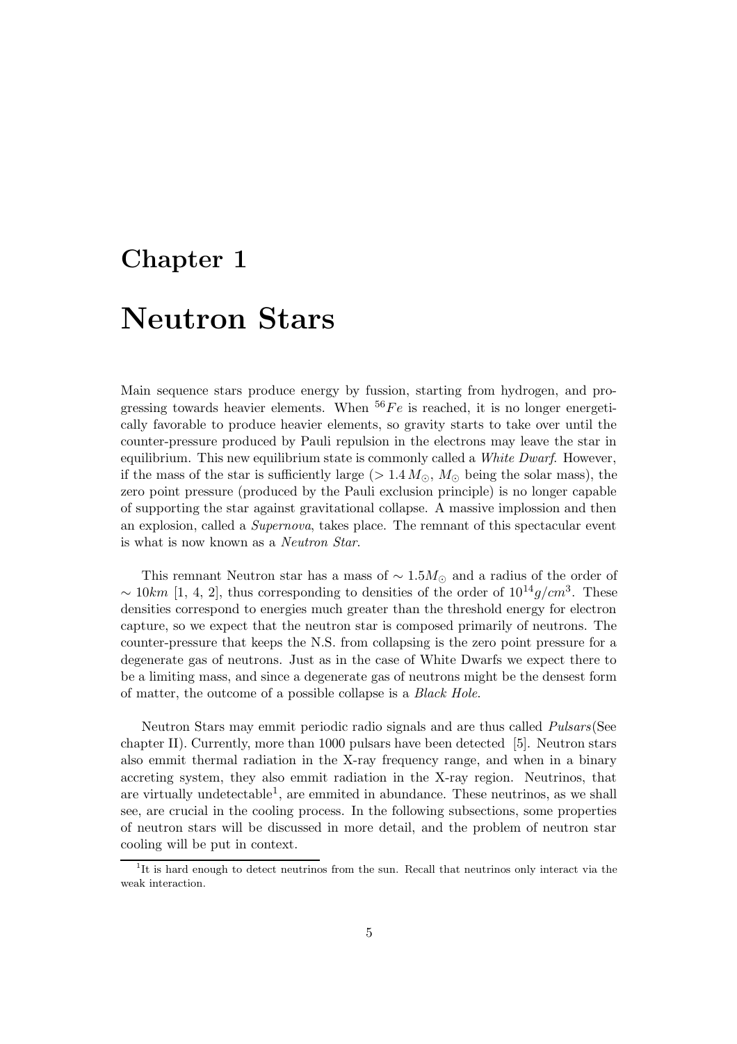# Chapter 1

# Neutron Stars

Main sequence stars produce energy by fussion, starting from hydrogen, and progressing towards heavier elements. When $^{56}Fe$ is reached, it is no longer energetically favorable to produce heavier elements, so gravity starts to take over until the counter-pressure produced by Pauli repulsion in the electrons may leave the star in equilibrium. This new equilibrium state is commonly called a *White Dwarf*. However, if the mass of the star is sufficiently large ($> 1.4\, M_{\odot}$, $M_{\odot}$ being the solar mass), the zero point pressure (produced by the Pauli exclusion principle) is no longer capable of supporting the star against gravitational collapse. A massive implossion and then an explosion, called a *Supernova*, takes place. The remnant of this spectacular event is what is now known as a *Neutron Star*.

This remnant Neutron star has a mass of $\sim 1.5 M_{\odot}$ and a radius of the order of $\sim 10km$ [1, 4, 2], thus corresponding to densities of the order of $10^{14} g/cm^3$. These densities correspond to energies much greater than the threshold energy for electron capture, so we expect that the neutron star is composed primarily of neutrons. The counter-pressure that keeps the N.S. from collapsing is the zero point pressure for a degenerate gas of neutrons. Just as in the case of White Dwarfs we expect there to be a limiting mass, and since a degenerate gas of neutrons might be the densest form of matter, the outcome of a possible collapse is a *Black Hole*.

Neutron Stars may emmit periodic radio signals and are thus called *Pulsars*(See chapter II). Currently, more than 1000 pulsars have been detected [5]. Neutron stars also emmit thermal radiation in the X-ray frequency range, and when in a binary accreting system, they also emmit radiation in the X-ray region. Neutrinos, that are virtually undetectable[1], are emmited in abundance. These neutrinos, as we shall see, are crucial in the cooling process. In the following subsections, some properties of neutron stars will be discussed in more detail, and the problem of neutron star cooling will be put in context.

[1] It is hard enough to detect neutrinos from the sun. Recall that neutrinos only interact via the weak interaction.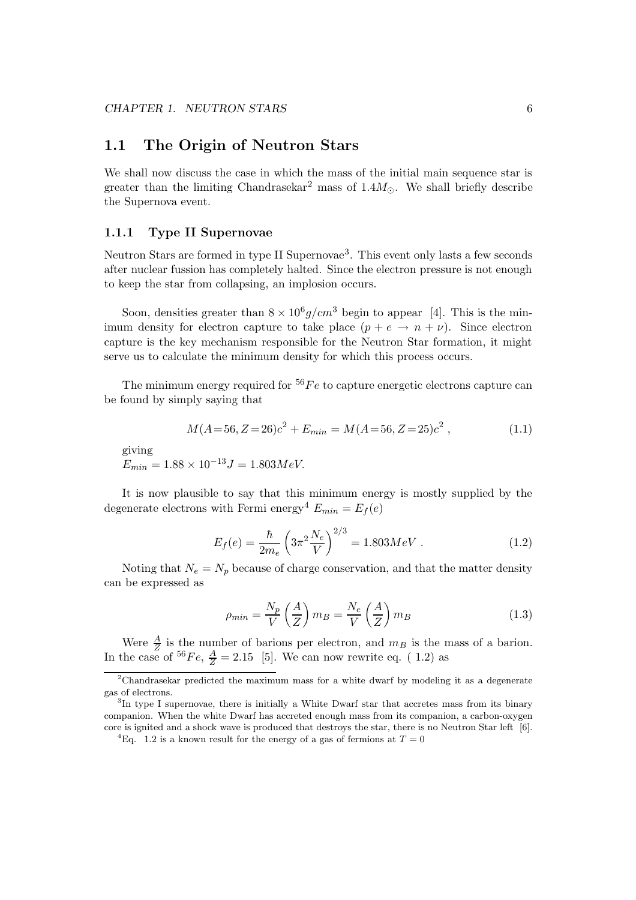## 1.1 The Origin of Neutron Stars

We shall now discuss the case in which the mass of the initial main sequence star is greater than the limiting Chandrasekar[2] mass of $1.4M_{\odot}$. We shall briefly describe the Supernova event.

### 1.1.1 Type II Supernovae

Neutron Stars are formed in type II Supernovae[3]. This event only lasts a few seconds after nuclear fussion has completely halted. Since the electron pressure is not enough to keep the star from collapsing, an implosion occurs.

Soon, densities greater than $8 \times 10^6 g/cm^3$ begin to appear [4]. This is the minimum density for electron capture to take place ($p + e \rightarrow n + \nu$). Since electron capture is the key mechanism responsible for the Neutron Star formation, it might serve us to calculate the minimum density for which this process occurs.

The minimum energy required for $^{56}Fe$ to capture energetic electrons capture can be found by simply saying that

$$M(A{=}56, Z{=}26)c^2 + E_{min} = M(A{=}56, Z{=}25)c^2 \; , \tag{1.1}$$

giving
$E_{min} = 1.88 \times 10^{-13} J = 1.803 MeV$.

It is now plausible to say that this minimum energy is mostly supplied by the degenerate electrons with Fermi energy[4] $E_{min} = E_f(e)$

$$E_f(e) = \frac{\hbar}{2m_e}\left(3\pi^2 \frac{N_e}{V}\right)^{2/3} = 1.803 MeV \; . \tag{1.2}$$

Noting that $N_e = N_p$ because of charge conservation, and that the matter density can be expressed as

$$\rho_{min} = \frac{N_p}{V}\left(\frac{A}{Z}\right) m_B = \frac{N_e}{V}\left(\frac{A}{Z}\right) m_B \tag{1.3}$$

Were $\frac{A}{Z}$ is the number of barions per electron, and $m_B$ is the mass of a barion. In the case of $^{56}Fe$, $\frac{A}{Z} = 2.15$ [5]. We can now rewrite eq. ( 1.2) as

---

[2] Chandrasekar predicted the maximum mass for a white dwarf by modeling it as a degenerate gas of electrons.

[3] In type I supernovae, there is initially a White Dwarf star that accretes mass from its binary companion. When the white Dwarf has accreted enough mass from its companion, a carbon-oxygen core is ignited and a shock wave is produced that destroys the star, there is no Neutron Star left [6].

[4] Eq. 1.2 is a known result for the energy of a gas of fermions at $T = 0$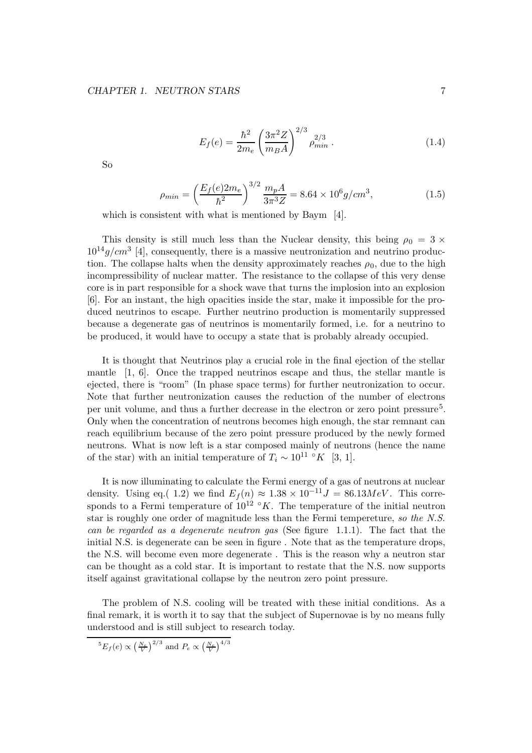$$E_f(e) = \frac{\hbar^2}{2m_e}\left(\frac{3\pi^2 Z}{m_B A}\right)^{2/3} \rho_{min}^{2/3} \,. \tag{1.4}$$

So

$$\rho_{min} = \left(\frac{E_f(e) 2m_e}{\hbar^2}\right)^{3/2} \frac{m_p A}{3\pi^3 Z} = 8.64 \times 10^6 g/cm^3, \tag{1.5}$$

which is consistent with what is mentioned by Baym [4].

This density is still much less than the Nuclear density, this being $\rho_0 = 3 \times 10^{14} g/cm^3$ [4], consequently, there is a massive neutronization and neutrino production. The collapse halts when the density approximately reaches $\rho_0$, due to the high incompressibility of nuclear matter. The resistance to the collapse of this very dense core is in part responsible for a shock wave that turns the implosion into an explosion [6]. For an instant, the high opacities inside the star, make it impossible for the produced neutrinos to escape. Further neutrino production is momentarily suppressed because a degenerate gas of neutrinos is momentarily formed, i.e. for a neutrino to be produced, it would have to occupy a state that is probably already occupied.

It is thought that Neutrinos play a crucial role in the final ejection of the stellar mantle [1, 6]. Once the trapped neutrinos escape and thus, the stellar mantle is ejected, there is "room" (In phase space terms) for further neutronization to occur. Note that further neutronization causes the reduction of the number of electrons per unit volume, and thus a further decrease in the electron or zero point pressure[5]. Only when the concentration of neutrons becomes high enough, the star remnant can reach equilibrium because of the zero point pressure produced by the newly formed neutrons. What is now left is a star composed mainly of neutrons (hence the name of the star) with an initial temperature of $T_i \sim 10^{11}$ °$K$ [3, 1].

It is now illuminating to calculate the Fermi energy of a gas of neutrons at nuclear density. Using eq.( 1.2) we find $E_f(n) \approx 1.38 \times 10^{-11} J = 86.13 MeV$. This corresponds to a Fermi temperature of $10^{12}$ °$K$. The temperature of the initial neutron star is roughly one order of magnitude less than the Fermi tempereture, *so the N.S. can be regarded as a degenerate neutron gas* (See figure 1.1.1). The fact that the initial N.S. is degenerate can be seen in figure . Note that as the temperature drops, the N.S. will become even more degenerate . This is the reason why a neutron star can be thought as a cold star. It is important to restate that the N.S. now supports itself against gravitational collapse by the neutron zero point pressure.

The problem of N.S. cooling will be treated with these initial conditions. As a final remark, it is worth it to say that the subject of Supernovae is by no means fully understood and is still subject to research today.

---

[5] $E_f(e) \propto \left(\frac{N_e}{V}\right)^{2/3}$ and $P_e \propto \left(\frac{N_e}{V}\right)^{4/3}$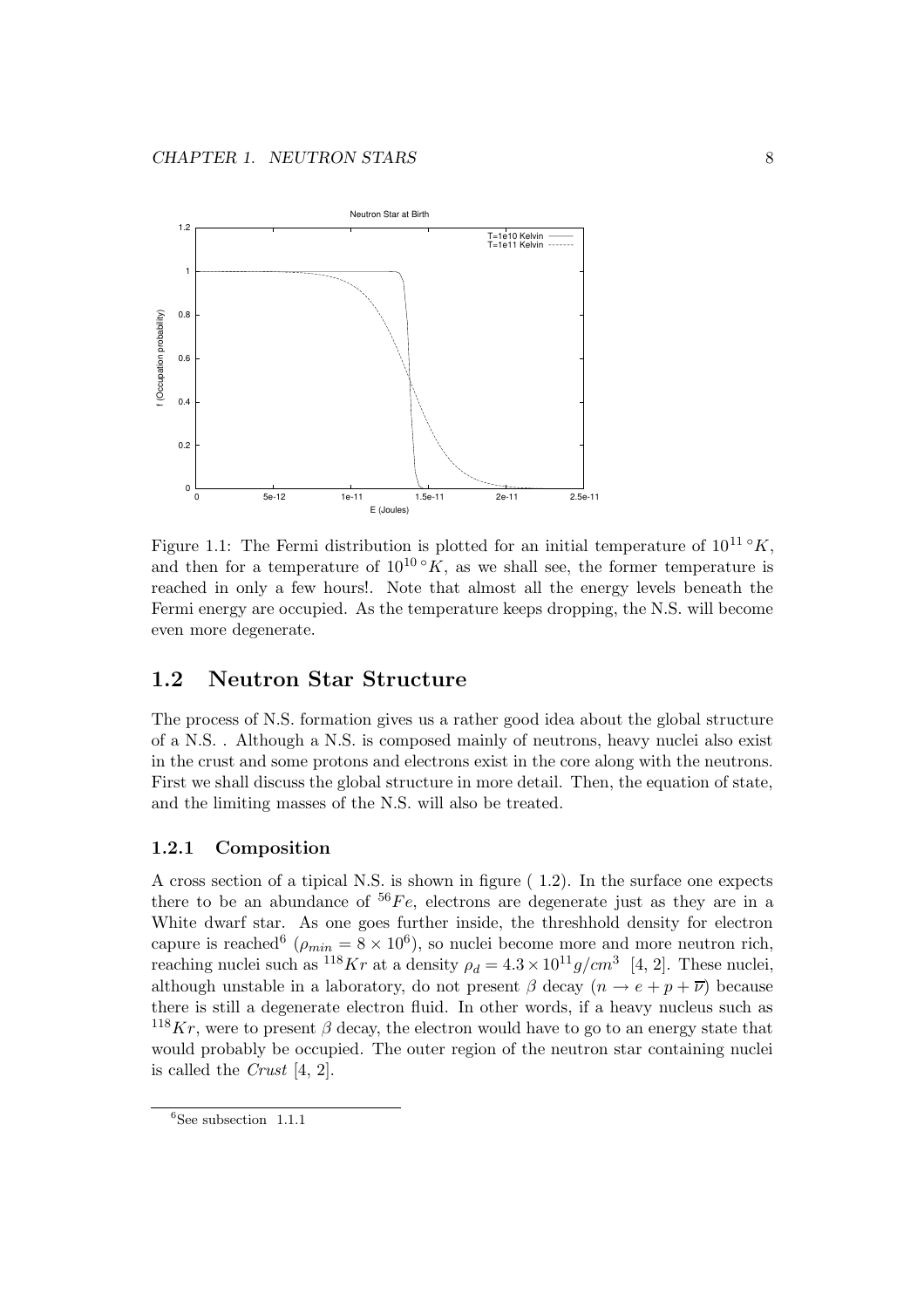Figure 1.1: The Fermi distribution is plotted for an initial temperature of $10^{11}\,^{\circ}K$, and then for a temperature of $10^{10}\,^{\circ}K$, as we shall see, the former temperature is reached in only a few hours!. Note that almost all the energy levels beneath the Fermi energy are occupied. As the temperature keeps dropping, the N.S. will become even more degenerate.

## 1.2 Neutron Star Structure

The process of N.S. formation gives us a rather good idea about the global structure of a N.S. . Although a N.S. is composed mainly of neutrons, heavy nuclei also exist in the crust and some protons and electrons exist in the core along with the neutrons. First we shall discuss the global structure in more detail. Then, the equation of state, and the limiting masses of the N.S. will also be treated.

### 1.2.1 Composition

A cross section of a tipical N.S. is shown in figure ( 1.2). In the surface one expects there to be an abundance of $^{56}Fe$, electrons are degenerate just as they are in a White dwarf star. As one goes further inside, the threshhold density for electron capure is reached[6] ($\rho_{min} = 8 \times 10^{6}$), so nuclei become more and more neutron rich, reaching nuclei such as $^{118}Kr$ at a density $\rho_d = 4.3 \times 10^{11} g/cm^3$ [4, 2]. These nuclei, although unstable in a laboratory, do not present $\beta$ decay ($n \rightarrow e + p + \overline{\nu}$) because there is still a degenerate electron fluid. In other words, if a heavy nucleus such as $^{118}Kr$, were to present $\beta$ decay, the electron would have to go to an energy state that would probably be occupied. The outer region of the neutron star containing nuclei is called the *Crust* [4, 2].

[6] See subsection 1.1.1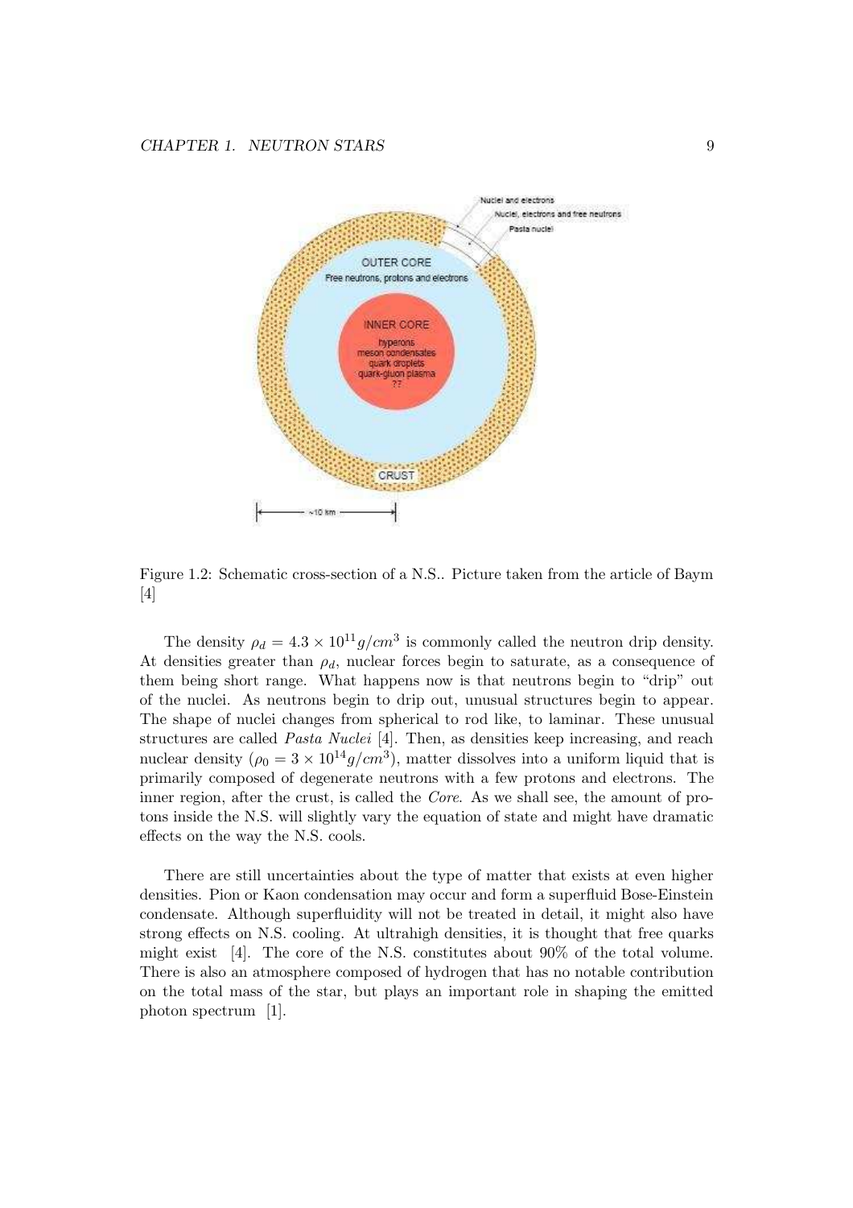Figure 1.2: Schematic cross-section of a N.S.. Picture taken from the article of Baym [4]

The density $\rho_d = 4.3 \times 10^{11} g/cm^3$ is commonly called the neutron drip density. At densities greater than $\rho_d$, nuclear forces begin to saturate, as a consequence of them being short range. What happens now is that neutrons begin to "drip" out of the nuclei. As neutrons begin to drip out, unusual structures begin to appear. The shape of nuclei changes from spherical to rod like, to laminar. These unusual structures are called *Pasta Nuclei* [4]. Then, as densities keep increasing, and reach nuclear density ($\rho_0 = 3 \times 10^{14} g/cm^3$), matter dissolves into a uniform liquid that is primarily composed of degenerate neutrons with a few protons and electrons. The inner region, after the crust, is called the *Core*. As we shall see, the amount of protons inside the N.S. will slightly vary the equation of state and might have dramatic effects on the way the N.S. cools.

There are still uncertainties about the type of matter that exists at even higher densities. Pion or Kaon condensation may occur and form a superfluid Bose-Einstein condensate. Although superfluidity will not be treated in detail, it might also have strong effects on N.S. cooling. At ultrahigh densities, it is thought that free quarks might exist [4]. The core of the N.S. constitutes about 90% of the total volume. There is also an atmosphere composed of hydrogen that has no notable contribution on the total mass of the star, but plays an important role in shaping the emitted photon spectrum [1].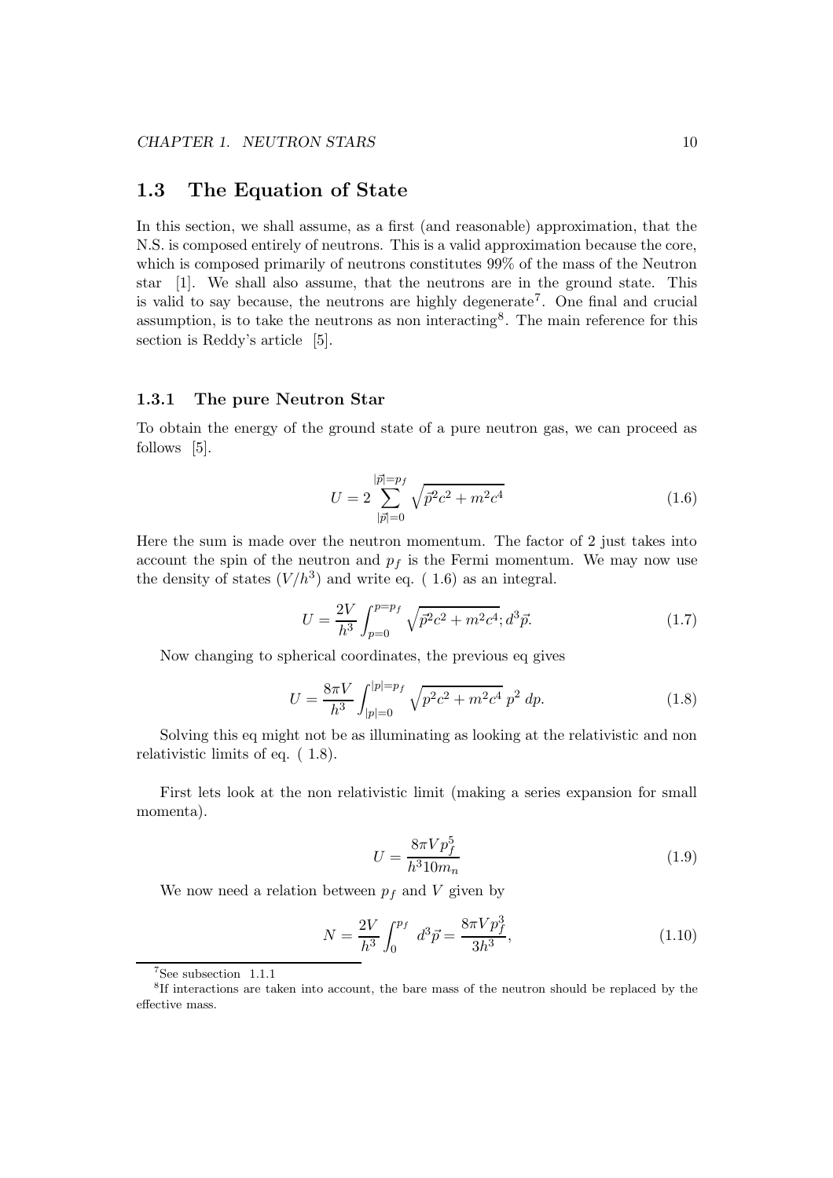## 1.3 The Equation of State

In this section, we shall assume, as a first (and reasonable) approximation, that the N.S. is composed entirely of neutrons. This is a valid approximation because the core, which is composed primarily of neutrons constitutes 99% of the mass of the Neutron star [1]. We shall also assume, that the neutrons are in the ground state. This is valid to say because, the neutrons are highly degenerate[7]. One final and crucial assumption, is to take the neutrons as non interacting[8]. The main reference for this section is Reddy's article [5].

### 1.3.1 The pure Neutron Star

To obtain the energy of the ground state of a pure neutron gas, we can proceed as follows [5].

$$U = 2\sum_{|\vec{p}|=0}^{|\vec{p}|=p_f} \sqrt{\vec{p}^2c^2 + m^2c^4} \tag{1.6}$$

Here the sum is made over the neutron momentum. The factor of 2 just takes into account the spin of the neutron and $p_f$ is the Fermi momentum. We may now use the density of states $(V/h^3)$ and write eq. ( 1.6) as an integral.

$$U = \frac{2V}{h^3}\int_{p=0}^{p=p_f} \sqrt{\vec{p}^2c^2 + m^2c^4}; d^3\vec{p}. \tag{1.7}$$

Now changing to spherical coordinates, the previous eq gives

$$U = \frac{8\pi V}{h^3}\int_{|p|=0}^{|p|=p_f} \sqrt{p^2c^2 + m^2c^4}\; p^2\; dp. \tag{1.8}$$

Solving this eq might not be as illuminating as looking at the relativistic and non relativistic limits of eq. ( 1.8).

First lets look at the non relativistic limit (making a series expansion for small momenta).

$$U = \frac{8\pi V p_f^5}{h^3 10 m_n} \tag{1.9}$$

We now need a relation between $p_f$ and $V$ given by

$$N = \frac{2V}{h^3}\int_0^{p_f} d^3\vec{p} = \frac{8\pi V p_f^3}{3h^3}, \tag{1.10}$$

[7] See subsection 1.1.1

[8] If interactions are taken into account, the bare mass of the neutron should be replaced by the effective mass.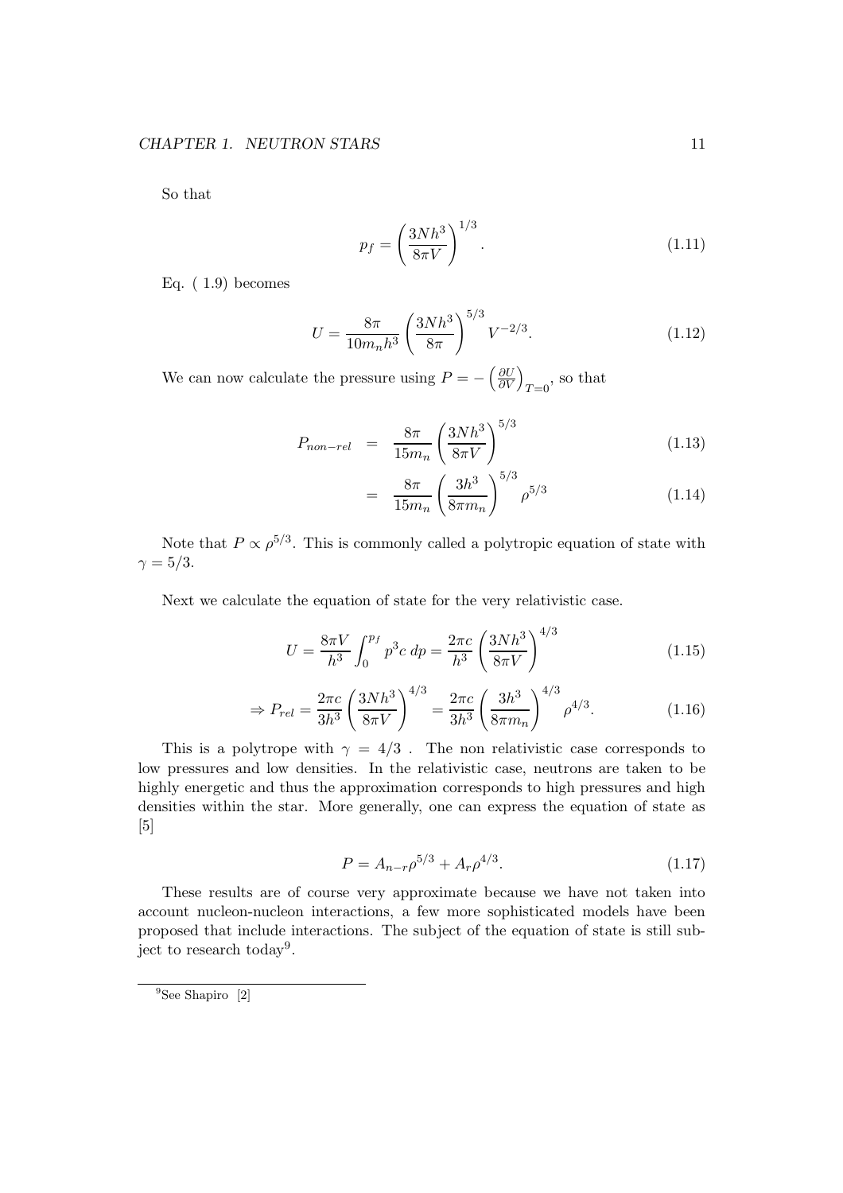So that

$$p_f = \left(\frac{3Nh^3}{8\pi V}\right)^{1/3}. \tag{1.11}$$

Eq. ( 1.9) becomes

$$U = \frac{8\pi}{10 m_n h^3}\left(\frac{3Nh^3}{8\pi}\right)^{5/3} V^{-2/3}. \tag{1.12}$$

We can now calculate the pressure using $P = -\left(\frac{\partial U}{\partial V}\right)_{T=0}$, so that

$$P_{non-rel} = \frac{8\pi}{15 m_n}\left(\frac{3Nh^3}{8\pi V}\right)^{5/3} \tag{1.13}$$

$$= \frac{8\pi}{15 m_n}\left(\frac{3h^3}{8\pi m_n}\right)^{5/3} \rho^{5/3} \tag{1.14}$$

Note that $P \propto \rho^{5/3}$. This is commonly called a polytropic equation of state with $\gamma = 5/3$.

Next we calculate the equation of state for the very relativistic case.

$$U = \frac{8\pi V}{h^3}\int_0^{p_f} p^3 c \, dp = \frac{2\pi c}{h^3}\left(\frac{3Nh^3}{8\pi V}\right)^{4/3} \tag{1.15}$$

$$\Rightarrow P_{rel} = \frac{2\pi c}{3h^3}\left(\frac{3Nh^3}{8\pi V}\right)^{4/3} = \frac{2\pi c}{3h^3}\left(\frac{3h^3}{8\pi m_n}\right)^{4/3} \rho^{4/3}. \tag{1.16}$$

This is a polytrope with $\gamma = 4/3$ . The non relativistic case corresponds to low pressures and low densities. In the relativistic case, neutrons are taken to be highly energetic and thus the approximation corresponds to high pressures and high densities within the star. More generally, one can express the equation of state as [5]

$$P = A_{n-r}\rho^{5/3} + A_r \rho^{4/3}. \tag{1.17}$$

These results are of course very approximate because we have not taken into account nucleon-nucleon interactions, a few more sophisticated models have been proposed that include interactions. The subject of the equation of state is still subject to research today[9].

[9] See Shapiro [2]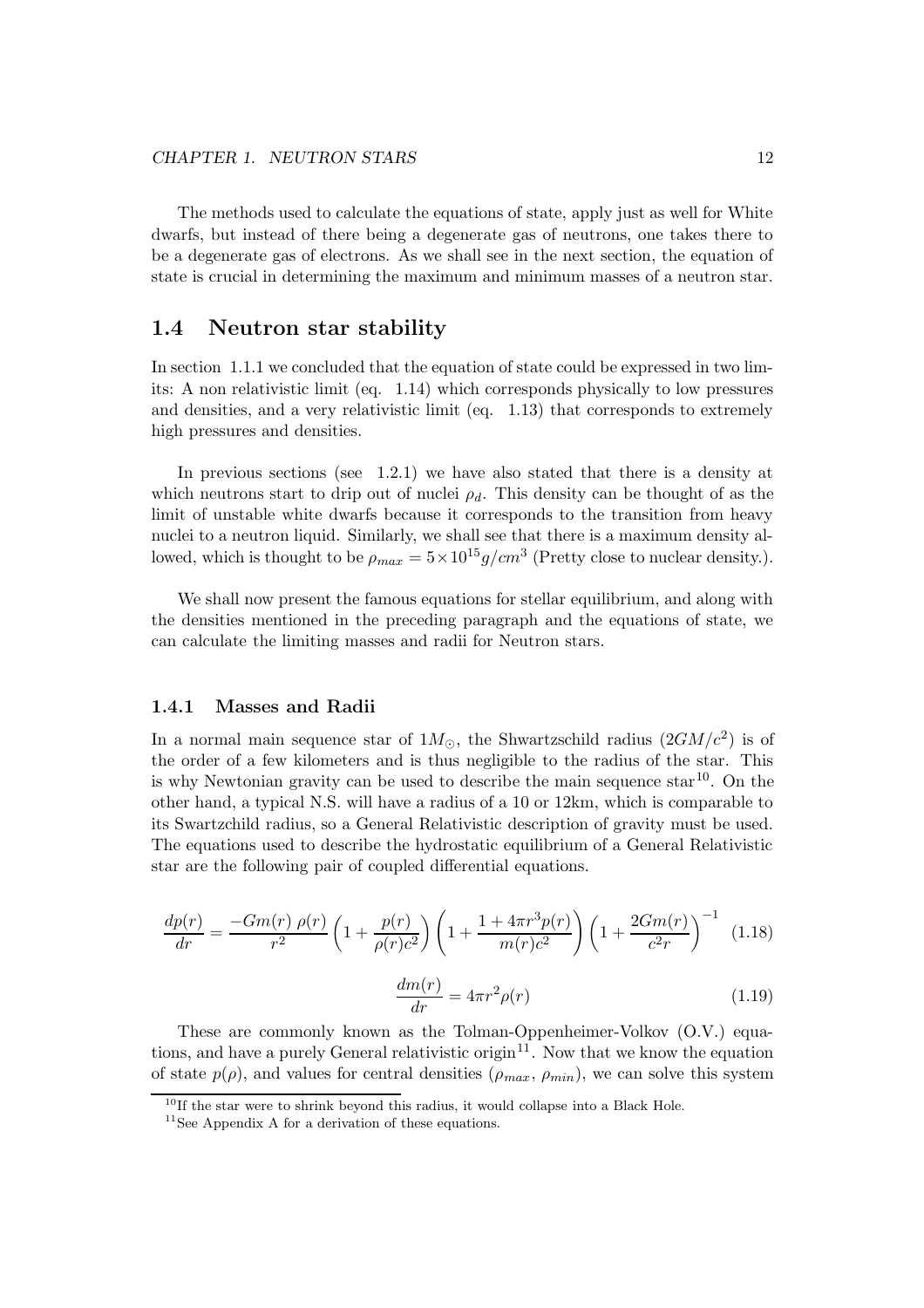The methods used to calculate the equations of state, apply just as well for White dwarfs, but instead of there being a degenerate gas of neutrons, one takes there to be a degenerate gas of electrons. As we shall see in the next section, the equation of state is crucial in determining the maximum and minimum masses of a neutron star.

## 1.4 Neutron star stability

In section 1.1.1 we concluded that the equation of state could be expressed in two limits: A non relativistic limit (eq. 1.14) which corresponds physically to low pressures and densities, and a very relativistic limit (eq. 1.13) that corresponds to extremely high pressures and densities.

In previous sections (see 1.2.1) we have also stated that there is a density at which neutrons start to drip out of nuclei $\rho_d$. This density can be thought of as the limit of unstable white dwarfs because it corresponds to the transition from heavy nuclei to a neutron liquid. Similarly, we shall see that there is a maximum density allowed, which is thought to be $\rho_{max} = 5 \times 10^{15} g/cm^3$ (Pretty close to nuclear density.).

We shall now present the famous equations for stellar equilibrium, and along with the densities mentioned in the preceding paragraph and the equations of state, we can calculate the limiting masses and radii for Neutron stars.

### 1.4.1 Masses and Radii

In a normal main sequence star of $1M_{\odot}$, the Shwartzschild radius ($2GM/c^2$) is of the order of a few kilometers and is thus negligible to the radius of the star. This is why Newtonian gravity can be used to describe the main sequence star[10]. On the other hand, a typical N.S. will have a radius of a 10 or 12km, which is comparable to its Swartzchild radius, so a General Relativistic description of gravity must be used. The equations used to describe the hydrostatic equilibrium of a General Relativistic star are the following pair of coupled differential equations.

$$\frac{dp(r)}{dr} = \frac{-Gm(r)\,\rho(r)}{r^2}\left(1+\frac{p(r)}{\rho(r)c^2}\right)\left(1+\frac{1+4\pi r^3 p(r)}{m(r)c^2}\right)\left(1+\frac{2Gm(r)}{c^2 r}\right)^{-1} \quad (1.18)$$

$$\frac{dm(r)}{dr} = 4\pi r^2 \rho(r) \quad (1.19)$$

These are commonly known as the Tolman-Oppenheimer-Volkov (O.V.) equations, and have a purely General relativistic origin[11]. Now that we know the equation of state $p(\rho)$, and values for central densities ($\rho_{max}$, $\rho_{min}$), we can solve this system

[10] If the star were to shrink beyond this radius, it would collapse into a Black Hole.

[11] See Appendix A for a derivation of these equations.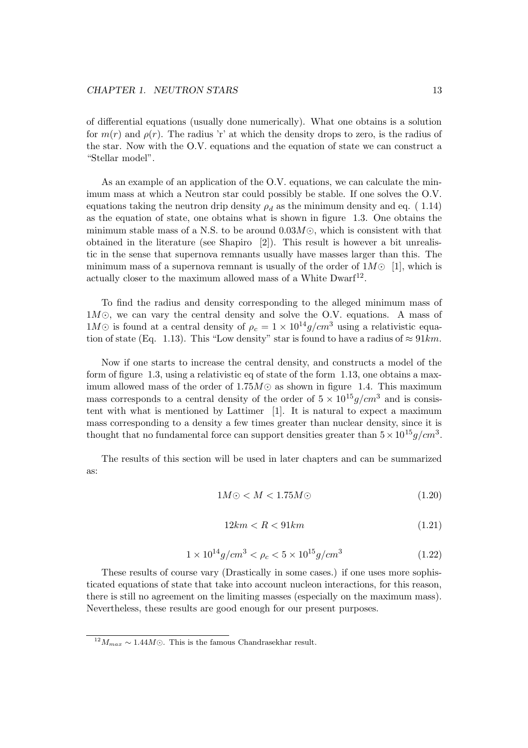of differential equations (usually done numerically). What one obtains is a solution for $m(r)$ and $\rho(r)$. The radius 'r' at which the density drops to zero, is the radius of the star. Now with the O.V. equations and the equation of state we can construct a "Stellar model".

As an example of an application of the O.V. equations, we can calculate the minimum mass at which a Neutron star could possibly be stable. If one solves the O.V. equations taking the neutron drip density $\rho_d$ as the minimum density and eq. ( 1.14) as the equation of state, one obtains what is shown in figure 1.3. One obtains the minimum stable mass of a N.S. to be around $0.03M\odot$, which is consistent with that obtained in the literature (see Shapiro [2]). This result is however a bit unrealistic in the sense that supernova remnants usually have masses larger than this. The minimum mass of a supernova remnant is usually of the order of $1M\odot$ [1], which is actually closer to the maximum allowed mass of a White Dwarf[12].

To find the radius and density corresponding to the alleged minimum mass of $1M\odot$, we can vary the central density and solve the O.V. equations. A mass of $1M\odot$ is found at a central density of $\rho_c = 1 \times 10^{14} g/cm^3$ using a relativistic equation of state (Eq. 1.13). This "Low density" star is found to have a radius of $\approx 91km$.

Now if one starts to increase the central density, and constructs a model of the form of figure 1.3, using a relativistic eq of state of the form 1.13, one obtains a maximum allowed mass of the order of $1.75M\odot$ as shown in figure 1.4. This maximum mass corresponds to a central density of the order of $5 \times 10^{15} g/cm^3$ and is consistent with what is mentioned by Lattimer [1]. It is natural to expect a maximum mass corresponding to a density a few times greater than nuclear density, since it is thought that no fundamental force can support densities greater than $5 \times 10^{15} g/cm^3$.

The results of this section will be used in later chapters and can be summarized as:

$$1M\odot < M < 1.75M\odot \tag{1.20}$$

$$12km < R < 91km \tag{1.21}$$

$$1 \times 10^{14} g/cm^3 < \rho_c < 5 \times 10^{15} g/cm^3 \tag{1.22}$$

These results of course vary (Drastically in some cases.) if one uses more sophisticated equations of state that take into account nucleon interactions, for this reason, there is still no agreement on the limiting masses (especially on the maximum mass). Nevertheless, these results are good enough for our present purposes.

---

[12] $M_{max} \sim 1.44M\odot$. This is the famous Chandrasekhar result.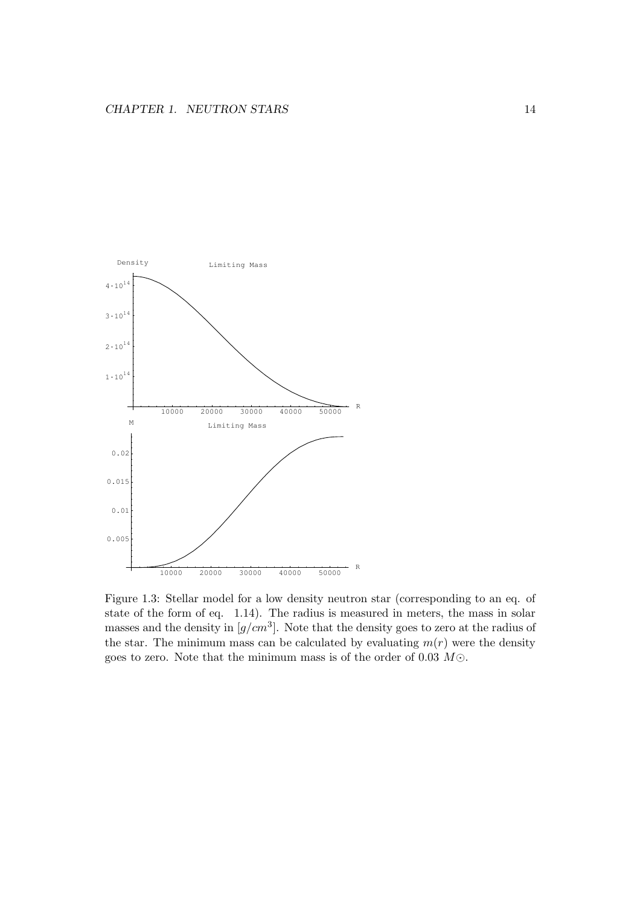Figure 1.3: Stellar model for a low density neutron star (corresponding to an eq. of state of the form of eq. 1.14). The radius is measured in meters, the mass in solar masses and the density in $[g/cm^3]$. Note that the density goes to zero at the radius of the star. The minimum mass can be calculated by evaluating $m(r)$ were the density goes to zero. Note that the minimum mass is of the order of 0.03 $M\odot$.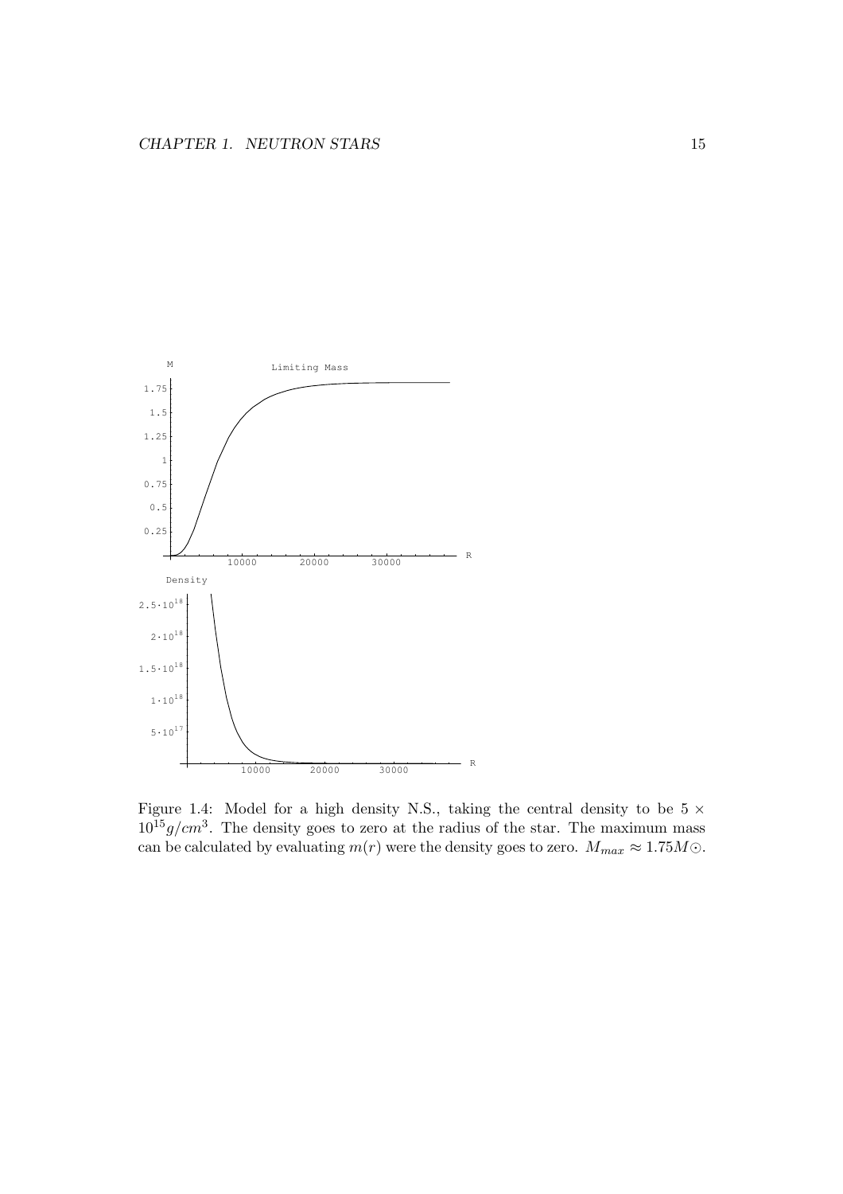Figure 1.4: Model for a high density N.S., taking the central density to be $5 \times 10^{15} g/cm^3$. The density goes to zero at the radius of the star. The maximum mass can be calculated by evaluating $m(r)$ were the density goes to zero. $M_{max} \approx 1.75 M\odot$.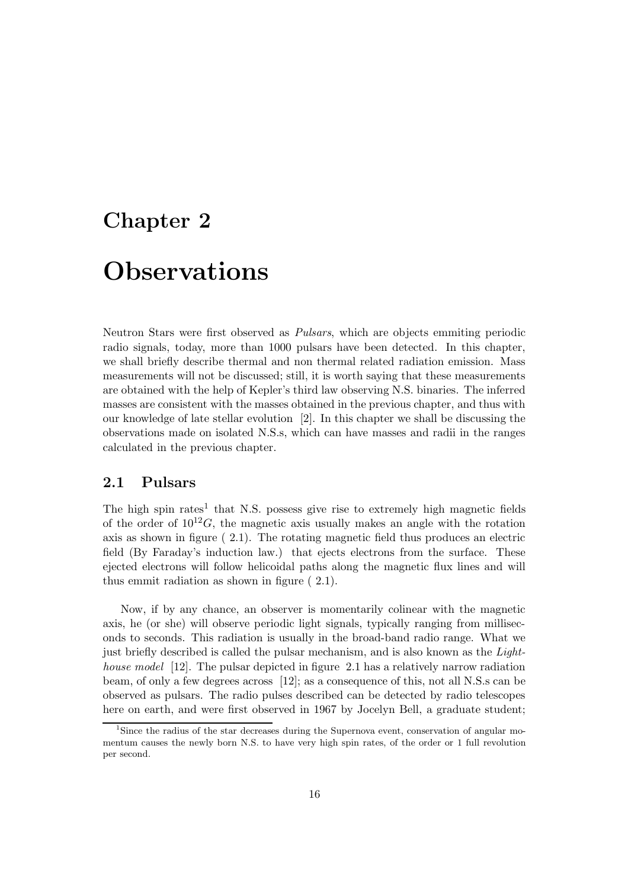# Chapter 2

# Observations

Neutron Stars were first observed as *Pulsars*, which are objects emmiting periodic radio signals, today, more than 1000 pulsars have been detected. In this chapter, we shall briefly describe thermal and non thermal related radiation emission. Mass measurements will not be discussed; still, it is worth saying that these measurements are obtained with the help of Kepler's third law observing N.S. binaries. The inferred masses are consistent with the masses obtained in the previous chapter, and thus with our knowledge of late stellar evolution [2]. In this chapter we shall be discussing the observations made on isolated N.S.s, which can have masses and radii in the ranges calculated in the previous chapter.

## 2.1 Pulsars

The high spin rates[1] that N.S. possess give rise to extremely high magnetic fields of the order of $10^{12}G$, the magnetic axis usually makes an angle with the rotation axis as shown in figure ( 2.1). The rotating magnetic field thus produces an electric field (By Faraday's induction law.) that ejects electrons from the surface. These ejected electrons will follow helicoidal paths along the magnetic flux lines and will thus emmit radiation as shown in figure ( 2.1).

Now, if by any chance, an observer is momentarily colinear with the magnetic axis, he (or she) will observe periodic light signals, typically ranging from milliseconds to seconds. This radiation is usually in the broad-band radio range. What we just briefly described is called the pulsar mechanism, and is also known as the *Lighthouse model* [12]. The pulsar depicted in figure 2.1 has a relatively narrow radiation beam, of only a few degrees across [12]; as a consequence of this, not all N.S.s can be observed as pulsars. The radio pulses described can be detected by radio telescopes here on earth, and were first observed in 1967 by Jocelyn Bell, a graduate student;

[1] Since the radius of the star decreases during the Supernova event, conservation of angular momentum causes the newly born N.S. to have very high spin rates, of the order or 1 full revolution per second.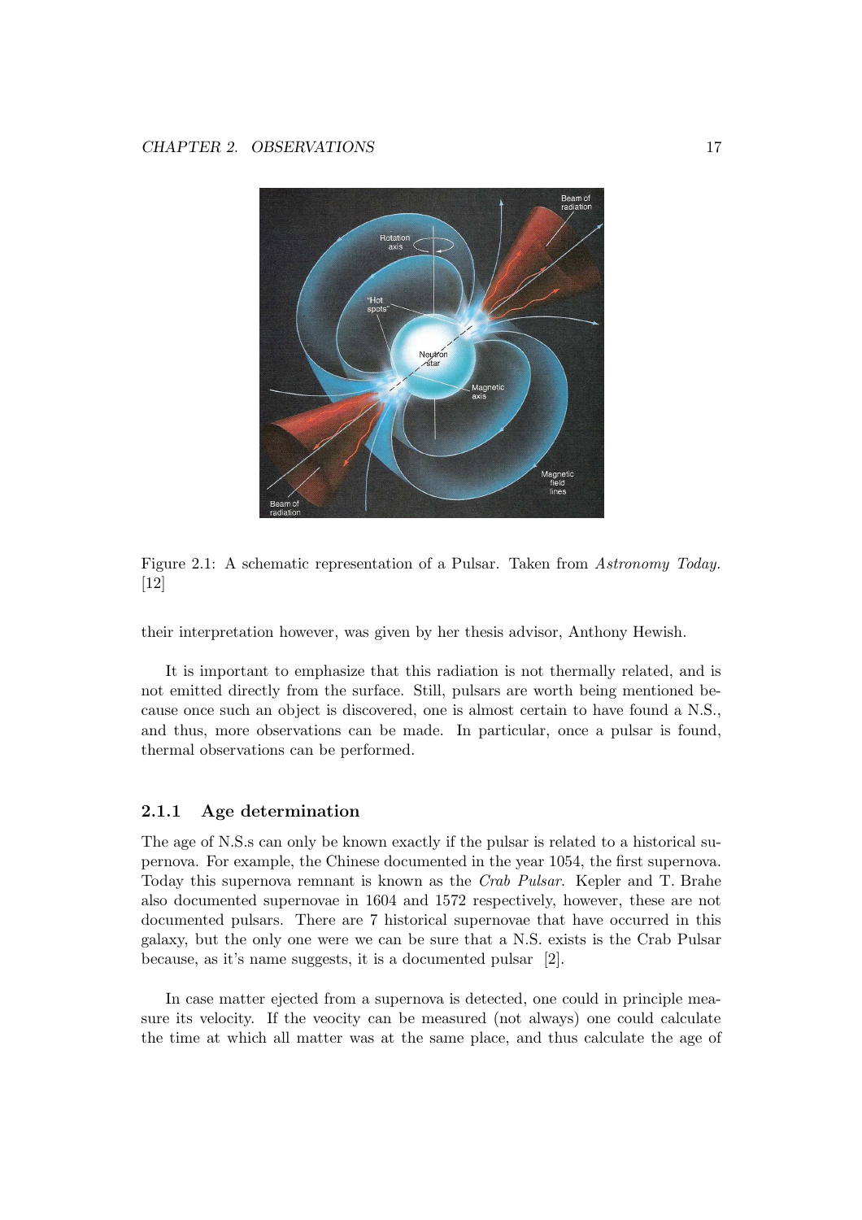Figure 2.1: A schematic representation of a Pulsar. Taken from *Astronomy Today.* [12]

their interpretation however, was given by her thesis advisor, Anthony Hewish.

It is important to emphasize that this radiation is not thermally related, and is not emitted directly from the surface. Still, pulsars are worth being mentioned because once such an object is discovered, one is almost certain to have found a N.S., and thus, more observations can be made. In particular, once a pulsar is found, thermal observations can be performed.

### 2.1.1 Age determination

The age of N.S.s can only be known exactly if the pulsar is related to a historical supernova. For example, the Chinese documented in the year 1054, the first supernova. Today this supernova remnant is known as the *Crab Pulsar*. Kepler and T. Brahe also documented supernovae in 1604 and 1572 respectively, however, these are not documented pulsars. There are 7 historical supernovae that have occurred in this galaxy, but the only one were we can be sure that a N.S. exists is the Crab Pulsar because, as it's name suggests, it is a documented pulsar [2].

In case matter ejected from a supernova is detected, one could in principle measure its velocity. If the veocity can be measured (not always) one could calculate the time at which all matter was at the same place, and thus calculate the age of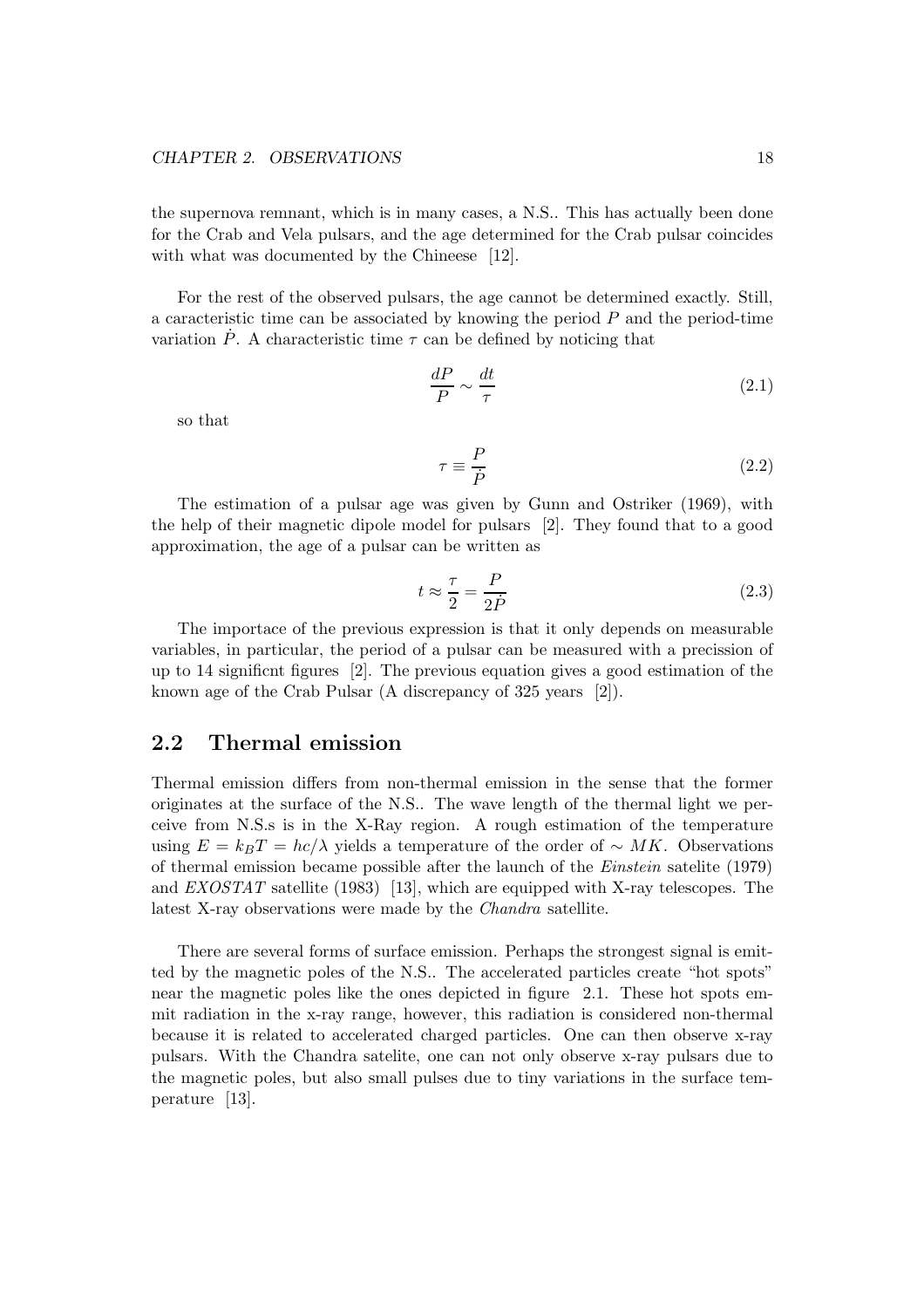the supernova remnant, which is in many cases, a N.S.. This has actually been done for the Crab and Vela pulsars, and the age determined for the Crab pulsar coincides with what was documented by the Chineese [12].

For the rest of the observed pulsars, the age cannot be determined exactly. Still, a caracteristic time can be associated by knowing the period $P$ and the period-time variation $\dot{P}$. A characteristic time $\tau$ can be defined by noticing that

$$\frac{dP}{P} \sim \frac{dt}{\tau} \tag{2.1}$$

so that

$$\tau \equiv \frac{P}{\dot{P}} \tag{2.2}$$

The estimation of a pulsar age was given by Gunn and Ostriker (1969), with the help of their magnetic dipole model for pulsars [2]. They found that to a good approximation, the age of a pulsar can be written as

$$t \approx \frac{\tau}{2} = \frac{P}{2\dot{P}} \tag{2.3}$$

The importace of the previous expression is that it only depends on measurable variables, in particular, the period of a pulsar can be measured with a precission of up to 14 significnt figures [2]. The previous equation gives a good estimation of the known age of the Crab Pulsar (A discrepancy of 325 years [2]).

## 2.2 Thermal emission

Thermal emission differs from non-thermal emission in the sense that the former originates at the surface of the N.S.. The wave length of the thermal light we perceive from N.S.s is in the X-Ray region. A rough estimation of the temperature using $E = k_B T = hc/\lambda$ yields a temperature of the order of $\sim MK$. Observations of thermal emission became possible after the launch of the *Einstein* satelite (1979) and *EXOSTAT* satellite (1983) [13], which are equipped with X-ray telescopes. The latest X-ray observations were made by the *Chandra* satellite.

There are several forms of surface emission. Perhaps the strongest signal is emitted by the magnetic poles of the N.S.. The accelerated particles create "hot spots" near the magnetic poles like the ones depicted in figure 2.1. These hot spots emmit radiation in the x-ray range, however, this radiation is considered non-thermal because it is related to accelerated charged particles. One can then observe x-ray pulsars. With the Chandra satelite, one can not only observe x-ray pulsars due to the magnetic poles, but also small pulses due to tiny variations in the surface temperature [13].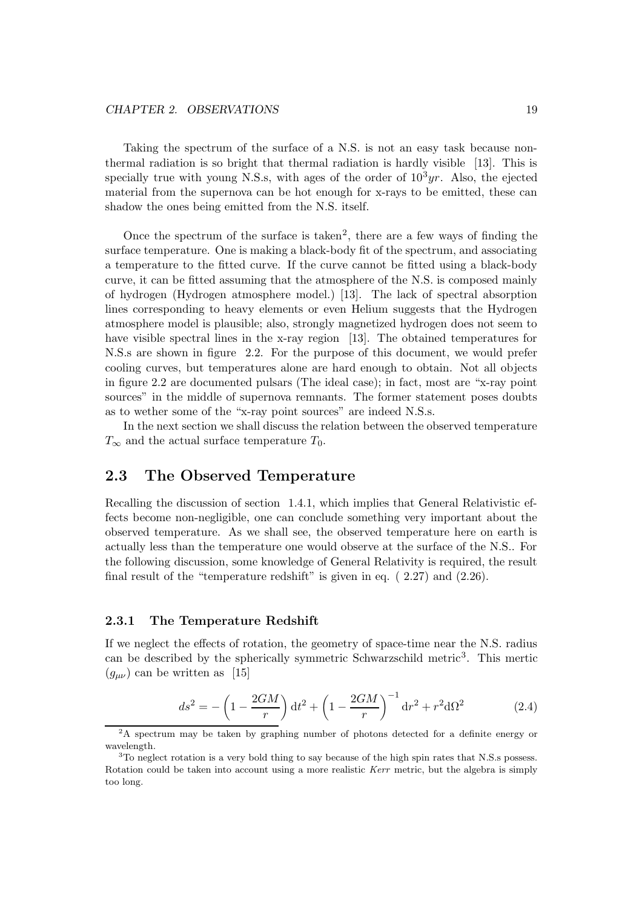Taking the spectrum of the surface of a N.S. is not an easy task because non-thermal radiation is so bright that thermal radiation is hardly visible [13]. This is specially true with young N.S.s, with ages of the order of $10^3 yr$. Also, the ejected material from the supernova can be hot enough for x-rays to be emitted, these can shadow the ones being emitted from the N.S. itself.

Once the spectrum of the surface is taken[2], there are a few ways of finding the surface temperature. One is making a black-body fit of the spectrum, and associating a temperature to the fitted curve. If the curve cannot be fitted using a black-body curve, it can be fitted assuming that the atmosphere of the N.S. is composed mainly of hydrogen (Hydrogen atmosphere model.) [13]. The lack of spectral absorption lines corresponding to heavy elements or even Helium suggests that the Hydrogen atmosphere model is plausible; also, strongly magnetized hydrogen does not seem to have visible spectral lines in the x-ray region [13]. The obtained temperatures for N.S.s are shown in figure 2.2. For the purpose of this document, we would prefer cooling curves, but temperatures alone are hard enough to obtain. Not all objects in figure 2.2 are documented pulsars (The ideal case); in fact, most are "x-ray point sources" in the middle of supernova remnants. The former statement poses doubts as to wether some of the "x-ray point sources" are indeed N.S.s.

In the next section we shall discuss the relation between the observed temperature $T_\infty$ and the actual surface temperature $T_0$.

## 2.3 The Observed Temperature

Recalling the discussion of section 1.4.1, which implies that General Relativistic effects become non-negligible, one can conclude something very important about the observed temperature. As we shall see, the observed temperature here on earth is actually less than the temperature one would observe at the surface of the N.S.. For the following discussion, some knowledge of General Relativity is required, the result final result of the "temperature redshift" is given in eq. ( 2.27) and (2.26).

### 2.3.1 The Temperature Redshift

If we neglect the effects of rotation, the geometry of space-time near the N.S. radius can be described by the spherically symmetric Schwarzschild metric[3]. This mertic ($g_{\mu\nu}$) can be written as [15]

$$ds^2 = -\left(1 - \frac{2GM}{r}\right) \mathrm{d}t^2 + \left(1 - \frac{2GM}{r}\right)^{-1} \mathrm{d}r^2 + r^2 \mathrm{d}\Omega^2 \tag{2.4}$$

[2] A spectrum may be taken by graphing number of photons detected for a definite energy or wavelength.

[3] To neglect rotation is a very bold thing to say because of the high spin rates that N.S.s possess. Rotation could be taken into account using a more realistic *Kerr* metric, but the algebra is simply too long.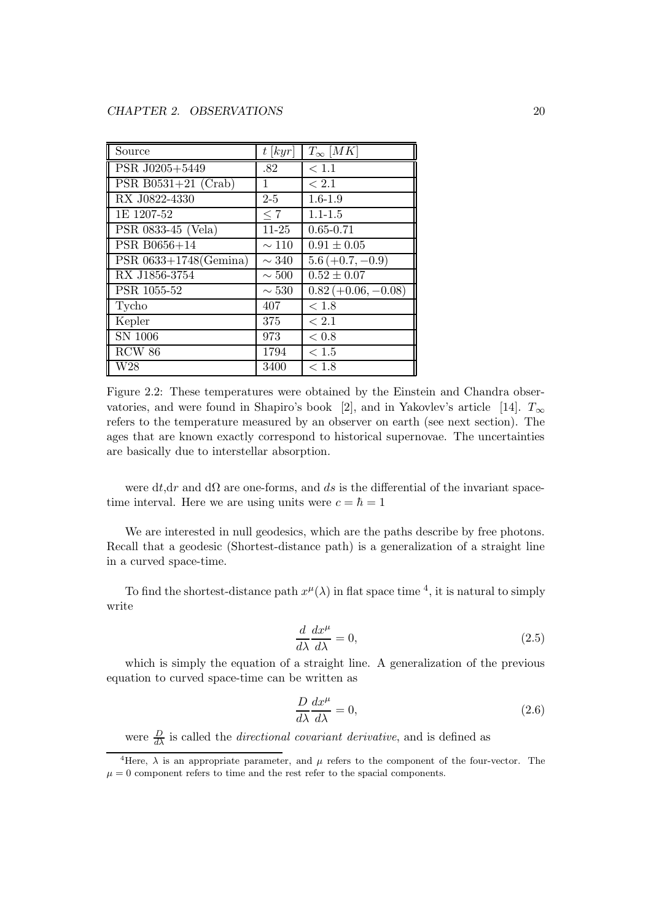| Source | $t$ $[kyr]$ | $T_\infty$ $[MK]$ |
|---|---|---|
| PSR J0205+5449 | .82 | $< 1.1$ |
| PSR B0531+21 (Crab) | 1 | $< 2.1$ |
| RX J0822-4330 | 2-5 | 1.6-1.9 |
| 1E 1207-52 | $\leq 7$ | 1.1-1.5 |
| PSR 0833-45 (Vela) | 11-25 | 0.65-0.71 |
| PSR B0656+14 | $\sim 110$ | $0.91 \pm 0.05$ |
| PSR 0633+1748(Gemina) | $\sim 340$ | $5.6\,(+0.7, -0.9)$ |
| RX J1856-3754 | $\sim 500$ | $0.52 \pm 0.07$ |
| PSR 1055-52 | $\sim 530$ | $0.82\,(+0.06, -0.08)$ |
| Tycho | 407 | $< 1.8$ |
| Kepler | 375 | $< 2.1$ |
| SN 1006 | 973 | $< 0.8$ |
| RCW 86 | 1794 | $< 1.5$ |
| W28 | 3400 | $< 1.8$ |

Figure 2.2: These temperatures were obtained by the Einstein and Chandra observatories, and were found in Shapiro's book [2], and in Yakovlev's article [14]. $T_\infty$ refers to the temperature measured by an observer on earth (see next section). The ages that are known exactly correspond to historical supernovae. The uncertainties are basically due to interstellar absorption.

were d$t$,d$r$ and d$\Omega$ are one-forms, and $ds$ is the differential of the invariant space-time interval. Here we are using units were $c = \hbar = 1$

We are interested in null geodesics, which are the paths describe by free photons. Recall that a geodesic (Shortest-distance path) is a generalization of a straight line in a curved space-time.

To find the shortest-distance path $x^\mu(\lambda)$ in flat space time [4], it is natural to simply write

$$\frac{d}{d\lambda}\frac{dx^\mu}{d\lambda} = 0, \tag{2.5}$$

which is simply the equation of a straight line. A generalization of the previous equation to curved space-time can be written as

$$\frac{D}{d\lambda}\frac{dx^\mu}{d\lambda} = 0, \tag{2.6}$$

were $\frac{D}{d\lambda}$ is called the *directional covariant derivative*, and is defined as

[4] Here, $\lambda$ is an appropriate parameter, and $\mu$ refers to the component of the four-vector. The $\mu = 0$ component refers to time and the rest refer to the spacial components.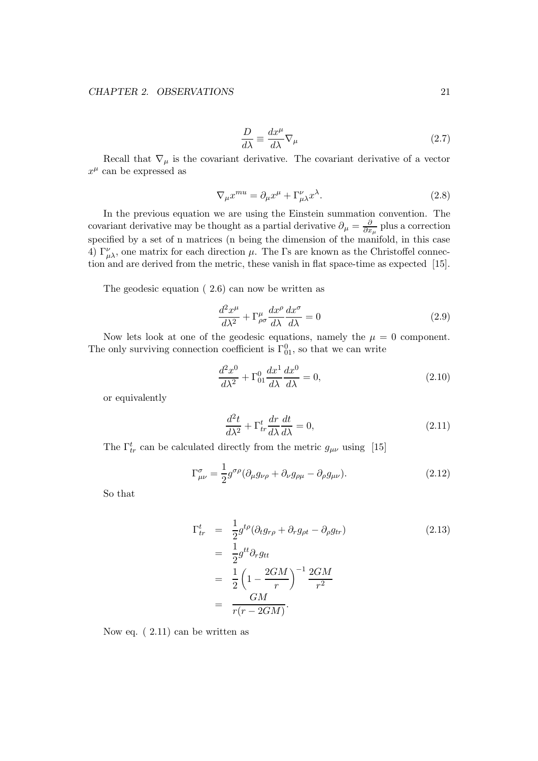$$\frac{D}{d\lambda} \equiv \frac{dx^{\mu}}{d\lambda}\nabla_{\mu} \tag{2.7}$$

Recall that $\nabla_{\mu}$ is the covariant derivative. The covariant derivative of a vector $x^{\mu}$ can be expressed as

$$\nabla_{\mu}x^{mu} = \partial_{\mu}x^{\mu} + \Gamma^{\nu}_{\mu\lambda}x^{\lambda}. \tag{2.8}$$

In the previous equation we are using the Einstein summation convention. The covariant derivative may be thought as a partial derivative $\partial_{\mu} = \frac{\partial}{\partial x_{\mu}}$ plus a correction specified by a set of n matrices (n being the dimension of the manifold, in this case 4) $\Gamma^{\nu}_{\mu\lambda}$, one matrix for each direction $\mu$. The Γs are known as the Christoffel connection and are derived from the metric, these vanish in flat space-time as expected [15].

The geodesic equation ( 2.6) can now be written as

$$\frac{d^2x^{\mu}}{d\lambda^2} + \Gamma^{\mu}_{\rho\sigma}\frac{dx^{\rho}}{d\lambda}\frac{dx^{\sigma}}{d\lambda} = 0 \tag{2.9}$$

Now lets look at one of the geodesic equations, namely the $\mu = 0$ component. The only surviving connection coefficient is $\Gamma^0_{01}$, so that we can write

$$\frac{d^2x^0}{d\lambda^2} + \Gamma^0_{01}\frac{dx^1}{d\lambda}\frac{dx^0}{d\lambda} = 0, \tag{2.10}$$

or equivalently

$$\frac{d^2t}{d\lambda^2} + \Gamma^t_{tr}\frac{dr}{d\lambda}\frac{dt}{d\lambda} = 0, \tag{2.11}$$

The $\Gamma^t_{tr}$ can be calculated directly from the metric $g_{\mu\nu}$ using [15]

$$\Gamma^{\sigma}_{\mu\nu} = \frac{1}{2}g^{\sigma\rho}(\partial_{\mu}g_{\nu\rho} + \partial_{\nu}g_{\rho\mu} - \partial_{\rho}g_{\mu\nu}). \tag{2.12}$$

So that

$$\begin{aligned}
\Gamma^t_{tr} &= \frac{1}{2}g^{t\rho}(\partial_t g_{r\rho} + \partial_r g_{\rho t} - \partial_{\rho}g_{tr}) \\
&= \frac{1}{2}g^{tt}\partial_r g_{tt} \\
&= \frac{1}{2}\left(1 - \frac{2GM}{r}\right)^{-1}\frac{2GM}{r^2} \\
&= \frac{GM}{r(r-2GM)}.
\end{aligned} \tag{2.13}$$

Now eq. ( 2.11) can be written as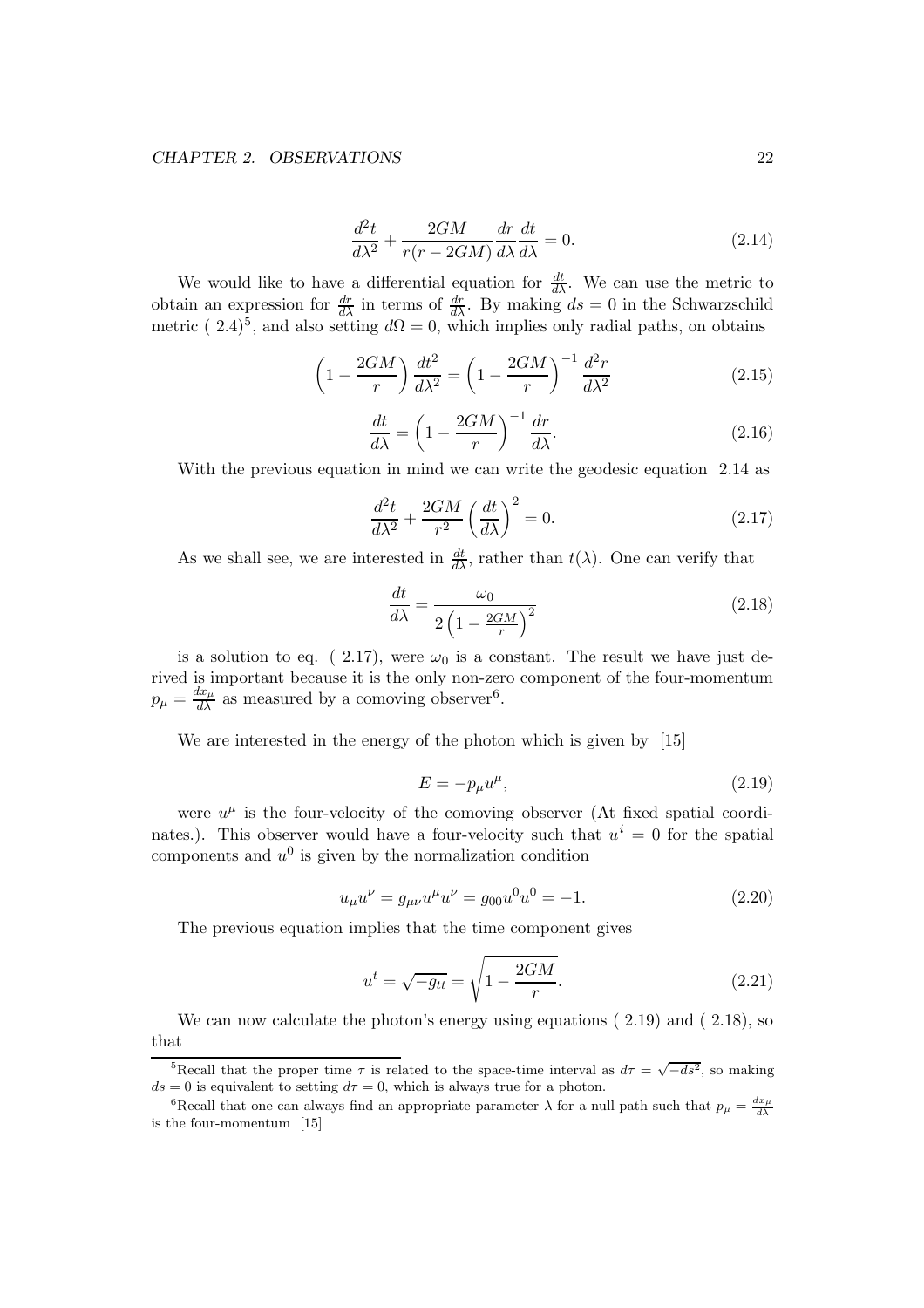$$\frac{d^2t}{d\lambda^2} + \frac{2GM}{r(r-2GM)}\frac{dr}{d\lambda}\frac{dt}{d\lambda} = 0. \tag{2.14}$$

We would like to have a differential equation for $\frac{dt}{d\lambda}$. We can use the metric to obtain an expression for $\frac{dr}{d\lambda}$ in terms of $\frac{dr}{d\lambda}$. By making $ds = 0$ in the Schwarzschild metric ( 2.4)[5], and also setting $d\Omega = 0$, which implies only radial paths, on obtains

$$\left(1 - \frac{2GM}{r}\right)\frac{dt^2}{d\lambda^2} = \left(1 - \frac{2GM}{r}\right)^{-1}\frac{d^2r}{d\lambda^2} \tag{2.15}$$

$$\frac{dt}{d\lambda} = \left(1 - \frac{2GM}{r}\right)^{-1}\frac{dr}{d\lambda}. \tag{2.16}$$

With the previous equation in mind we can write the geodesic equation 2.14 as

$$\frac{d^2t}{d\lambda^2} + \frac{2GM}{r^2}\left(\frac{dt}{d\lambda}\right)^2 = 0. \tag{2.17}$$

As we shall see, we are interested in $\frac{dt}{d\lambda}$, rather than $t(\lambda)$. One can verify that

$$\frac{dt}{d\lambda} = \frac{\omega_0}{2\left(1 - \frac{2GM}{r}\right)^2} \tag{2.18}$$

is a solution to eq. ( 2.17), were $\omega_0$ is a constant. The result we have just derived is important because it is the only non-zero component of the four-momentum $p_\mu = \frac{dx_\mu}{d\lambda}$ as measured by a comoving observer[6].

We are interested in the energy of the photon which is given by [15]

$$E = -p_\mu u^\mu, \tag{2.19}$$

were $u^\mu$ is the four-velocity of the comoving observer (At fixed spatial coordinates.). This observer would have a four-velocity such that $u^i = 0$ for the spatial components and $u^0$ is given by the normalization condition

$$u_\mu u^\nu = g_{\mu\nu}u^\mu u^\nu = g_{00}u^0u^0 = -1. \tag{2.20}$$

The previous equation implies that the time component gives

$$u^t = \sqrt{-g_{tt}} = \sqrt{1 - \frac{2GM}{r}}. \tag{2.21}$$

We can now calculate the photon's energy using equations ( 2.19) and ( 2.18), so that

---

[5] Recall that the proper time $\tau$ is related to the space-time interval as $d\tau = \sqrt{-ds^2}$, so making $ds = 0$ is equivalent to setting $d\tau = 0$, which is always true for a photon.

[6] Recall that one can always find an appropriate parameter $\lambda$ for a null path such that $p_\mu = \frac{dx_\mu}{d\lambda}$ is the four-momentum [15]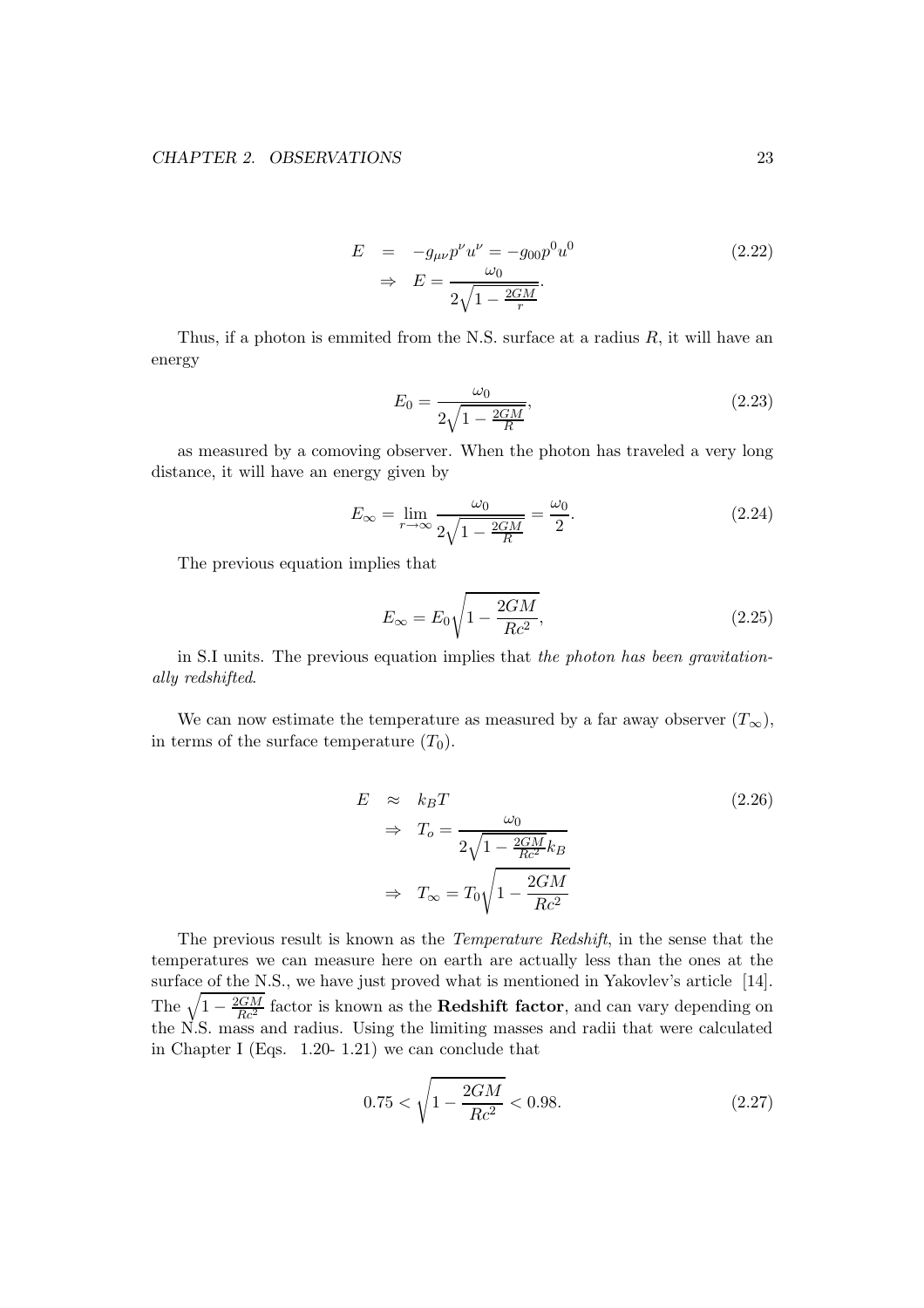$$
\begin{aligned}
E &= -g_{\mu\nu} p^{\nu} u^{\nu} = -g_{00} p^0 u^0 \\
&\Rightarrow \quad E = \frac{\omega_0}{2\sqrt{1 - \frac{2GM}{r}}}.
\end{aligned} \tag{2.22}
$$

Thus, if a photon is emmited from the N.S. surface at a radius $R$, it will have an energy

$$
E_0 = \frac{\omega_0}{2\sqrt{1 - \frac{2GM}{R}}}, \tag{2.23}
$$

as measured by a comoving observer. When the photon has traveled a very long distance, it will have an energy given by

$$
E_\infty = \lim_{r \to \infty} \frac{\omega_0}{2\sqrt{1 - \frac{2GM}{R}}} = \frac{\omega_0}{2}. \tag{2.24}
$$

The previous equation implies that

$$
E_\infty = E_0 \sqrt{1 - \frac{2GM}{Rc^2}}, \tag{2.25}
$$

in S.I units. The previous equation implies that *the photon has been gravitationally redshifted*.

We can now estimate the temperature as measured by a far away observer ($T_\infty$), in terms of the surface temperature ($T_0$).

$$
\begin{aligned}
E &\approx k_B T \\
&\Rightarrow \quad T_o = \frac{\omega_0}{2\sqrt{1 - \frac{2GM}{Rc^2}} k_B} \\
&\Rightarrow \quad T_\infty = T_0 \sqrt{1 - \frac{2GM}{Rc^2}}
\end{aligned} \tag{2.26}
$$

The previous result is known as the *Temperature Redshift*, in the sense that the temperatures we can measure here on earth are actually less than the ones at the surface of the N.S., we have just proved what is mentioned in Yakovlev's article [14]. The $\sqrt{1 - \frac{2GM}{Rc^2}}$ factor is known as the **Redshift factor**, and can vary depending on the N.S. mass and radius. Using the limiting masses and radii that were calculated in Chapter I (Eqs. 1.20- 1.21) we can conclude that

$$
0.75 < \sqrt{1 - \frac{2GM}{Rc^2}} < 0.98. \tag{2.27}
$$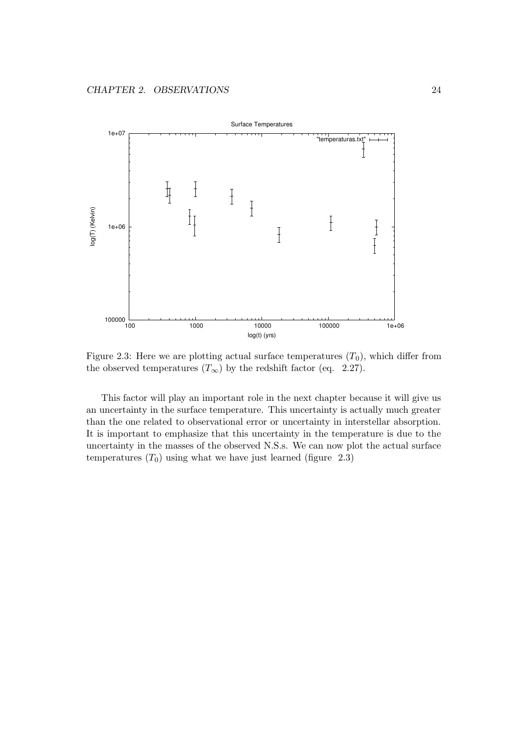Figure 2.3: Here we are plotting actual surface temperatures ($T_0$), which differ from the observed temperatures ($T_\infty$) by the redshift factor (eq. 2.27).

This factor will play an important role in the next chapter because it will give us an uncertainty in the surface temperature. This uncertainty is actually much greater than the one related to observational error or uncertainty in interstellar absorption. It is important to emphasize that this uncertainty in the temperature is due to the uncertainty in the masses of the observed N.S.s. We can now plot the actual surface temperatures ($T_0$) using what we have just learned (figure 2.3)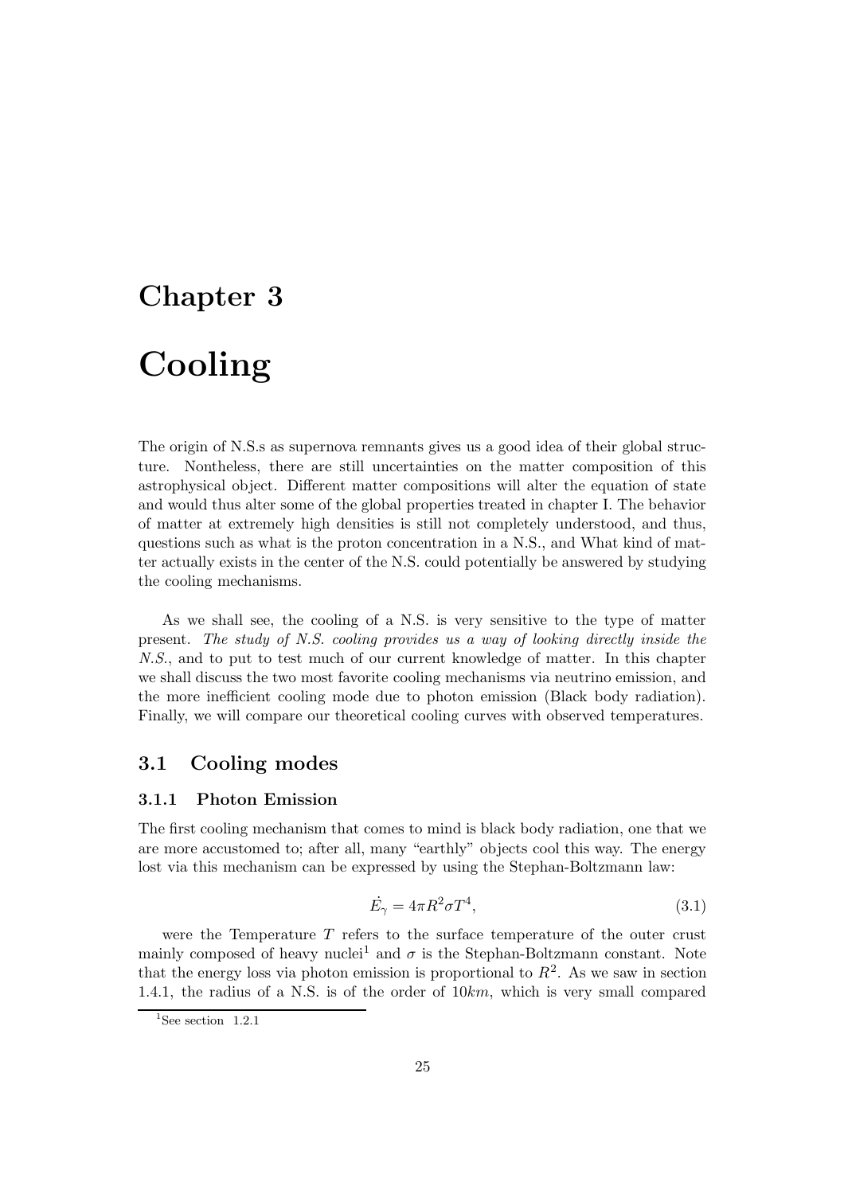# Chapter 3

# Cooling

The origin of N.S.s as supernova remnants gives us a good idea of their global structure. Nontheless, there are still uncertainties on the matter composition of this astrophysical object. Different matter compositions will alter the equation of state and would thus alter some of the global properties treated in chapter I. The behavior of matter at extremely high densities is still not completely understood, and thus, questions such as what is the proton concentration in a N.S., and What kind of matter actually exists in the center of the N.S. could potentially be answered by studying the cooling mechanisms.

As we shall see, the cooling of a N.S. is very sensitive to the type of matter present. *The study of N.S. cooling provides us a way of looking directly inside the N.S.*, and to put to test much of our current knowledge of matter. In this chapter we shall discuss the two most favorite cooling mechanisms via neutrino emission, and the more inefficient cooling mode due to photon emission (Black body radiation). Finally, we will compare our theoretical cooling curves with observed temperatures.

## 3.1 Cooling modes

### 3.1.1 Photon Emission

The first cooling mechanism that comes to mind is black body radiation, one that we are more accustomed to; after all, many "earthly" objects cool this way. The energy lost via this mechanism can be expressed by using the Stephan-Boltzmann law:

$$\dot{E}_{\gamma} = 4\pi R^2 \sigma T^4, \tag{3.1}$$

were the Temperature $T$ refers to the surface temperature of the outer crust mainly composed of heavy nuclei[1] and $\sigma$ is the Stephan-Boltzmann constant. Note that the energy loss via photon emission is proportional to $R^2$. As we saw in section 1.4.1, the radius of a N.S. is of the order of $10km$, which is very small compared

[1] See section 1.2.1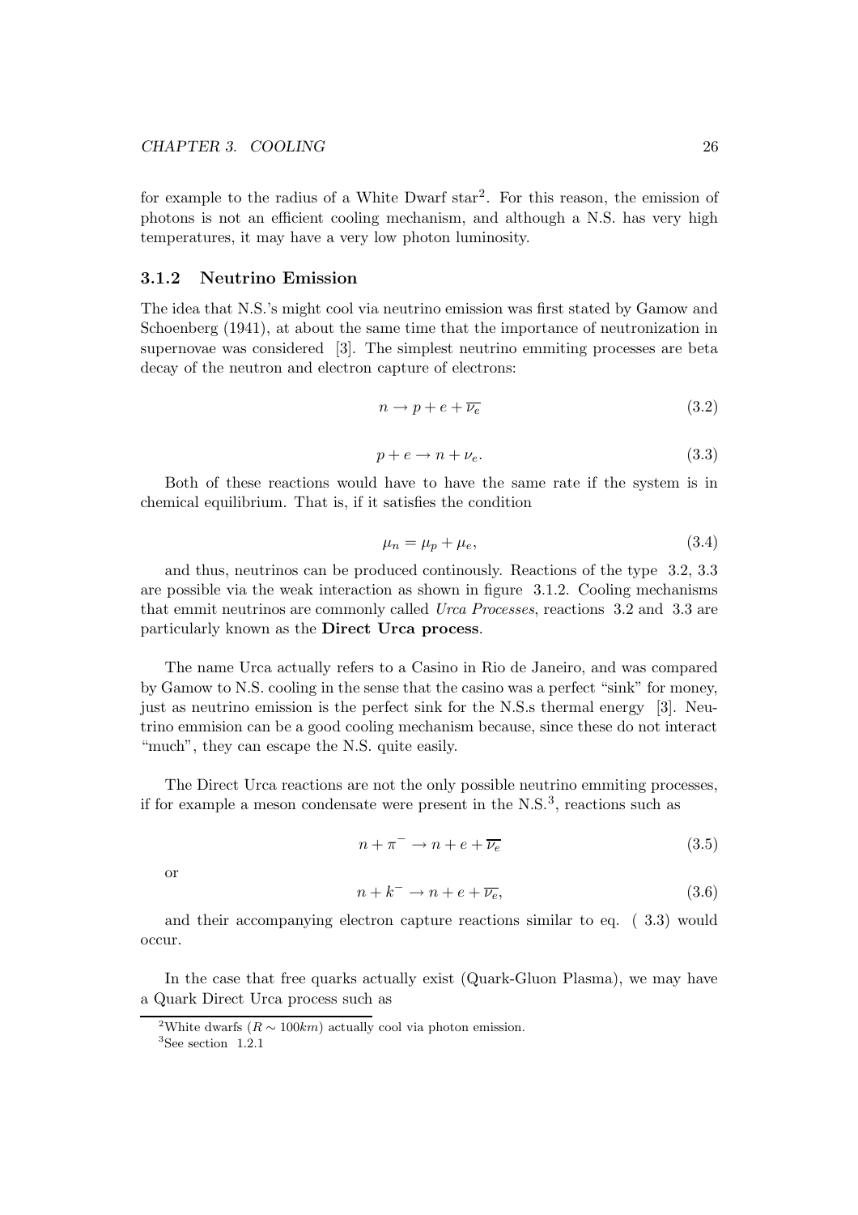for example to the radius of a White Dwarf star[2]. For this reason, the emission of photons is not an efficient cooling mechanism, and although a N.S. has very high temperatures, it may have a very low photon luminosity.

### 3.1.2 Neutrino Emission

The idea that N.S.'s might cool via neutrino emission was first stated by Gamow and Schoenberg (1941), at about the same time that the importance of neutronization in supernovae was considered [3]. The simplest neutrino emmiting processes are beta decay of the neutron and electron capture of electrons:

$$n \rightarrow p + e + \overline{\nu_e} \tag{3.2}$$

$$p + e \rightarrow n + \nu_e. \tag{3.3}$$

Both of these reactions would have to have the same rate if the system is in chemical equilibrium. That is, if it satisfies the condition

$$\mu_n = \mu_p + \mu_e, \tag{3.4}$$

and thus, neutrinos can be produced continously. Reactions of the type 3.2, 3.3 are possible via the weak interaction as shown in figure 3.1.2. Cooling mechanisms that emmit neutrinos are commonly called *Urca Processes*, reactions 3.2 and 3.3 are particularly known as the **Direct Urca process**.

The name Urca actually refers to a Casino in Rio de Janeiro, and was compared by Gamow to N.S. cooling in the sense that the casino was a perfect "sink" for money, just as neutrino emission is the perfect sink for the N.S.s thermal energy [3]. Neutrino emmision can be a good cooling mechanism because, since these do not interact "much", they can escape the N.S. quite easily.

The Direct Urca reactions are not the only possible neutrino emmiting processes, if for example a meson condensate were present in the N.S.[3], reactions such as

$$n + \pi^- \rightarrow n + e + \overline{\nu_e} \tag{3.5}$$

or

$$n + k^- \rightarrow n + e + \overline{\nu_e}, \tag{3.6}$$

and their accompanying electron capture reactions similar to eq. ( 3.3) would occur.

In the case that free quarks actually exist (Quark-Gluon Plasma), we may have a Quark Direct Urca process such as

[2] White dwarfs ($R \sim 100km$) actually cool via photon emission.

[3] See section 1.2.1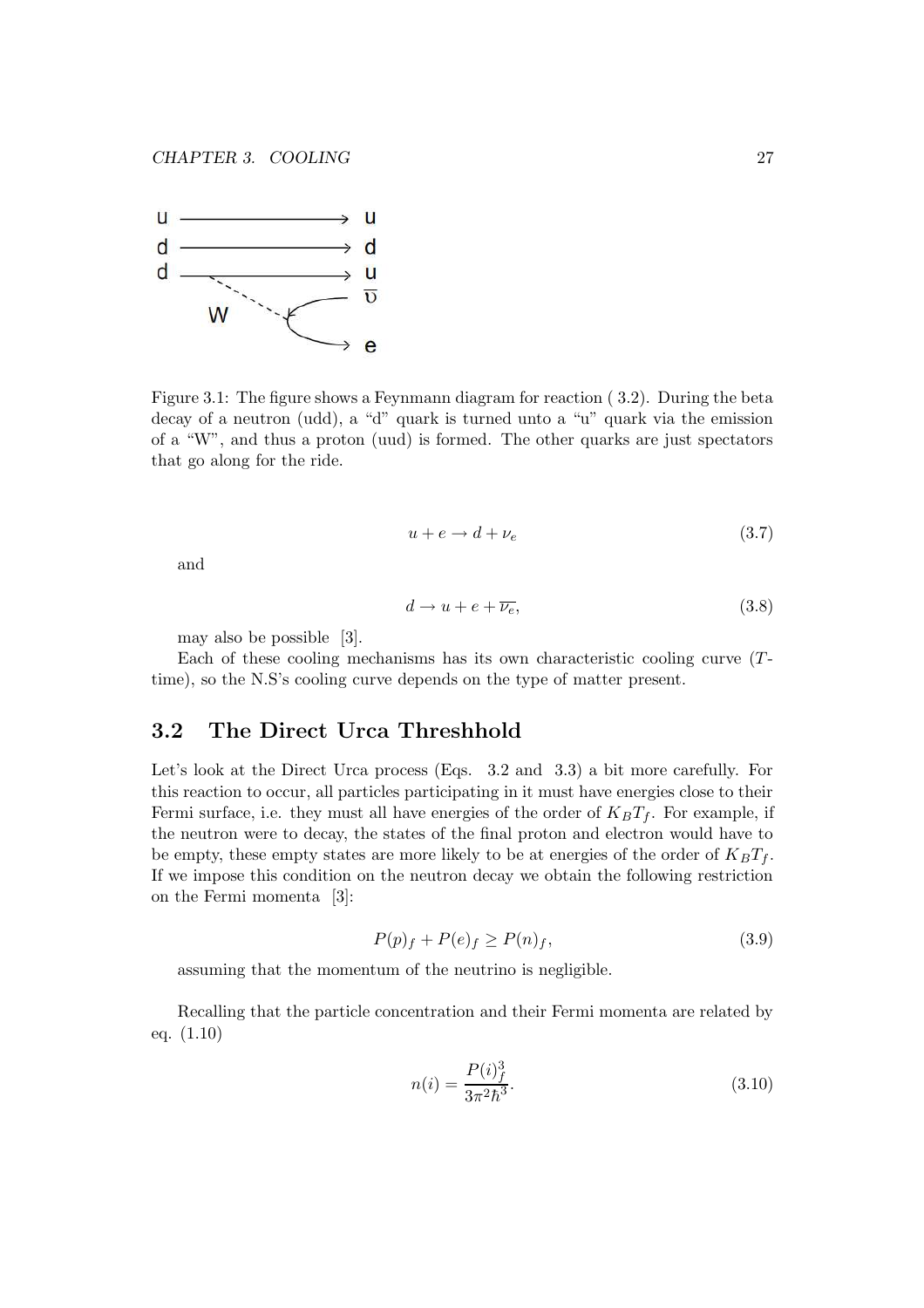Figure 3.1: The figure shows a Feynmann diagram for reaction ( 3.2). During the beta decay of a neutron (udd), a "d" quark is turned unto a "u" quark via the emission of a "W", and thus a proton (uud) is formed. The other quarks are just spectators that go along for the ride.

$$u + e \rightarrow d + \nu_e \tag{3.7}$$

and

$$d \rightarrow u + e + \overline{\nu_e}, \tag{3.8}$$

may also be possible [3].

Each of these cooling mechanisms has its own characteristic cooling curve ($T$-time), so the N.S's cooling curve depends on the type of matter present.

## 3.2 The Direct Urca Threshhold

Let's look at the Direct Urca process (Eqs. 3.2 and 3.3) a bit more carefully. For this reaction to occur, all particles participating in it must have energies close to their Fermi surface, i.e. they must all have energies of the order of $K_B T_f$. For example, if the neutron were to decay, the states of the final proton and electron would have to be empty, these empty states are more likely to be at energies of the order of $K_B T_f$. If we impose this condition on the neutron decay we obtain the following restriction on the Fermi momenta [3]:

$$P(p)_f + P(e)_f \geq P(n)_f, \tag{3.9}$$

assuming that the momentum of the neutrino is negligible.

Recalling that the particle concentration and their Fermi momenta are related by eq. (1.10)

$$n(i) = \frac{P(i)_f^3}{3\pi^2\hbar^3}. \tag{3.10}$$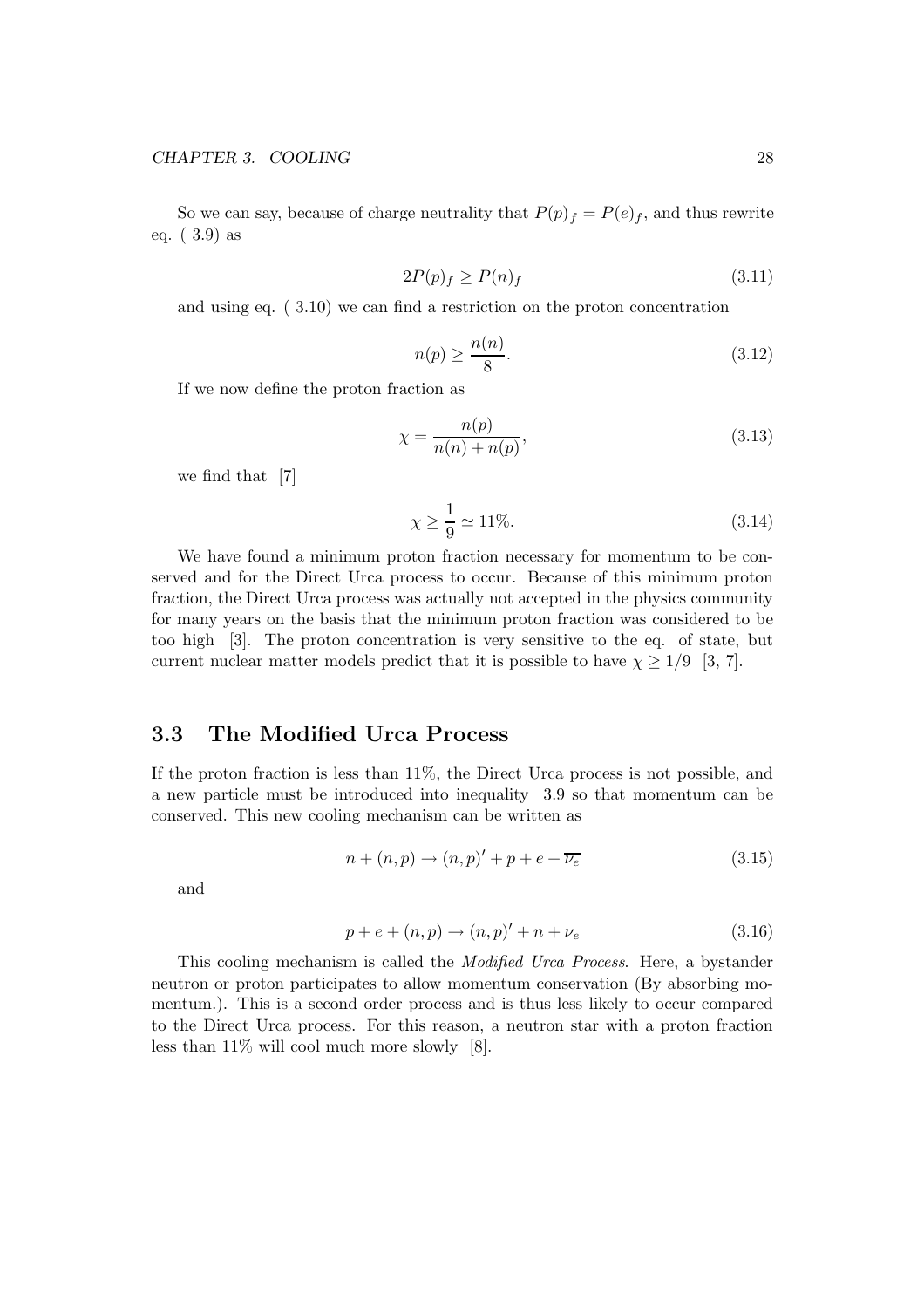So we can say, because of charge neutrality that $P(p)_f = P(e)_f$, and thus rewrite eq. ( 3.9) as

$$2P(p)_f \geq P(n)_f \tag{3.11}$$

and using eq. ( 3.10) we can find a restriction on the proton concentration

$$n(p) \geq \frac{n(n)}{8}. \tag{3.12}$$

If we now define the proton fraction as

$$\chi = \frac{n(p)}{n(n) + n(p)}, \tag{3.13}$$

we find that [7]

$$\chi \geq \frac{1}{9} \simeq 11\%. \tag{3.14}$$

We have found a minimum proton fraction necessary for momentum to be conserved and for the Direct Urca process to occur. Because of this minimum proton fraction, the Direct Urca process was actually not accepted in the physics community for many years on the basis that the minimum proton fraction was considered to be too high [3]. The proton concentration is very sensitive to the eq. of state, but current nuclear matter models predict that it is possible to have $\chi \geq 1/9$ [3, 7].

## 3.3 The Modified Urca Process

If the proton fraction is less than 11%, the Direct Urca process is not possible, and a new particle must be introduced into inequality 3.9 so that momentum can be conserved. This new cooling mechanism can be written as

$$n + (n,p) \rightarrow (n,p)' + p + e + \overline{\nu_e} \tag{3.15}$$

and

$$p + e + (n,p) \rightarrow (n,p)' + n + \nu_e \tag{3.16}$$

This cooling mechanism is called the *Modified Urca Process*. Here, a bystander neutron or proton participates to allow momentum conservation (By absorbing momentum.). This is a second order process and is thus less likely to occur compared to the Direct Urca process. For this reason, a neutron star with a proton fraction less than 11% will cool much more slowly [8].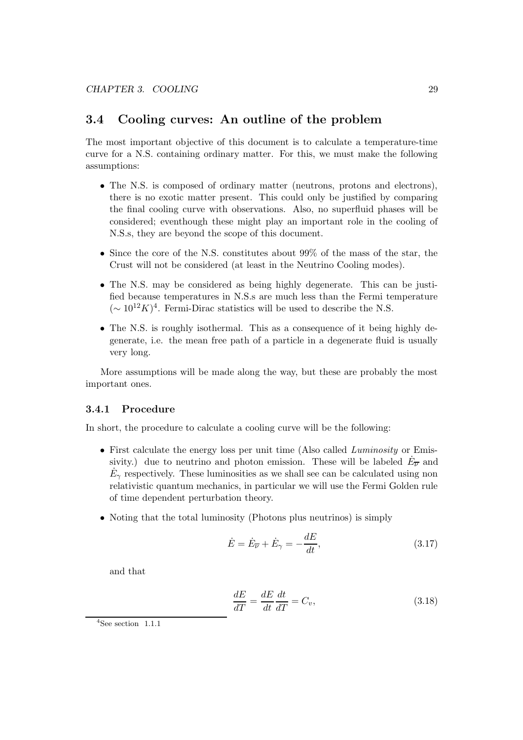## 3.4 Cooling curves: An outline of the problem

The most important objective of this document is to calculate a temperature-time curve for a N.S. containing ordinary matter. For this, we must make the following assumptions:

- The N.S. is composed of ordinary matter (neutrons, protons and electrons), there is no exotic matter present. This could only be justified by comparing the final cooling curve with observations. Also, no superfluid phases will be considered; eventhough these might play an important role in the cooling of N.S.s, they are beyond the scope of this document.
- Since the core of the N.S. constitutes about 99% of the mass of the star, the Crust will not be considered (at least in the Neutrino Cooling modes).
- The N.S. may be considered as being highly degenerate. This can be justified because temperatures in N.S.s are much less than the Fermi temperature ($\sim 10^{12}K$)[4]. Fermi-Dirac statistics will be used to describe the N.S.
- The N.S. is roughly isothermal. This as a consequence of it being highly degenerate, i.e. the mean free path of a particle in a degenerate fluid is usually very long.

More assumptions will be made along the way, but these are probably the most important ones.

### 3.4.1 Procedure

In short, the procedure to calculate a cooling curve will be the following:

- First calculate the energy loss per unit time (Also called *Luminosity* or Emissivity.) due to neutrino and photon emission. These will be labeled $\dot{E_{\overline{\nu}}}$ and $\dot{E}_\gamma$ respectively. These luminosities as we shall see can be calculated using non relativistic quantum mechanics, in particular we will use the Fermi Golden rule of time dependent perturbation theory.
- Noting that the total luminosity (Photons plus neutrinos) is simply

$$\dot{E} = \dot{E_{\overline{\nu}}} + \dot{E}_\gamma = -\frac{dE}{dt}, \tag{3.17}$$

and that

$$\frac{dE}{dT} = \frac{dE}{dt}\frac{dt}{dT} = C_v, \tag{3.18}$$

[4] See section 1.1.1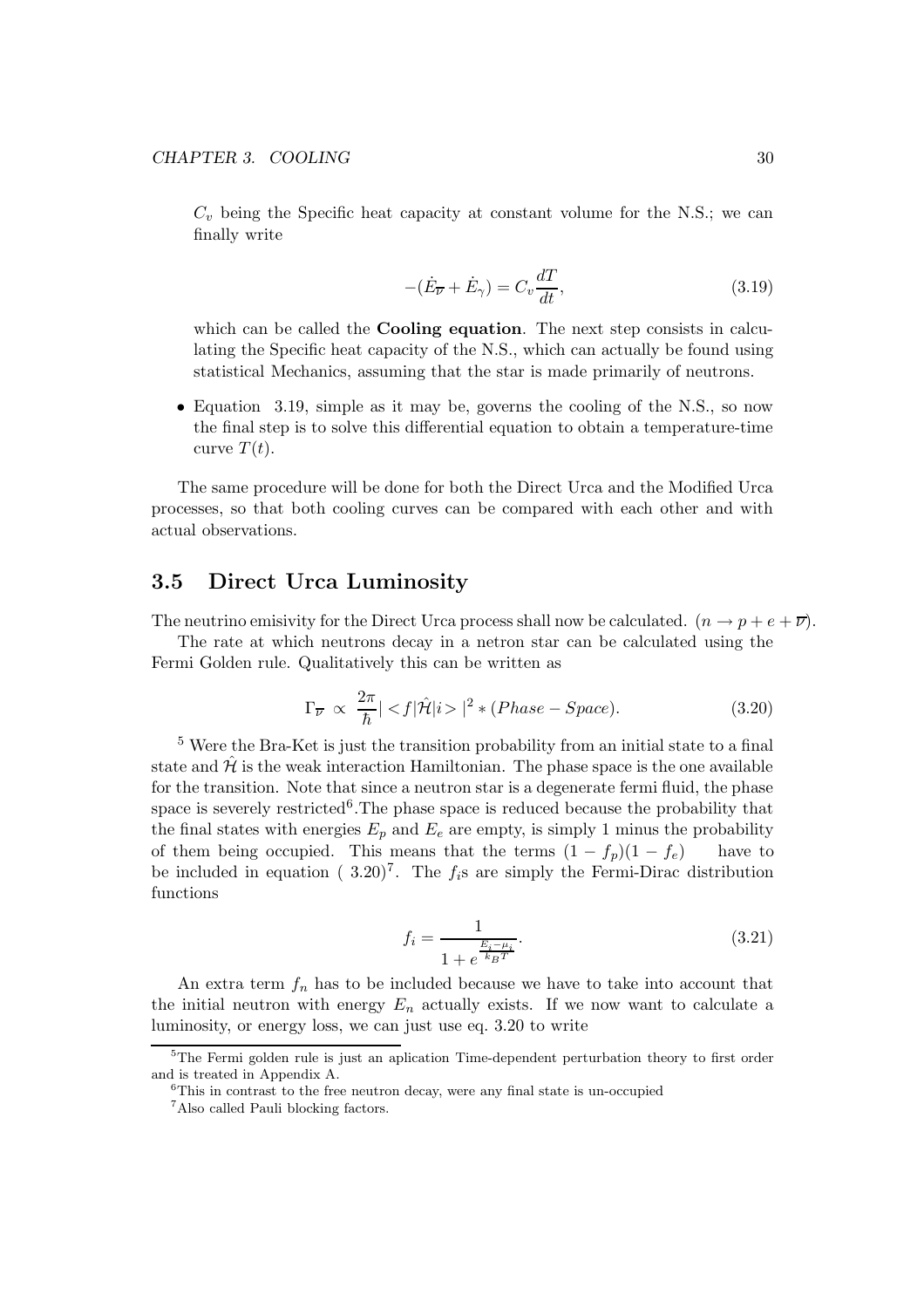$C_v$ being the Specific heat capacity at constant volume for the N.S.; we can finally write

$$-(\dot{E}_{\overline{\nu}} + \dot{E}_{\gamma}) = C_v \frac{dT}{dt}, \tag{3.19}$$

which can be called the **Cooling equation**. The next step consists in calculating the Specific heat capacity of the N.S., which can actually be found using statistical Mechanics, assuming that the star is made primarily of neutrons.

- Equation 3.19, simple as it may be, governs the cooling of the N.S., so now the final step is to solve this differential equation to obtain a temperature-time curve $T(t)$.

The same procedure will be done for both the Direct Urca and the Modified Urca processes, so that both cooling curves can be compared with each other and with actual observations.

## 3.5 Direct Urca Luminosity

The neutrino emisivity for the Direct Urca process shall now be calculated. $(n \rightarrow p + e + \overline{\nu})$.

The rate at which neutrons decay in a netron star can be calculated using the Fermi Golden rule. Qualitatively this can be written as

$$\Gamma_{\overline{\nu}} \propto \frac{2\pi}{\hbar} | <f|\hat{\mathcal{H}}|i> |^2 * (Phase - Space). \tag{3.20}$$

[5] Were the Bra-Ket is just the transition probability from an initial state to a final state and $\hat{\mathcal{H}}$ is the weak interaction Hamiltonian. The phase space is the one available for the transition. Note that since a neutron star is a degenerate fermi fluid, the phase space is severely restricted[6].The phase space is reduced because the probability that the final states with energies $E_p$ and $E_e$ are empty, is simply 1 minus the probability of them being occupied. This means that the terms $(1 - f_p)(1 - f_e)$ have to be included in equation ( 3.20)[7]. The $f_i$s are simply the Fermi-Dirac distribution functions

$$f_i = \frac{1}{1 + e^{\frac{E_i - \mu_i}{k_B T}}}. \tag{3.21}$$

An extra term $f_n$ has to be included because we have to take into account that the initial neutron with energy $E_n$ actually exists. If we now want to calculate a luminosity, or energy loss, we can just use eq. 3.20 to write

[5] The Fermi golden rule is just an aplication Time-dependent perturbation theory to first order and is treated in Appendix A.

[6] This in contrast to the free neutron decay, were any final state is un-occupied

[7] Also called Pauli blocking factors.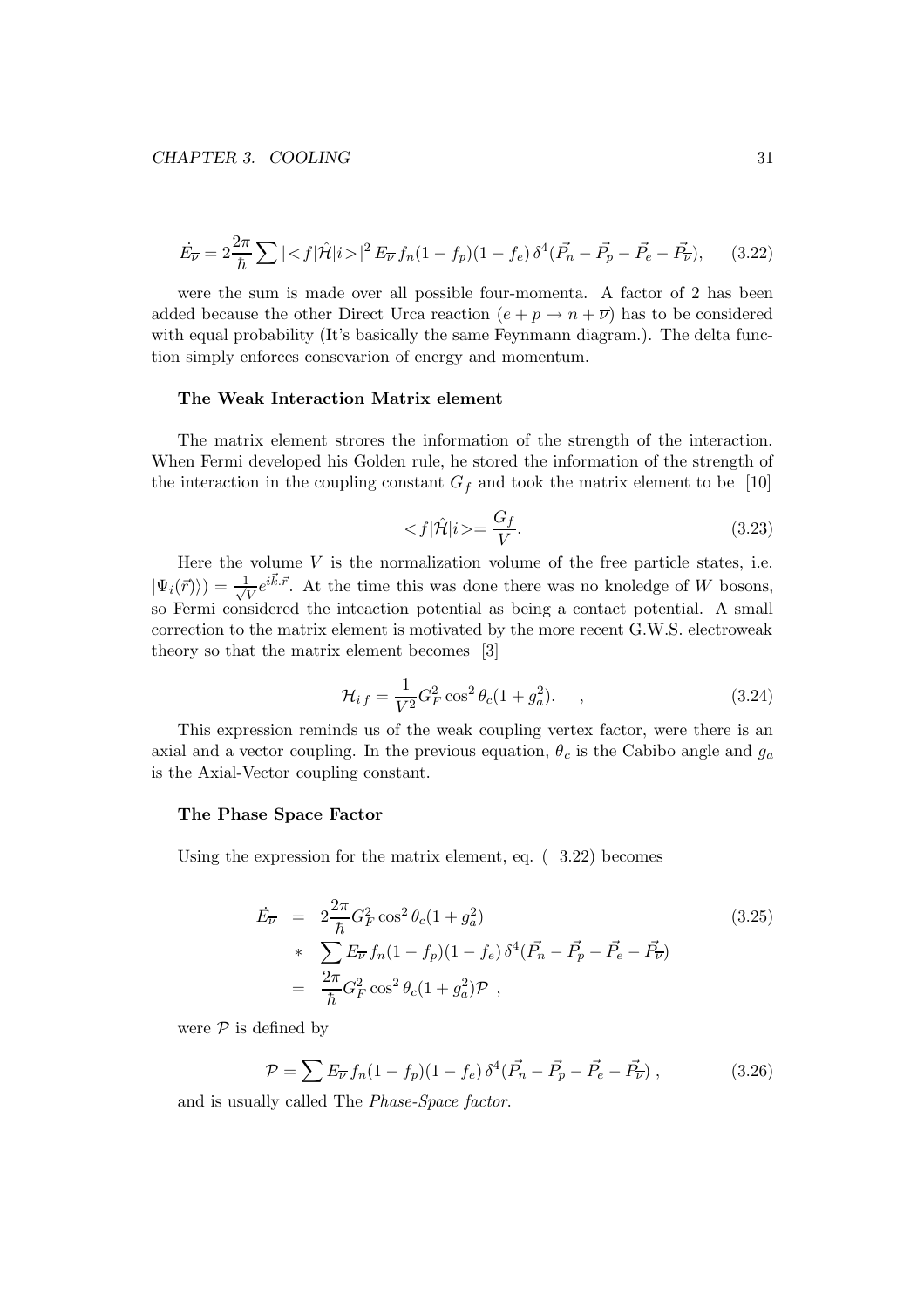$$\dot{E_{\overline{\nu}}} = 2\frac{2\pi}{\hbar}\sum |<f|\hat{\mathcal{H}}|i>|^2\, E_{\overline{\nu}}\, f_n(1-f_p)(1-f_e)\, \delta^4(\vec{P_n} - \vec{P_p} - \vec{P_e} - \vec{P_{\overline{\nu}}}), \tag{3.22}$$

were the sum is made over all possible four-momenta. A factor of 2 has been added because the other Direct Urca reaction ($e + p \rightarrow n + \overline{\nu}$) has to be considered with equal probability (It's basically the same Feynmann diagram.). The delta function simply enforces consevarion of energy and momentum.

#### The Weak Interaction Matrix element

The matrix element strores the information of the strength of the interaction. When Fermi developed his Golden rule, he stored the information of the strength of the interaction in the coupling constant $G_f$ and took the matrix element to be [10]

$$<f|\hat{\mathcal{H}}|i> = \frac{G_f}{V}. \tag{3.23}$$

Here the volume $V$ is the normalization volume of the free particle states, i.e. $|\Psi_i(\vec{r})\rangle) = \frac{1}{\sqrt{V}}e^{i\vec{k}.\vec{r}}$. At the time this was done there was no knoledge of $W$ bosons, so Fermi considered the inteaction potential as being a contact potential. A small correction to the matrix element is motivated by the more recent G.W.S. electroweak theory so that the matrix element becomes [3]

$$\mathcal{H}_{i\,f} = \frac{1}{V^2}G_F^2\cos^2\theta_c(1+g_a^2). \quad , \tag{3.24}$$

This expression reminds us of the weak coupling vertex factor, were there is an axial and a vector coupling. In the previous equation, $\theta_c$ is the Cabibo angle and $g_a$ is the Axial-Vector coupling constant.

#### The Phase Space Factor

Using the expression for the matrix element, eq. ( 3.22) becomes

$$\begin{aligned} \dot{E_{\overline{\nu}}} &= 2\frac{2\pi}{\hbar}G_F^2\cos^2\theta_c(1+g_a^2) \\ &* \sum E_{\overline{\nu}}\, f_n(1-f_p)(1-f_e)\, \delta^4(\vec{P_n} - \vec{P_p} - \vec{P_e} - \vec{P_{\overline{\nu}}}) \\ &= \frac{2\pi}{\hbar}G_F^2\cos^2\theta_c(1+g_a^2)\mathcal{P} \ , \end{aligned} \tag{3.25}$$

were $\mathcal{P}$ is defined by

$$\mathcal{P} = \sum E_{\overline{\nu}}\, f_n(1-f_p)(1-f_e)\, \delta^4(\vec{P_n} - \vec{P_p} - \vec{P_e} - \vec{P_{\overline{\nu}}}) \ , \tag{3.26}$$

and is usually called The *Phase-Space factor*.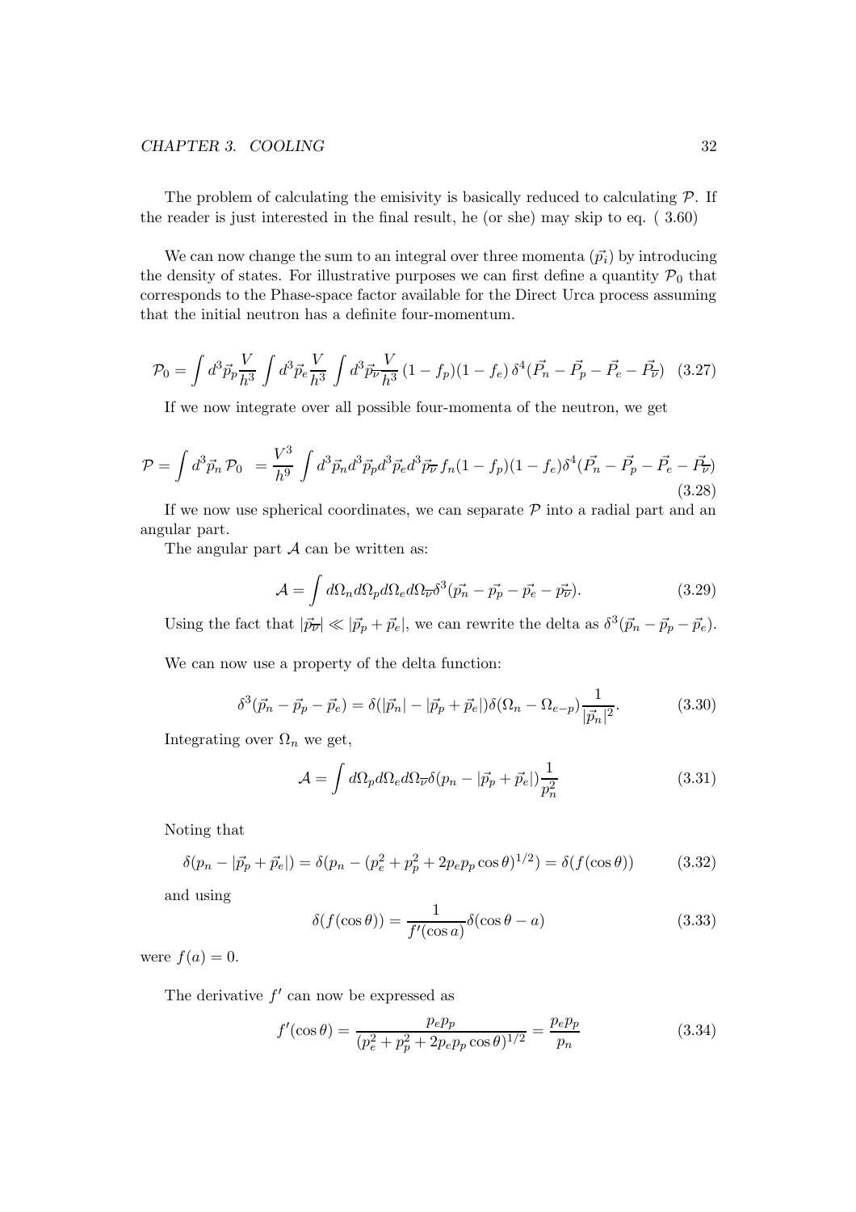The problem of calculating the emisivity is basically reduced to calculating $\mathcal{P}$. If the reader is just interested in the final result, he (or she) may skip to eq. ( 3.60)

We can now change the sum to an integral over three momenta ($\vec{p_i}$) by introducing the density of states. For illustrative purposes we can first define a quantity $\mathcal{P}_0$ that corresponds to the Phase-space factor available for the Direct Urca process assuming that the initial neutron has a definite four-momentum.

$$\mathcal{P}_0 = \int d^3\vec{p}_p \frac{V}{h^3} \int d^3\vec{p}_e \frac{V}{h^3} \int d^3\vec{p}_{\overline{\nu}} \frac{V}{h^3} (1-f_p)(1-f_e)\, \delta^4(\vec{P_n} - \vec{P_p} - \vec{P_e} - \vec{P_{\overline{\nu}}}) \quad (3.27)$$

If we now integrate over all possible four-momenta of the neutron, we get

$$\mathcal{P} = \int d^3\vec{p}_n\, \mathcal{P}_0 \;\; = \frac{V^3}{h^9} \int d^3\vec{p}_n d^3\vec{p}_p d^3\vec{p}_e d^3\vec{p_{\overline{\nu}}}\, f_n(1-f_p)(1-f_e)\delta^4(\vec{P_n} - \vec{P_p} - \vec{P_e} - \vec{P_{\overline{\nu}}}) \quad (3.28)$$

If we now use spherical coordinates, we can separate $\mathcal{P}$ into a radial part and an angular part.

The angular part $\mathcal{A}$ can be written as:

$$\mathcal{A} = \int d\Omega_n d\Omega_p d\Omega_e d\Omega_{\overline{\nu}} \delta^3(\vec{p_n} - \vec{p_p} - \vec{p_e} - \vec{p_{\overline{\nu}}}). \quad (3.29)$$

Using the fact that $|\vec{p_{\overline{\nu}}}| \ll |\vec{p}_p + \vec{p}_e|$, we can rewrite the delta as $\delta^3(\vec{p}_n - \vec{p}_p - \vec{p}_e)$.

We can now use a property of the delta function:

$$\delta^3(\vec{p}_n - \vec{p}_p - \vec{p}_e) = \delta(|\vec{p}_n| - |\vec{p}_p + \vec{p}_e|)\delta(\Omega_n - \Omega_{e-p})\frac{1}{|\vec{p}_n|^2}. \quad (3.30)$$

Integrating over $\Omega_n$ we get,

$$\mathcal{A} = \int d\Omega_p d\Omega_e d\Omega_{\overline{\nu}} \delta(p_n - |\vec{p}_p + \vec{p}_e|)\frac{1}{p_n^2} \quad (3.31)$$

Noting that

$$\delta(p_n - |\vec{p}_p + \vec{p}_e|) = \delta(p_n - (p_e^2 + p_p^2 + 2p_e p_p \cos\theta)^{1/2}) = \delta(f(\cos\theta)) \quad (3.32)$$

and using

$$\delta(f(\cos\theta)) = \frac{1}{f'(\cos a)}\delta(\cos\theta - a) \quad (3.33)$$

were $f(a) = 0$.

The derivative $f'$ can now be expressed as

$$f'(\cos\theta) = \frac{p_e p_p}{(p_e^2 + p_p^2 + 2p_e p_p \cos\theta)^{1/2}} = \frac{p_e p_p}{p_n} \quad (3.34)$$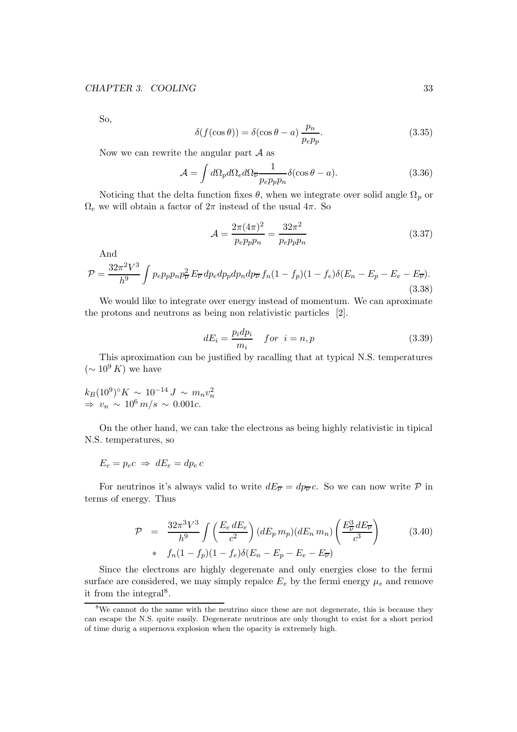So,

$$\delta(f(\cos\theta)) = \delta(\cos\theta - a)\,\frac{p_n}{p_e p_p}. \tag{3.35}$$

Now we can rewrite the angular part $\mathcal{A}$ as

$$\mathcal{A} = \int d\Omega_p d\Omega_e d\Omega_{\overline{\nu}} \frac{1}{p_e p_p p_n} \delta(\cos\theta - a). \tag{3.36}$$

Noticing that the delta function fixes $\theta$, when we integrate over solid angle $\Omega_p$ or $\Omega_e$ we will obtain a factor of $2\pi$ instead of the usual $4\pi$. So

$$\mathcal{A} = \frac{2\pi(4\pi)^2}{p_e p_p p_n} = \frac{32\pi^2}{p_e p_p p_n} \tag{3.37}$$

And

$$\mathcal{P} = \frac{32\pi^2 V^3}{h^9} \int p_e p_p p_n p_{\overline{\nu}}^2 E_{\overline{\nu}}\, dp_e dp_p dp_n dp_{\overline{\nu}}\, f_n(1-f_p)(1-f_e)\delta(E_n - E_p - E_e - E_{\overline{\nu}}). \tag{3.38}$$

We would like to integrate over energy instead of momentum. We can aproximate the protons and neutrons as being non relativistic particles [2].

$$dE_i = \frac{p_i dp_i}{m_i} \quad for \;\; i = n, p \tag{3.39}$$

This aproximation can be justified by racalling that at typical N.S. temperatures ($\sim 10^9\,K$) we have

$k_B(10^9)^\circ K \sim 10^{-14}\,J \sim m_n v_n^2$
$\Rightarrow v_n \sim 10^6\,m/s \sim 0.001c.$

On the other hand, we can take the electrons as being highly relativistic in tipical N.S. temperatures, so

$E_e = p_e c \;\Rightarrow\; dE_e = dp_e\, c$

For neutrinos it's always valid to write $dE_{\overline{\nu}} = dp_{\overline{\nu}} c$. So we can now write $\mathcal{P}$ in terms of energy. Thus

$$\begin{aligned} \mathcal{P} &= \frac{32\pi^3 V^3}{h^9} \int \left(\frac{E_e\, dE_e}{c^2}\right)(dE_p\, m_p)(dE_n\, m_n)\left(\frac{E_{\overline{\nu}}^3\, dE_{\overline{\nu}}}{c^3}\right) \\ &* \quad f_n(1-f_p)(1-f_e)\delta(E_n - E_p - E_e - E_{\overline{\nu}}) \end{aligned} \tag{3.40}$$

Since the electrons are highly degenerate and only energies close to the fermi surface are considered, we may simply repalce $E_e$ by the fermi energy $\mu_e$ and remove it from the integral[8].

[8] We cannot do the same with the neutrino since these are not degenerate, this is because they can escape the N.S. quite easily. Degenerate neutrinos are only thought to exist for a short period of time durig a supernova explosion when the opacity is extremely high.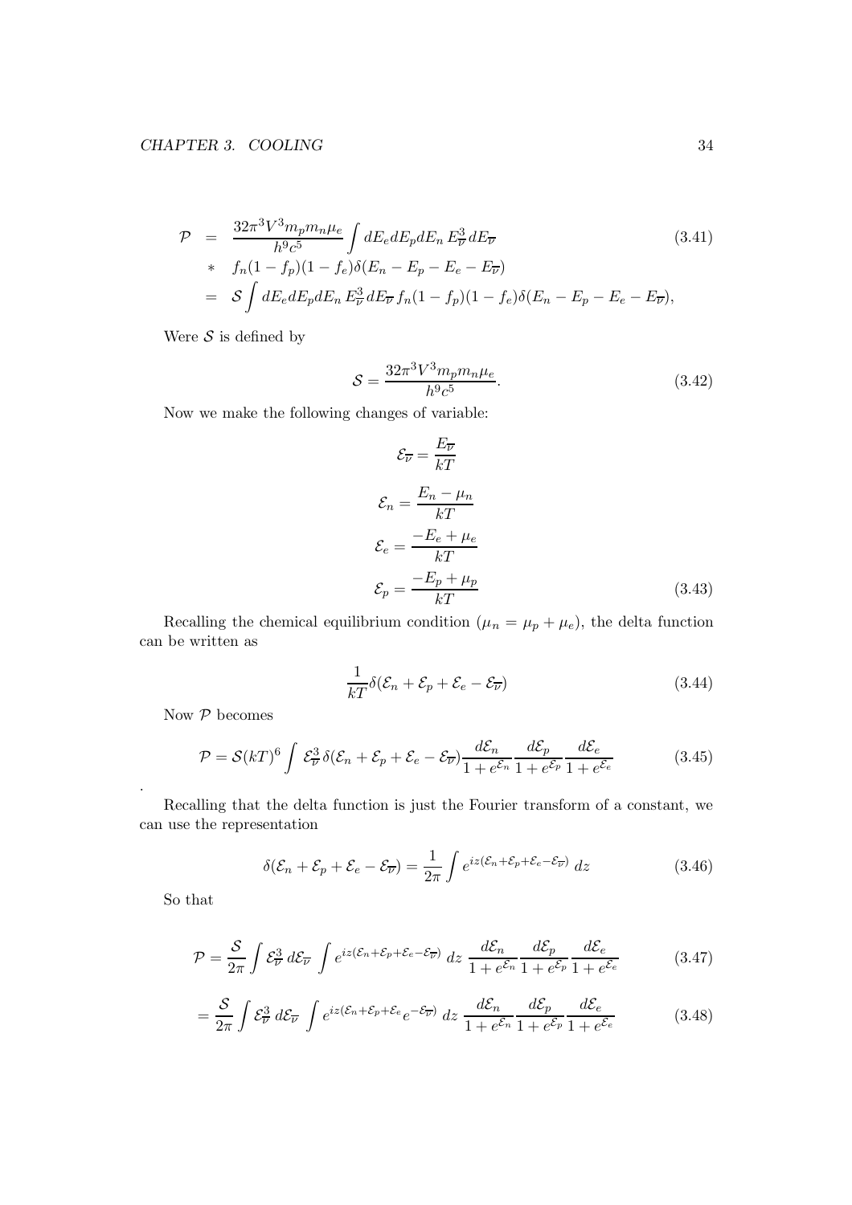$$
\begin{aligned}
\mathcal{P} &= \frac{32\pi^3 V^3 m_p m_n \mu_e}{h^9 c^5} \int dE_e dE_p dE_n \, E_{\overline{\nu}}^3 dE_{\overline{\nu}} \\
&* \quad f_n(1-f_p)(1-f_e)\delta(E_n - E_p - E_e - E_{\overline{\nu}}) \\
&= \mathcal{S} \int dE_e dE_p dE_n \, E_{\overline{\nu}}^3 dE_{\overline{\nu}} \, f_n(1-f_p)(1-f_e)\delta(E_n - E_p - E_e - E_{\overline{\nu}}),
\end{aligned}
\tag{3.41}
$$

Were $\mathcal{S}$ is defined by

$$
\mathcal{S} = \frac{32\pi^3 V^3 m_p m_n \mu_e}{h^9 c^5}. \tag{3.42}
$$

Now we make the following changes of variable:

$$
\begin{aligned}
\mathcal{E}_{\overline{\nu}} &= \frac{E_{\overline{\nu}}}{kT} \\
\mathcal{E}_n &= \frac{E_n - \mu_n}{kT} \\
\mathcal{E}_e &= \frac{-E_e + \mu_e}{kT} \\
\mathcal{E}_p &= \frac{-E_p + \mu_p}{kT}
\end{aligned}
\tag{3.43}
$$

Recalling the chemical equilibrium condition ($\mu_n = \mu_p + \mu_e$), the delta function can be written as

$$
\frac{1}{kT}\delta(\mathcal{E}_n + \mathcal{E}_p + \mathcal{E}_e - \mathcal{E}_{\overline{\nu}}) \tag{3.44}
$$

Now $\mathcal{P}$ becomes

$$
\mathcal{P} = \mathcal{S}(kT)^6 \int \mathcal{E}_{\overline{\nu}}^3 \, \delta(\mathcal{E}_n + \mathcal{E}_p + \mathcal{E}_e - \mathcal{E}_{\overline{\nu}}) \frac{d\mathcal{E}_n}{1+e^{\mathcal{E}_n}} \frac{d\mathcal{E}_p}{1+e^{\mathcal{E}_p}} \frac{d\mathcal{E}_e}{1+e^{\mathcal{E}_e}} \tag{3.45}
$$

.

Recalling that the delta function is just the Fourier transform of a constant, we can use the representation

$$
\delta(\mathcal{E}_n + \mathcal{E}_p + \mathcal{E}_e - \mathcal{E}_{\overline{\nu}}) = \frac{1}{2\pi} \int e^{iz(\mathcal{E}_n + \mathcal{E}_p + \mathcal{E}_e - \mathcal{E}_{\overline{\nu}})} \, dz \tag{3.46}
$$

So that

$$
\mathcal{P} = \frac{\mathcal{S}}{2\pi} \int \mathcal{E}_{\overline{\nu}}^3 \, d\mathcal{E}_{\overline{\nu}} \int e^{iz(\mathcal{E}_n + \mathcal{E}_p + \mathcal{E}_e - \mathcal{E}_{\overline{\nu}})} \, dz \, \frac{d\mathcal{E}_n}{1+e^{\mathcal{E}_n}} \frac{d\mathcal{E}_p}{1+e^{\mathcal{E}_p}} \frac{d\mathcal{E}_e}{1+e^{\mathcal{E}_e}} \tag{3.47}
$$

$$
= \frac{\mathcal{S}}{2\pi} \int \mathcal{E}_{\overline{\nu}}^3 \, d\mathcal{E}_{\overline{\nu}} \int e^{iz(\mathcal{E}_n + \mathcal{E}_p + \mathcal{E}_e} e^{-\mathcal{E}_{\overline{\nu}})} \, dz \, \frac{d\mathcal{E}_n}{1+e^{\mathcal{E}_n}} \frac{d\mathcal{E}_p}{1+e^{\mathcal{E}_p}} \frac{d\mathcal{E}_e}{1+e^{\mathcal{E}_e}} \tag{3.48}
$$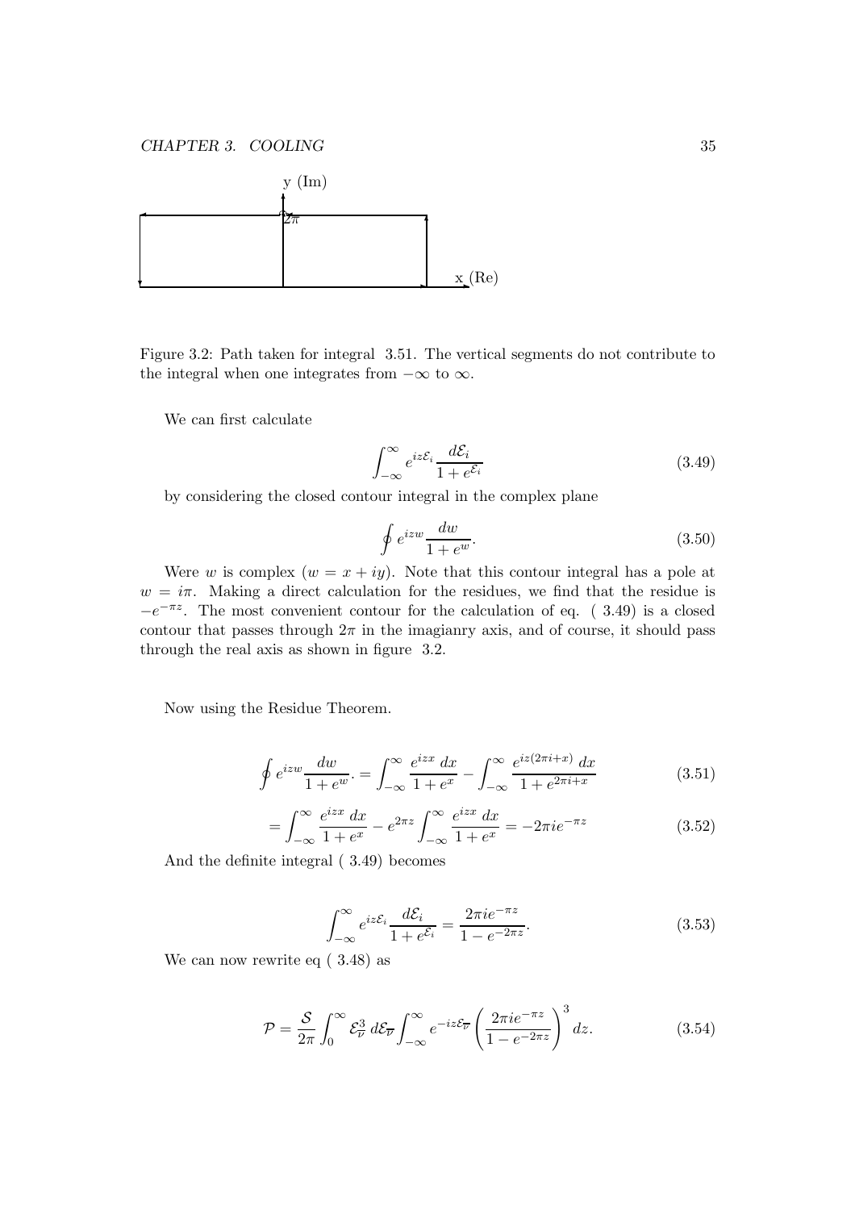Figure 3.2: Path taken for integral 3.51. The vertical segments do not contribute to the integral when one integrates from $-\infty$ to $\infty$.

We can first calculate

$$\int_{-\infty}^{\infty} e^{iz\mathcal{E}_i} \frac{d\mathcal{E}_i}{1+e^{\mathcal{E}_i}} \tag{3.49}$$

by considering the closed contour integral in the complex plane

$$\oint e^{izw} \frac{dw}{1+e^{w}}. \tag{3.50}$$

Were $w$ is complex ($w = x + iy$). Note that this contour integral has a pole at $w = i\pi$. Making a direct calculation for the residues, we find that the residue is $-e^{-\pi z}$. The most convenient contour for the calculation of eq. ( 3.49) is a closed contour that passes through $2\pi$ in the imagianry axis, and of course, it should pass through the real axis as shown in figure 3.2.

Now using the Residue Theorem.

$$\oint e^{izw} \frac{dw}{1+e^{w}}. = \int_{-\infty}^{\infty} \frac{e^{izx}\, dx}{1+e^{x}} - \int_{-\infty}^{\infty} \frac{e^{iz(2\pi i + x)}\, dx}{1+e^{2\pi i + x}} \tag{3.51}$$

$$= \int_{-\infty}^{\infty} \frac{e^{izx}\, dx}{1+e^{x}} - e^{2\pi z} \int_{-\infty}^{\infty} \frac{e^{izx}\, dx}{1+e^{x}} = -2\pi i e^{-\pi z} \tag{3.52}$$

And the definite integral ( 3.49) becomes

$$\int_{-\infty}^{\infty} e^{iz\mathcal{E}_i} \frac{d\mathcal{E}_i}{1+e^{\mathcal{E}_i}} = \frac{2\pi i e^{-\pi z}}{1-e^{-2\pi z}}. \tag{3.53}$$

We can now rewrite eq ( 3.48) as

$$\mathcal{P} = \frac{\mathcal{S}}{2\pi} \int_{0}^{\infty} \mathcal{E}_{\overline{\nu}}^{3}\, d\mathcal{E}_{\overline{\nu}} \int_{-\infty}^{\infty} e^{-iz\mathcal{E}_{\overline{\nu}}} \left( \frac{2\pi i e^{-\pi z}}{1-e^{-2\pi z}} \right)^{3} dz. \tag{3.54}$$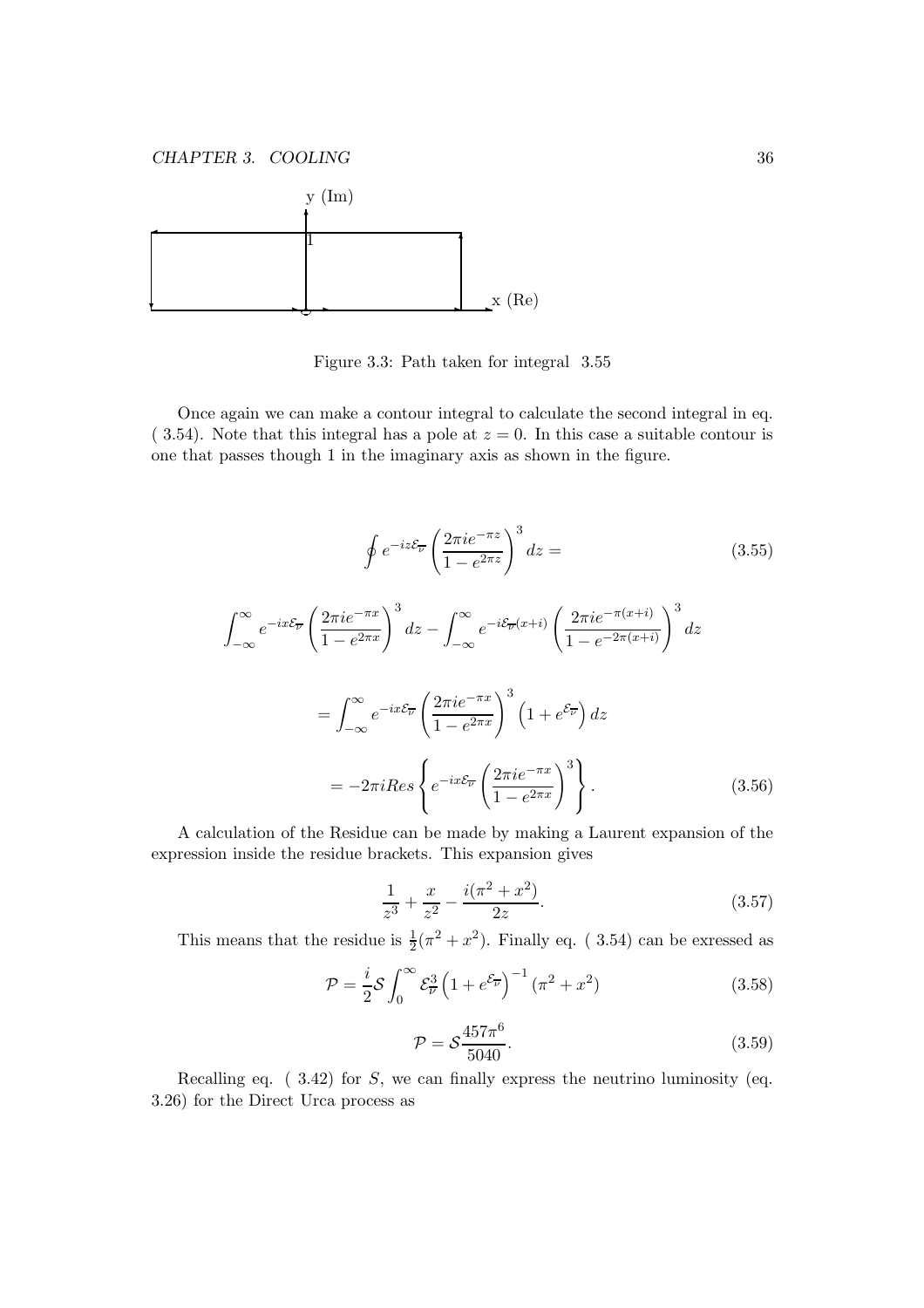Figure 3.3: Path taken for integral 3.55

Once again we can make a contour integral to calculate the second integral in eq. ( 3.54). Note that this integral has a pole at $z = 0$. In this case a suitable contour is one that passes though 1 in the imaginary axis as shown in the figure.

$$\oint e^{-iz\mathcal{E}_{\overline{\nu}}} \left( \frac{2\pi i e^{-\pi z}}{1 - e^{2\pi z}} \right)^3 dz = \tag{3.55}$$

$$\int_{-\infty}^{\infty} e^{-ix\mathcal{E}_{\overline{\nu}}} \left( \frac{2\pi i e^{-\pi x}}{1 - e^{2\pi x}} \right)^3 dz - \int_{-\infty}^{\infty} e^{-i\mathcal{E}_{\overline{\nu}}(x+i)} \left( \frac{2\pi i e^{-\pi(x+i)}}{1 - e^{-2\pi(x+i)}} \right)^3 dz$$

$$= \int_{-\infty}^{\infty} e^{-ix\mathcal{E}_{\overline{\nu}}} \left( \frac{2\pi i e^{-\pi x}}{1 - e^{2\pi x}} \right)^3 \left(1 + e^{\mathcal{E}_{\overline{\nu}}}\right) dz$$

$$= -2\pi i Res \left\{ e^{-ix\mathcal{E}_{\overline{\nu}}} \left( \frac{2\pi i e^{-\pi x}}{1 - e^{2\pi x}} \right)^3 \right\}. \tag{3.56}$$

A calculation of the Residue can be made by making a Laurent expansion of the expression inside the residue brackets. This expansion gives

$$\frac{1}{z^3} + \frac{x}{z^2} - \frac{i(\pi^2 + x^2)}{2z}. \tag{3.57}$$

This means that the residue is $\frac{1}{2}(\pi^2 + x^2)$. Finally eq. ( 3.54) can be exressed as

$$\mathcal{P} = \frac{i}{2} \mathcal{S} \int_0^{\infty} \mathcal{E}_{\overline{\nu}}^3 \left(1 + e^{\mathcal{E}_{\overline{\nu}}}\right)^{-1} (\pi^2 + x^2) \tag{3.58}$$

$$\mathcal{P} = \mathcal{S} \frac{457\pi^6}{5040}. \tag{3.59}$$

Recalling eq. ( 3.42) for $S$, we can finally express the neutrino luminosity (eq. 3.26) for the Direct Urca process as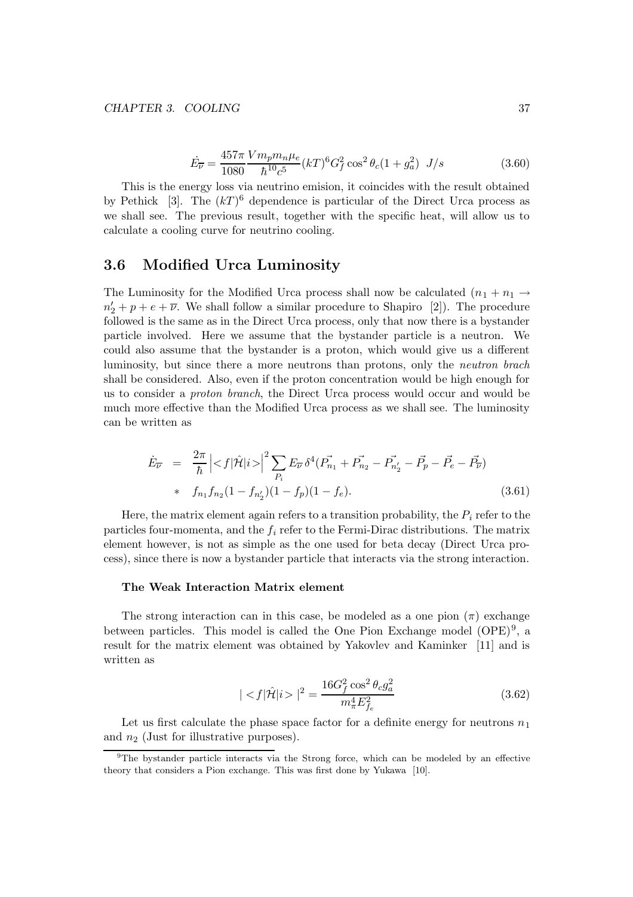$$\dot{E_{\overline{\nu}}} = \frac{457\pi}{1080} \frac{V m_p m_n \mu_e}{\hbar^{10} c^5} (kT)^6 G_f^2 \cos^2\theta_c (1+g_a^2) \;\; J/s \tag{3.60}$$

This is the energy loss via neutrino emision, it coincides with the result obtained by Pethick [3]. The $(kT)^6$ dependence is particular of the Direct Urca process as we shall see. The previous result, together with the specific heat, will allow us to calculate a cooling curve for neutrino cooling.

## 3.6 Modified Urca Luminosity

The Luminosity for the Modified Urca process shall now be calculated ($n_1 + n_1 \rightarrow n_2' + p + e + \overline{\nu}$. We shall follow a similar procedure to Shapiro [2]). The procedure followed is the same as in the Direct Urca process, only that now there is a bystander particle involved. Here we assume that the bystander particle is a neutron. We could also assume that the bystander is a proton, which would give us a different luminosity, but since there a more neutrons than protons, only the *neutron brach* shall be considered. Also, even if the proton concentration would be high enough for us to consider a *proton branch*, the Direct Urca process would occur and would be much more effective than the Modified Urca process as we shall see. The luminosity can be written as

$$\begin{aligned}
\dot{E_{\overline{\nu}}} &= \frac{2\pi}{\hbar} \left| <f|\hat{\mathcal{H}}|i> \right|^2 \sum_{P_i} E_{\overline{\nu}} \, \delta^4(\vec{P_{n_1}} + \vec{P_{n_2}} - \vec{P_{n_2'}} - \vec{P_p} - \vec{P_e} - \vec{P_{\overline{\nu}}}) \\
&* \quad f_{n_1} f_{n_2} (1 - f_{n_2'})(1 - f_p)(1 - f_e).
\end{aligned} \tag{3.61}$$

Here, the matrix element again refers to a transition probability, the $P_i$ refer to the particles four-momenta, and the $f_i$ refer to the Fermi-Dirac distributions. The matrix element however, is not as simple as the one used for beta decay (Direct Urca process), since there is now a bystander particle that interacts via the strong interaction.

#### The Weak Interaction Matrix element

The strong interaction can in this case, be modeled as a one pion ($\pi$) exchange between particles. This model is called the One Pion Exchange model (OPE)[9], a result for the matrix element was obtained by Yakovlev and Kaminker [11] and is written as

$$| <f|\hat{\mathcal{H}}|i> |^2 = \frac{16 G_f^2 \cos^2\theta_c g_a^2}{m_\pi^4 E_{f_e}^2} \tag{3.62}$$

Let us first calculate the phase space factor for a definite energy for neutrons $n_1$ and $n_2$ (Just for illustrative purposes).

[9] The bystander particle interacts via the Strong force, which can be modeled by an effective theory that considers a Pion exchange. This was first done by Yukawa [10].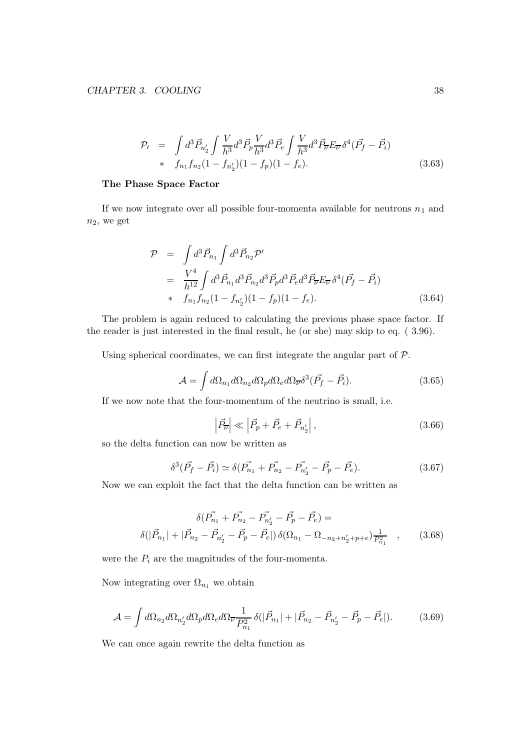$$\mathcal{P}\prime = \int d^3\vec{P}_{n_2'} \int \frac{V}{h^3} d^3\vec{P}_p \frac{V}{h^3} d^3\vec{P}_e \int \frac{V}{h^3} d^3\vec{P}_{\overline{\nu}} E_{\overline{\nu}}\, \delta^4(\vec{P}_f - \vec{P}_i)$$
$$* \quad f_{n_1} f_{n_2} (1 - f_{n_2'})(1 - f_p)(1 - f_e). \tag{3.63}$$

**The Phase Space Factor**

If we now integrate over all possible four-momenta available for neutrons $n_1$ and $n_2$, we get

$$\begin{aligned}
\mathcal{P} &= \int d^3\vec{P}_{n_1} \int d^3\vec{P}_{n_2} \mathcal{P}' \\
&= \frac{V^4}{h^{12}} \int d^3\vec{P}_{n_1} d^3\vec{P}_{n_2} d^3\vec{P}_p d^3\vec{P}_e d^3\vec{P}_{\overline{\nu}} E_{\overline{\nu}}\, \delta^4(\vec{P}_f - \vec{P}_i) \\
&* \quad f_{n_1} f_{n_2} (1 - f_{n_2'})(1 - f_p)(1 - f_e).
\end{aligned} \tag{3.64}$$

The problem is again reduced to calculating the previous phase space factor. If the reader is just interested in the final result, he (or she) may skip to eq. ( 3.96).

Using spherical coordinates, we can first integrate the angular part of $\mathcal{P}$.

$$\mathcal{A} = \int d\Omega_{n_1} d\Omega_{n_2} d\Omega_p d\Omega_e d\Omega_{\overline{\nu}} \delta^3(\vec{P}_f - \vec{P}_i). \tag{3.65}$$

If we now note that the four-momentum of the neutrino is small, i.e.

$$\left| \vec{P}_{\overline{\nu}} \right| \ll \left| \vec{P}_p + \vec{P}_e + \vec{P}_{n_2'} \right|, \tag{3.66}$$

so the delta function can now be written as

$$\delta^3(\vec{P}_f - \vec{P}_i) \simeq \delta(\vec{P_{n_1}} + \vec{P_{n_2}} - \vec{P_{n_2'}} - \vec{P}_p - \vec{P}_e). \tag{3.67}$$

Now we can exploit the fact that the delta function can be written as

$$\begin{aligned}
&\delta(\vec{P_{n_1}} + \vec{P_{n_2}} - \vec{P_{n_2'}} - \vec{P}_p - \vec{P}_e) = \\
&\delta(|\vec{P}_{n_1}| + |\vec{P}_{n_2} - \vec{P}_{n_2'} - \vec{P}_p - \vec{P}_e|)\, \delta(\Omega_{n_1} - \Omega_{-n_2+n_2'+p+e}) \tfrac{1}{P_{n_1}^2} \quad ,
\end{aligned} \tag{3.68}$$

were the $P_i$ are the magnitudes of the four-momenta.

Now integrating over $\Omega_{n_1}$ we obtain

$$\mathcal{A} = \int d\Omega_{n_2} d\Omega_{n_2'} d\Omega_p d\Omega_e d\Omega_{\overline{\nu}} \frac{1}{P_{n_1}^2}\, \delta(|\vec{P}_{n_1}| + |\vec{P}_{n_2} - \vec{P}_{n_2'} - \vec{P}_p - \vec{P}_e|). \tag{3.69}$$

We can once again rewrite the delta function as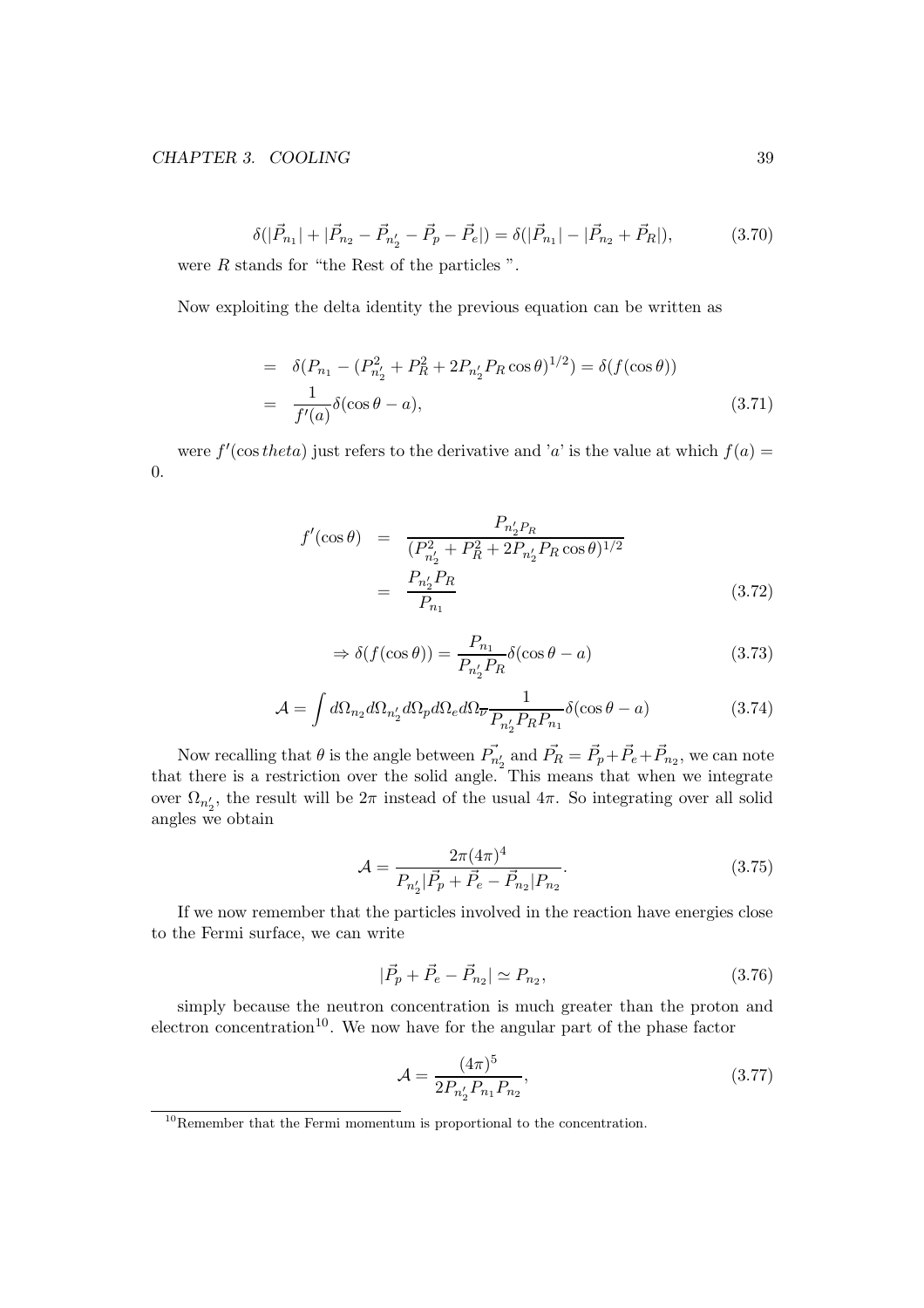$$\delta(|\vec{P}_{n_1}| + |\vec{P}_{n_2} - \vec{P}_{n_2'} - \vec{P}_p - \vec{P}_e|) = \delta(|\vec{P}_{n_1}| - |\vec{P}_{n_2} + \vec{P}_R|), \tag{3.70}$$

were $R$ stands for "the Rest of the particles ".

Now exploiting the delta identity the previous equation can be written as

$$\begin{aligned} &= \delta(P_{n_1} - (P_{n_2'}^2 + P_R^2 + 2P_{n_2'}P_R\cos\theta)^{1/2}) = \delta(f(\cos\theta)) \\ &= \frac{1}{f'(a)}\delta(\cos\theta - a), \end{aligned} \tag{3.71}$$

were $f'(\cos theta)$ just refers to the derivative and '$a$' is the value at which $f(a) = 0$.

$$\begin{aligned} f'(\cos\theta) &= \frac{P_{n_2'}P_R}{(P_{n_2'}^2 + P_R^2 + 2P_{n_2'}P_R\cos\theta)^{1/2}} \\ &= \frac{P_{n_2'}P_R}{P_{n_1}} \end{aligned} \tag{3.72}$$

$$\Rightarrow \delta(f(\cos\theta)) = \frac{P_{n_1}}{P_{n_2'}P_R}\delta(\cos\theta - a) \tag{3.73}$$

$$\mathcal{A} = \int d\Omega_{n_2} d\Omega_{n_2'} d\Omega_p d\Omega_e d\Omega_{\overline{\nu}} \frac{1}{P_{n_2'}P_R P_{n_1}}\delta(\cos\theta - a) \tag{3.74}$$

Now recalling that $\theta$ is the angle between $\vec{P_{n_2'}}$ and $\vec{P_R} = \vec{P}_p + \vec{P}_e + \vec{P}_{n_2}$, we can note that there is a restriction over the solid angle. This means that when we integrate over $\Omega_{n_2'}$, the result will be $2\pi$ instead of the usual $4\pi$. So integrating over all solid angles we obtain

$$\mathcal{A} = \frac{2\pi(4\pi)^4}{P_{n_2'}|\vec{P}_p + \vec{P}_e - \vec{P}_{n_2}|P_{n_2}}. \tag{3.75}$$

If we now remember that the particles involved in the reaction have energies close to the Fermi surface, we can write

$$|\vec{P}_p + \vec{P}_e - \vec{P}_{n_2}| \simeq P_{n_2}, \tag{3.76}$$

simply because the neutron concentration is much greater than the proton and electron concentration[10]. We now have for the angular part of the phase factor

$$\mathcal{A} = \frac{(4\pi)^5}{2P_{n_2'}P_{n_1}P_{n_2}}, \tag{3.77}$$

[10] Remember that the Fermi momentum is proportional to the concentration.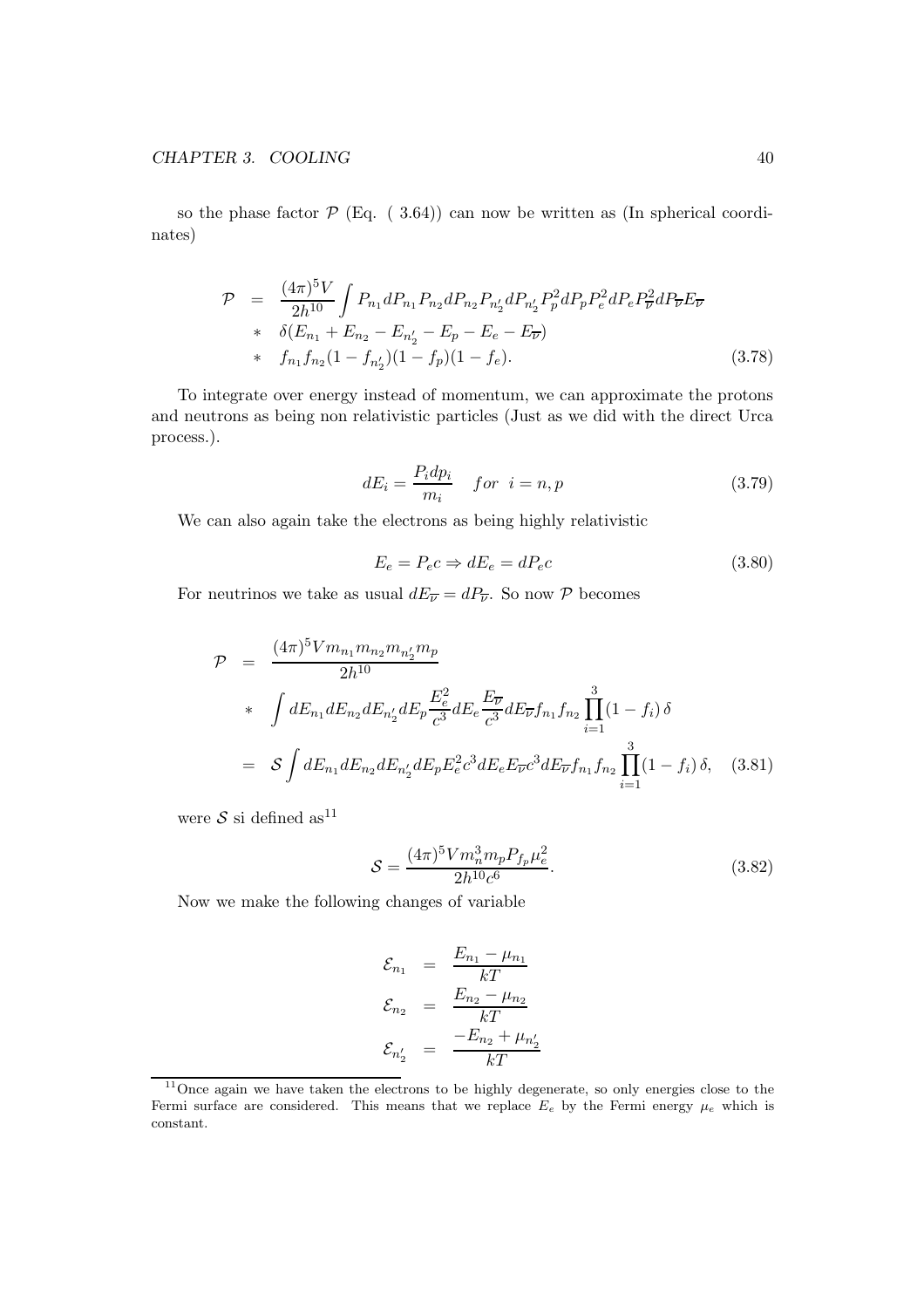so the phase factor $\mathcal{P}$ (Eq. ( 3.64)) can now be written as (In spherical coordinates)

$$
\begin{aligned}
\mathcal{P} &= \frac{(4\pi)^5 V}{2h^{10}} \int P_{n_1} dP_{n_1} P_{n_2} dP_{n_2} P_{n_2'} dP_{n_2'} P_p^2 dP_p P_e^2 dP_e P_{\overline{\nu}}^2 dP_{\overline{\nu}} E_{\overline{\nu}} \\
&* \quad \delta(E_{n_1} + E_{n_2} - E_{n_2'} - E_p - E_e - E_{\overline{\nu}}) \\
&* \quad f_{n_1} f_{n_2} (1 - f_{n_2'})(1 - f_p)(1 - f_e).
\end{aligned} \tag{3.78}
$$

To integrate over energy instead of momentum, we can approximate the protons and neutrons as being non relativistic particles (Just as we did with the direct Urca process.).

$$
dE_i = \frac{P_i dp_i}{m_i} \quad for \;\; i = n, p \tag{3.79}
$$

We can also again take the electrons as being highly relativistic

$$
E_e = P_e c \Rightarrow dE_e = dP_e c \tag{3.80}
$$

For neutrinos we take as usual $dE_{\overline{\nu}} = dP_{\overline{\nu}}$. So now $\mathcal{P}$ becomes

$$
\begin{aligned}
\mathcal{P} &= \frac{(4\pi)^5 V m_{n_1} m_{n_2} m_{n_2'} m_p}{2h^{10}} \\
&* \quad \int dE_{n_1} dE_{n_2} dE_{n_2'} dE_p \frac{E_e^2}{c^3} dE_e \frac{E_{\overline{\nu}}}{c^3} dE_{\overline{\nu}} f_{n_1} f_{n_2} \prod_{i=1}^{3} (1 - f_i)\, \delta \\
&= \mathcal{S} \int dE_{n_1} dE_{n_2} dE_{n_2'} dE_p E_e^2 c^3 dE_e E_{\overline{\nu}} c^3 dE_{\overline{\nu}} f_{n_1} f_{n_2} \prod_{i=1}^{3} (1 - f_i)\, \delta,
\end{aligned} \tag{3.81}
$$

were $\mathcal{S}$ si defined as[11]

$$
\mathcal{S} = \frac{(4\pi)^5 V m_n^3 m_p P_{f_p} \mu_e^2}{2h^{10} c^6}. \tag{3.82}
$$

Now we make the following changes of variable

$$
\begin{aligned}
\mathcal{E}_{n_1} &= \frac{E_{n_1} - \mu_{n_1}}{kT} \\
\mathcal{E}_{n_2} &= \frac{E_{n_2} - \mu_{n_2}}{kT} \\
\mathcal{E}_{n_2'} &= \frac{-E_{n_2} + \mu_{n_2'}}{kT}
\end{aligned}
$$

---

[11] Once again we have taken the electrons to be highly degenerate, so only energies close to the Fermi surface are considered. This means that we replace $E_e$ by the Fermi energy $\mu_e$ which is constant.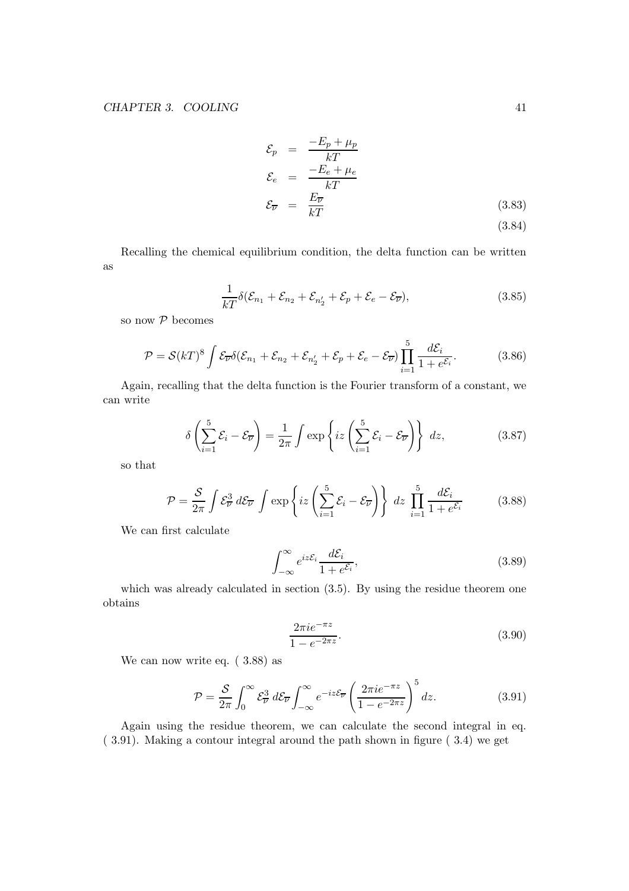$$
\begin{aligned}
\mathcal{E}_p &= \frac{-E_p + \mu_p}{kT} \\
\mathcal{E}_e &= \frac{-E_e + \mu_e}{kT} \\
\mathcal{E}_{\overline{\nu}} &= \frac{E_{\overline{\nu}}}{kT}
\end{aligned} \tag{3.83}
$$

$$
\tag{3.84}
$$

Recalling the chemical equilibrium condition, the delta function can be written as

$$
\frac{1}{kT}\delta(\mathcal{E}_{n_1} + \mathcal{E}_{n_2} + \mathcal{E}_{n_2'} + \mathcal{E}_p + \mathcal{E}_e - \mathcal{E}_{\overline{\nu}}), \tag{3.85}
$$

so now $\mathcal{P}$ becomes

$$
\mathcal{P} = \mathcal{S}(kT)^8 \int \mathcal{E}_{\overline{\nu}} \delta(\mathcal{E}_{n_1} + \mathcal{E}_{n_2} + \mathcal{E}_{n_2'} + \mathcal{E}_p + \mathcal{E}_e - \mathcal{E}_{\overline{\nu}}) \prod_{i=1}^{5} \frac{d\mathcal{E}_i}{1 + e^{\mathcal{E}_i}}. \tag{3.86}
$$

Again, recalling that the delta function is the Fourier transform of a constant, we can write

$$
\delta\left(\sum_{i=1}^{5} \mathcal{E}_i - \mathcal{E}_{\overline{\nu}}\right) = \frac{1}{2\pi} \int \exp\left\{ iz \left(\sum_{i=1}^{5} \mathcal{E}_i - \mathcal{E}_{\overline{\nu}}\right)\right\} \, dz, \tag{3.87}
$$

so that

$$
\mathcal{P} = \frac{\mathcal{S}}{2\pi} \int \mathcal{E}_{\overline{\nu}}^3 \, d\mathcal{E}_{\overline{\nu}} \int \exp\left\{ iz \left(\sum_{i=1}^{5} \mathcal{E}_i - \mathcal{E}_{\overline{\nu}}\right)\right\} \, dz \, \prod_{i=1}^{5} \frac{d\mathcal{E}_i}{1 + e^{\mathcal{E}_i}} \tag{3.88}
$$

We can first calculate

$$
\int_{-\infty}^{\infty} e^{iz\mathcal{E}_i} \frac{d\mathcal{E}_i}{1 + e^{\mathcal{E}_i}}, \tag{3.89}
$$

which was already calculated in section (3.5). By using the residue theorem one obtains

$$
\frac{2\pi i e^{-\pi z}}{1 - e^{-2\pi z}}. \tag{3.90}
$$

We can now write eq. ( 3.88) as

$$
\mathcal{P} = \frac{\mathcal{S}}{2\pi} \int_0^{\infty} \mathcal{E}_{\overline{\nu}}^3 \, d\mathcal{E}_{\overline{\nu}} \int_{-\infty}^{\infty} e^{-iz\mathcal{E}_{\overline{\nu}}} \left(\frac{2\pi i e^{-\pi z}}{1 - e^{-2\pi z}}\right)^5 dz. \tag{3.91}
$$

Again using the residue theorem, we can calculate the second integral in eq. ( 3.91). Making a contour integral around the path shown in figure ( 3.4) we get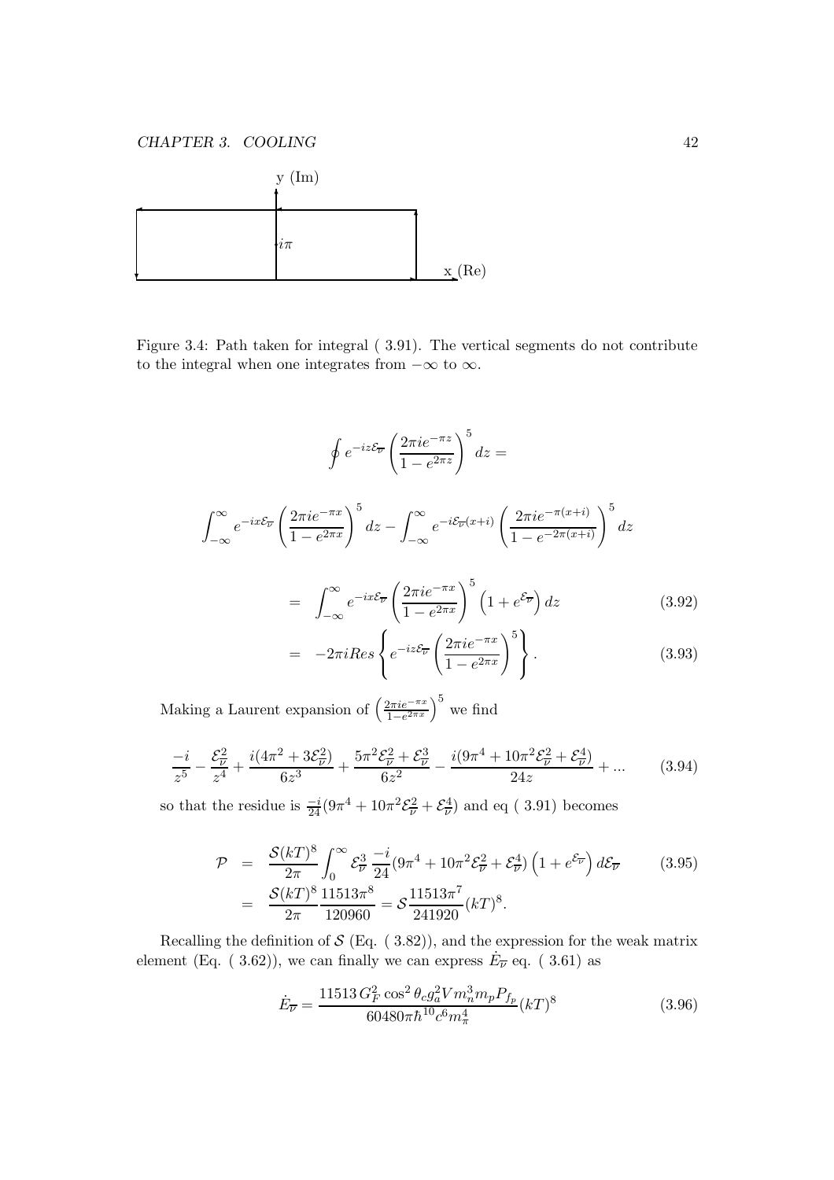Figure 3.4: Path taken for integral ( 3.91). The vertical segments do not contribute to the integral when one integrates from $-\infty$ to $\infty$.

$$\oint e^{-iz\mathcal{E}_{\overline{\nu}}} \left( \frac{2\pi i e^{-\pi z}}{1 - e^{2\pi z}} \right)^5 dz =$$

$$\int_{-\infty}^{\infty} e^{-ix\mathcal{E}_{\overline{\nu}}} \left( \frac{2\pi i e^{-\pi x}}{1 - e^{2\pi x}} \right)^5 dz - \int_{-\infty}^{\infty} e^{-i\mathcal{E}_{\overline{\nu}}(x+i)} \left( \frac{2\pi i e^{-\pi (x+i)}}{1 - e^{-2\pi (x+i)}} \right)^5 dz$$

$$= \int_{-\infty}^{\infty} e^{-ix\mathcal{E}_{\overline{\nu}}} \left( \frac{2\pi i e^{-\pi x}}{1 - e^{2\pi x}} \right)^5 \left( 1 + e^{\mathcal{E}_{\overline{\nu}}} \right) dz \tag{3.92}$$

$$= -2\pi i Res \left\{ e^{-iz\mathcal{E}_{\overline{\nu}}} \left( \frac{2\pi i e^{-\pi x}}{1 - e^{2\pi x}} \right)^5 \right\}. \tag{3.93}$$

Making a Laurent expansion of $\left( \frac{2\pi i e^{-\pi x}}{1 - e^{2\pi x}} \right)^5$ we find

$$\frac{-i}{z^5} - \frac{\mathcal{E}_{\overline{\nu}}^2}{z^4} + \frac{i(4\pi^2 + 3\mathcal{E}_{\overline{\nu}}^2)}{6z^3} + \frac{5\pi^2\mathcal{E}_{\overline{\nu}}^2 + \mathcal{E}_{\overline{\nu}}^3}{6z^2} - \frac{i(9\pi^4 + 10\pi^2\mathcal{E}_{\overline{\nu}}^2 + \mathcal{E}_{\overline{\nu}}^4)}{24z} + \ldots \tag{3.94}$$

so that the residue is $\frac{-i}{24}(9\pi^4 + 10\pi^2\mathcal{E}_{\overline{\nu}}^2 + \mathcal{E}_{\overline{\nu}}^4)$ and eq ( 3.91) becomes

$$\mathcal{P} = \frac{\mathcal{S}(kT)^8}{2\pi} \int_0^{\infty} \mathcal{E}_{\overline{\nu}}^3 \frac{-i}{24}(9\pi^4 + 10\pi^2\mathcal{E}_{\overline{\nu}}^2 + \mathcal{E}_{\overline{\nu}}^4) \left( 1 + e^{\mathcal{E}_{\overline{\nu}}} \right) d\mathcal{E}_{\overline{\nu}} \tag{3.95}$$

$$= \frac{\mathcal{S}(kT)^8}{2\pi} \frac{11513\pi^8}{120960} = \mathcal{S}\frac{11513\pi^7}{241920}(kT)^8.$$

Recalling the definition of $\mathcal{S}$ (Eq. ( 3.82)), and the expression for the weak matrix element (Eq. ( 3.62)), we can finally we can express $\dot{E_{\overline{\nu}}}$ eq. ( 3.61) as

$$\dot{E_{\overline{\nu}}} = \frac{11513\, G_F^2 \cos^2\theta_c g_a^2 V m_n^3 m_p P_{f_p}}{60480\pi\hbar^{10}c^6 m_\pi^4}(kT)^8 \tag{3.96}$$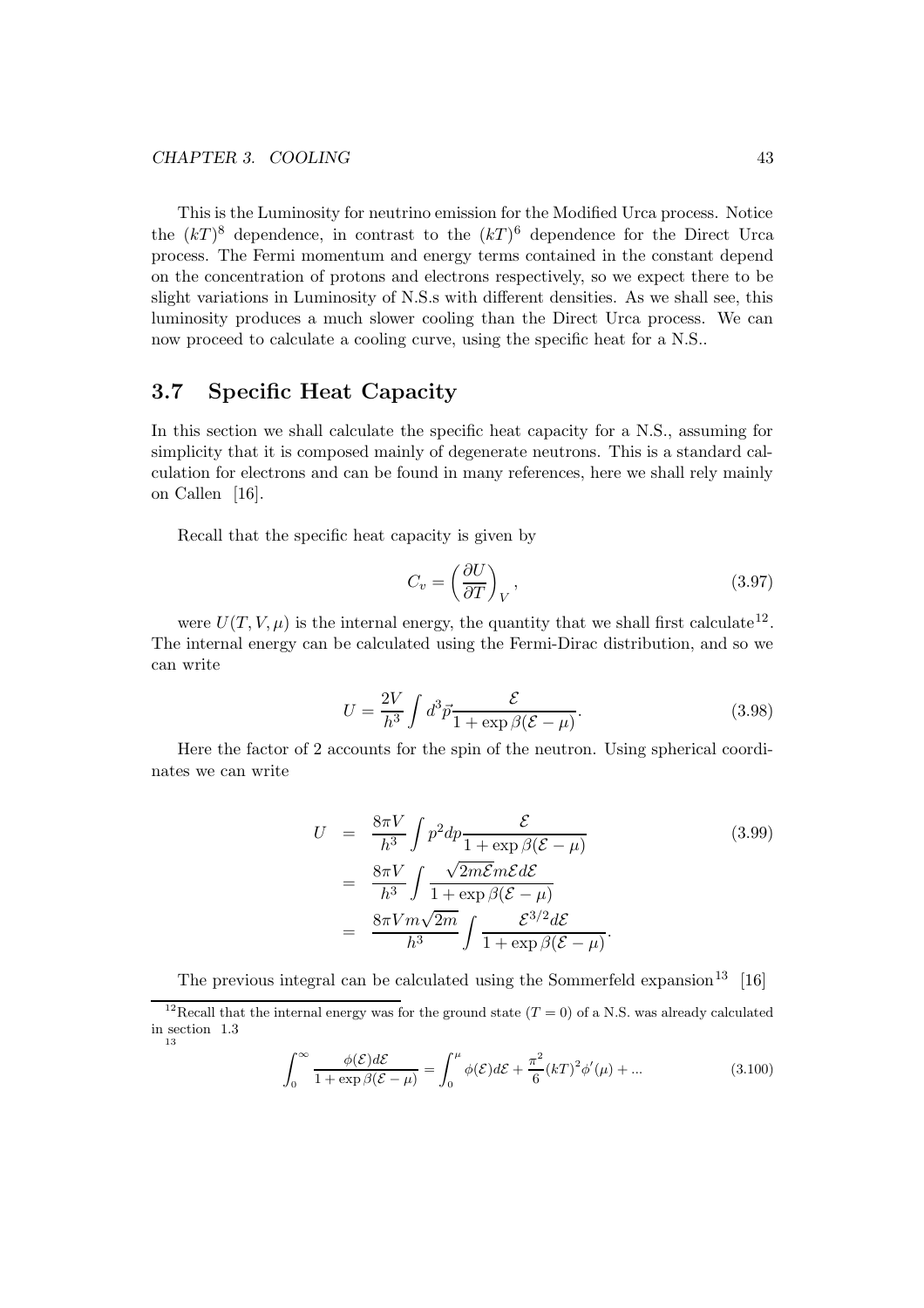This is the Luminosity for neutrino emission for the Modified Urca process. Notice the $(kT)^8$ dependence, in contrast to the $(kT)^6$ dependence for the Direct Urca process. The Fermi momentum and energy terms contained in the constant depend on the concentration of protons and electrons respectively, so we expect there to be slight variations in Luminosity of N.S.s with different densities. As we shall see, this luminosity produces a much slower cooling than the Direct Urca process. We can now proceed to calculate a cooling curve, using the specific heat for a N.S..

## 3.7 Specific Heat Capacity

In this section we shall calculate the specific heat capacity for a N.S., assuming for simplicity that it is composed mainly of degenerate neutrons. This is a standard calculation for electrons and can be found in many references, here we shall rely mainly on Callen [16].

Recall that the specific heat capacity is given by

$$C_v = \left(\frac{\partial U}{\partial T}\right)_V, \tag{3.97}$$

were $U(T, V, \mu)$ is the internal energy, the quantity that we shall first calculate[12]. The internal energy can be calculated using the Fermi-Dirac distribution, and so we can write

$$U = \frac{2V}{h^3}\int d^3\vec{p}\frac{\mathcal{E}}{1+\exp\beta(\mathcal{E}-\mu)}. \tag{3.98}$$

Here the factor of 2 accounts for the spin of the neutron. Using spherical coordinates we can write

$$\begin{aligned} U &= \frac{8\pi V}{h^3}\int p^2 dp\frac{\mathcal{E}}{1+\exp\beta(\mathcal{E}-\mu)} \\ &= \frac{8\pi V}{h^3}\int\frac{\sqrt{2m\mathcal{E}}m\mathcal{E}d\mathcal{E}}{1+\exp\beta(\mathcal{E}-\mu)} \\ &= \frac{8\pi V m\sqrt{2m}}{h^3}\int\frac{\mathcal{E}^{3/2}d\mathcal{E}}{1+\exp\beta(\mathcal{E}-\mu)}. \end{aligned} \tag{3.99}$$

The previous integral can be calculated using the Sommerfeld expansion[13] [16]

[12] Recall that the internal energy was for the ground state ($T = 0$) of a N.S. was already calculated in section 1.3

[13]
$$\int_0^\infty \frac{\phi(\mathcal{E})d\mathcal{E}}{1+\exp\beta(\mathcal{E}-\mu)} = \int_0^\mu \phi(\mathcal{E})d\mathcal{E} + \frac{\pi^2}{6}(kT)^2\phi'(\mu) + ... \tag{3.100}$$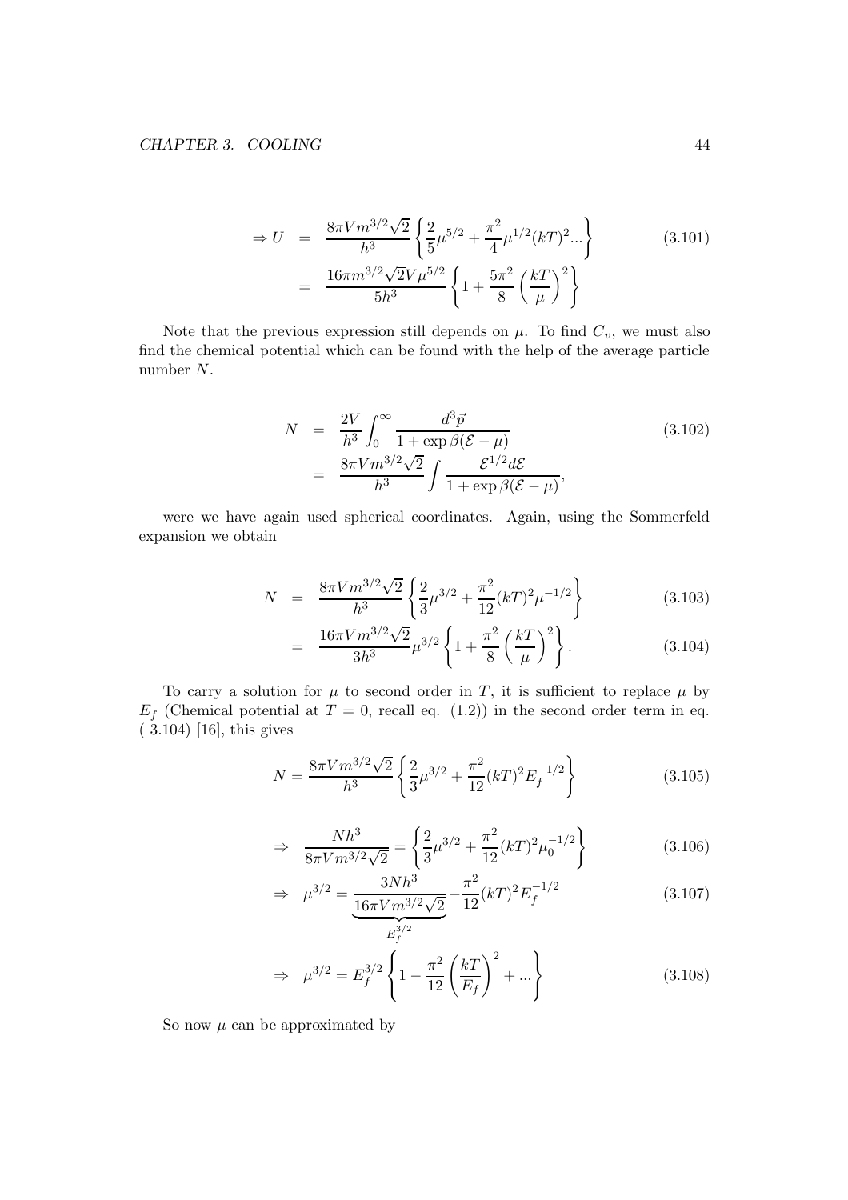$$\Rightarrow U = \frac{8\pi V m^{3/2}\sqrt{2}}{h^3}\left\{\frac{2}{5}\mu^{5/2} + \frac{\pi^2}{4}\mu^{1/2}(kT)^2 ...\right\} \tag{3.101}$$

$$= \frac{16\pi m^{3/2}\sqrt{2}V\mu^{5/2}}{5h^3}\left\{1 + \frac{5\pi^2}{8}\left(\frac{kT}{\mu}\right)^2\right\}$$

Note that the previous expression still depends on $\mu$. To find $C_v$, we must also find the chemical potential which can be found with the help of the average particle number $N$.

$$N = \frac{2V}{h^3}\int_0^\infty \frac{d^3\vec{p}}{1 + \exp\beta(\mathcal{E} - \mu)} \tag{3.102}$$

$$= \frac{8\pi V m^{3/2}\sqrt{2}}{h^3}\int \frac{\mathcal{E}^{1/2} d\mathcal{E}}{1 + \exp\beta(\mathcal{E} - \mu)},$$

were we have again used spherical coordinates. Again, using the Sommerfeld expansion we obtain

$$N = \frac{8\pi V m^{3/2}\sqrt{2}}{h^3}\left\{\frac{2}{3}\mu^{3/2} + \frac{\pi^2}{12}(kT)^2\mu^{-1/2}\right\} \tag{3.103}$$

$$= \frac{16\pi V m^{3/2}\sqrt{2}}{3h^3}\mu^{3/2}\left\{1 + \frac{\pi^2}{8}\left(\frac{kT}{\mu}\right)^2\right\}. \tag{3.104}$$

To carry a solution for $\mu$ to second order in $T$, it is sufficient to replace $\mu$ by $E_f$ (Chemical potential at $T = 0$, recall eq. (1.2)) in the second order term in eq. ( 3.104) [16], this gives

$$N = \frac{8\pi V m^{3/2}\sqrt{2}}{h^3}\left\{\frac{2}{3}\mu^{3/2} + \frac{\pi^2}{12}(kT)^2 E_f^{-1/2}\right\} \tag{3.105}$$

$$\Rightarrow \quad \frac{Nh^3}{8\pi V m^{3/2}\sqrt{2}} = \left\{\frac{2}{3}\mu^{3/2} + \frac{\pi^2}{12}(kT)^2\mu_0^{-1/2}\right\} \tag{3.106}$$

$$\Rightarrow \quad \mu^{3/2} = \underbrace{\frac{3Nh^3}{16\pi V m^{3/2}\sqrt{2}}}_{E_f^{3/2}} - \frac{\pi^2}{12}(kT)^2 E_f^{-1/2} \tag{3.107}$$

$$\Rightarrow \quad \mu^{3/2} = E_f^{3/2}\left\{1 - \frac{\pi^2}{12}\left(\frac{kT}{E_f}\right)^2 + ...\right\} \tag{3.108}$$

So now $\mu$ can be approximated by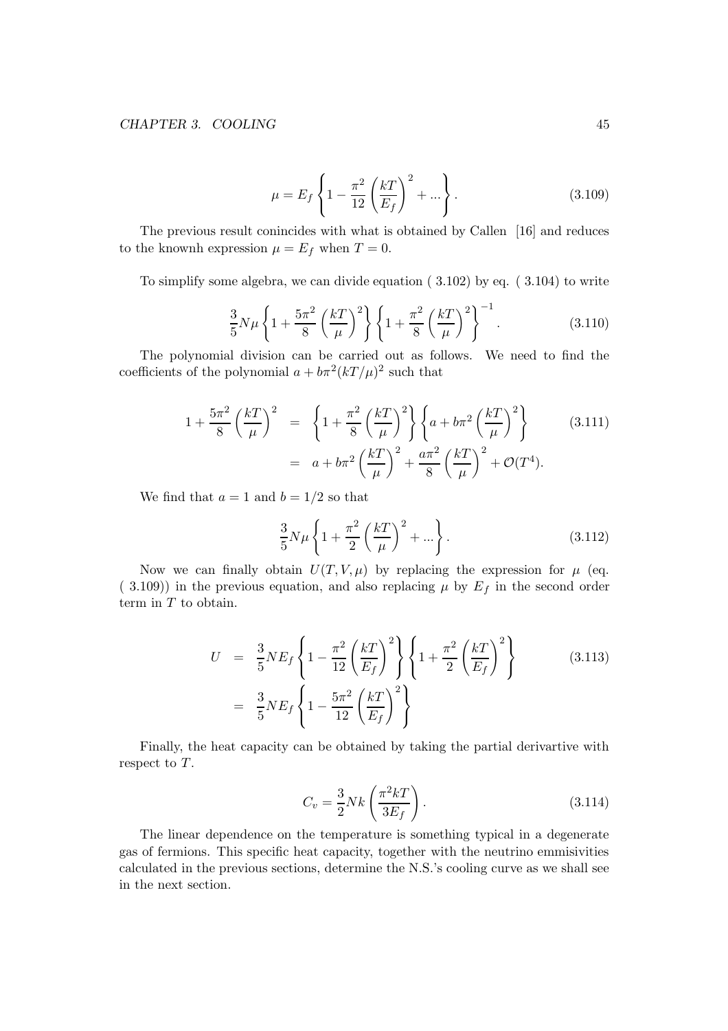$$\mu = E_f \left\{ 1 - \frac{\pi^2}{12} \left( \frac{kT}{E_f} \right)^2 + ... \right\}. \tag{3.109}$$

The previous result conincides with what is obtained by Callen [16] and reduces to the knownh expression $\mu = E_f$ when $T = 0$.

To simplify some algebra, we can divide equation ( 3.102) by eq. ( 3.104) to write

$$\frac{3}{5} N\mu \left\{ 1 + \frac{5\pi^2}{8} \left( \frac{kT}{\mu} \right)^2 \right\} \left\{ 1 + \frac{\pi^2}{8} \left( \frac{kT}{\mu} \right)^2 \right\}^{-1}. \tag{3.110}$$

The polynomial division can be carried out as follows. We need to find the coefficients of the polynomial $a + b\pi^2 (kT/\mu)^2$ such that

$$\begin{aligned} 1 + \frac{5\pi^2}{8} \left( \frac{kT}{\mu} \right)^2 &= \left\{ 1 + \frac{\pi^2}{8} \left( \frac{kT}{\mu} \right)^2 \right\} \left\{ a + b\pi^2 \left( \frac{kT}{\mu} \right)^2 \right\} \\ &= a + b\pi^2 \left( \frac{kT}{\mu} \right)^2 + \frac{a\pi^2}{8} \left( \frac{kT}{\mu} \right)^2 + \mathcal{O}(T^4). \end{aligned} \tag{3.111}$$

We find that $a = 1$ and $b = 1/2$ so that

$$\frac{3}{5} N\mu \left\{ 1 + \frac{\pi^2}{2} \left( \frac{kT}{\mu} \right)^2 + ... \right\}. \tag{3.112}$$

Now we can finally obtain $U(T, V, \mu)$ by replacing the expression for $\mu$ (eq. ( 3.109)) in the previous equation, and also replacing $\mu$ by $E_f$ in the second order term in $T$ to obtain.

$$\begin{aligned} U &= \frac{3}{5} N E_f \left\{ 1 - \frac{\pi^2}{12} \left( \frac{kT}{E_f} \right)^2 \right\} \left\{ 1 + \frac{\pi^2}{2} \left( \frac{kT}{E_f} \right)^2 \right\} \\ &= \frac{3}{5} N E_f \left\{ 1 - \frac{5\pi^2}{12} \left( \frac{kT}{E_f} \right)^2 \right\} \end{aligned} \tag{3.113}$$

Finally, the heat capacity can be obtained by taking the partial derivartive with respect to $T$.

$$C_v = \frac{3}{2} Nk \left( \frac{\pi^2 kT}{3E_f} \right). \tag{3.114}$$

The linear dependence on the temperature is something typical in a degenerate gas of fermions. This specific heat capacity, together with the neutrino emmisivities calculated in the previous sections, determine the N.S.'s cooling curve as we shall see in the next section.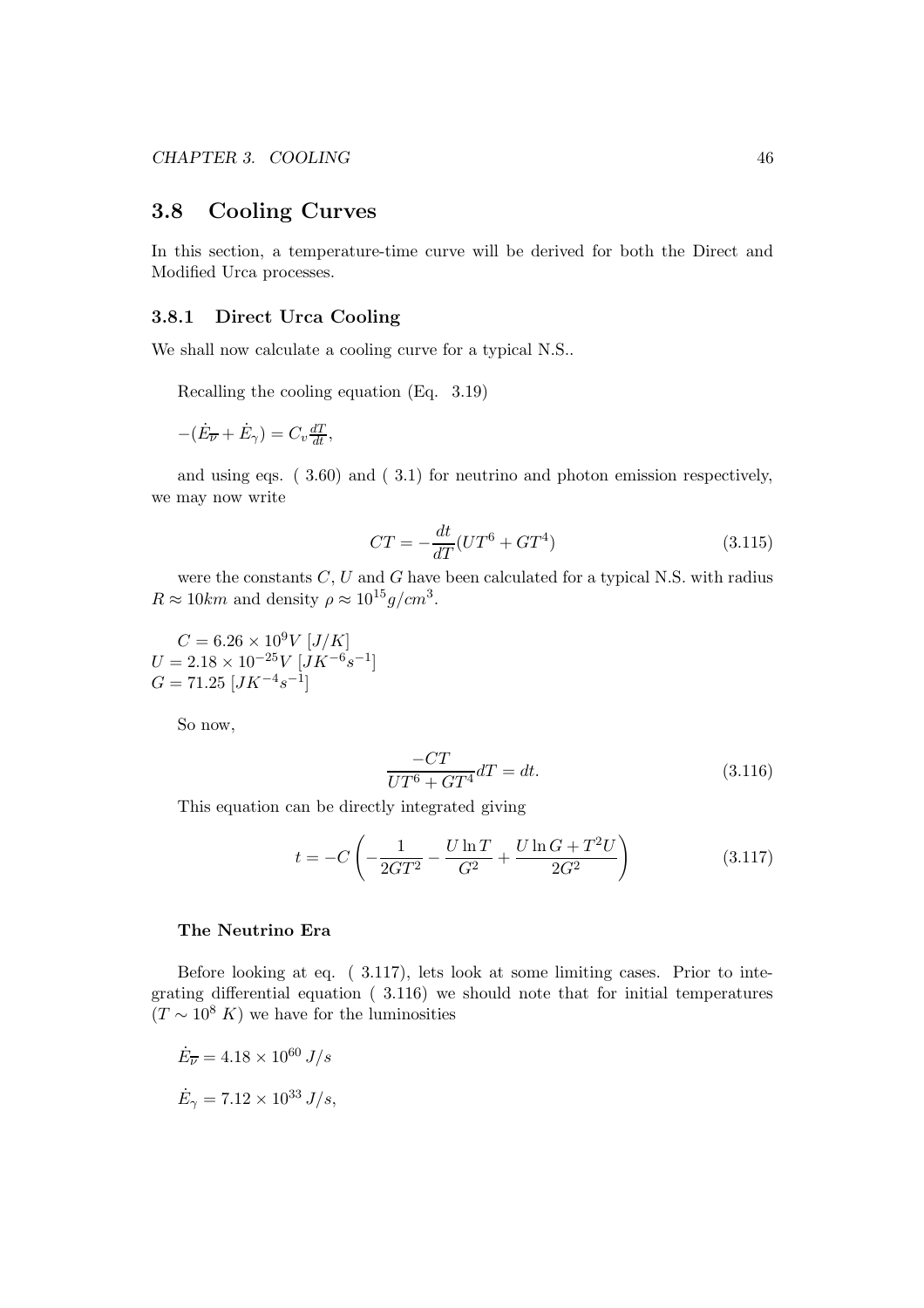## 3.8 Cooling Curves

In this section, a temperature-time curve will be derived for both the Direct and Modified Urca processes.

### 3.8.1 Direct Urca Cooling

We shall now calculate a cooling curve for a typical N.S..

Recalling the cooling equation (Eq. 3.19)

$-(\dot{E}_{\overline{\nu}} + \dot{E}_{\gamma}) = C_v \frac{dT}{dt}$,

and using eqs. ( 3.60) and ( 3.1) for neutrino and photon emission respectively, we may now write

$$CT = -\frac{dt}{dT}(UT^6 + GT^4) \tag{3.115}$$

were the constants $C$, $U$ and $G$ have been calculated for a typical N.S. with radius $R \approx 10km$ and density $\rho \approx 10^{15} g/cm^3$.

$C = 6.26 \times 10^9 V\ [J/K]$
$U = 2.18 \times 10^{-25} V\ [JK^{-6}s^{-1}]$
$G = 71.25\ [JK^{-4}s^{-1}]$

So now,

$$\frac{-CT}{UT^6 + GT^4} dT = dt. \tag{3.116}$$

This equation can be directly integrated giving

$$t = -C\left(-\frac{1}{2GT^2} - \frac{U \ln T}{G^2} + \frac{U \ln G + T^2 U}{2G^2}\right) \tag{3.117}$$

#### The Neutrino Era

Before looking at eq. ( 3.117), lets look at some limiting cases. Prior to integrating differential equation ( 3.116) we should note that for initial temperatures ($T \sim 10^8\ K$) we have for the luminosities

$\dot{E}_{\overline{\nu}} = 4.18 \times 10^{60}\ J/s$

$\dot{E}_{\gamma} = 7.12 \times 10^{33}\ J/s$,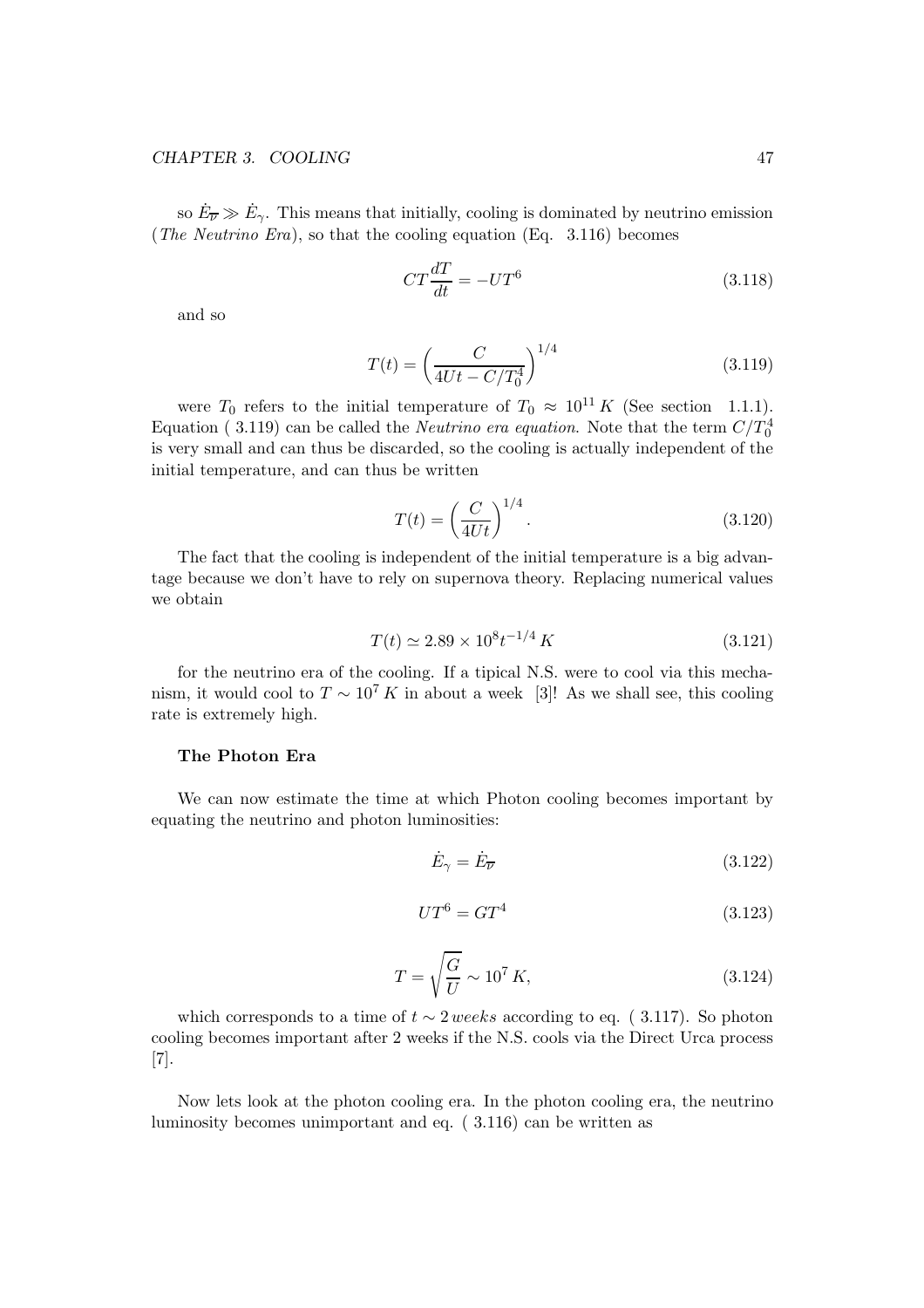so $\dot{E}_{\overline{\nu}} \gg \dot{E}_{\gamma}$. This means that initially, cooling is dominated by neutrino emission (*The Neutrino Era*), so that the cooling equation (Eq. 3.116) becomes

$$CT\frac{dT}{dt} = -UT^6 \tag{3.118}$$

and so

$$T(t) = \left(\frac{C}{4Ut - C/T_0^4}\right)^{1/4} \tag{3.119}$$

were $T_0$ refers to the initial temperature of $T_0 \approx 10^{11}\,K$ (See section 1.1.1). Equation ( 3.119) can be called the *Neutrino era equation*. Note that the term $C/T_0^4$ is very small and can thus be discarded, so the cooling is actually independent of the initial temperature, and can thus be written

$$T(t) = \left(\frac{C}{4Ut}\right)^{1/4}. \tag{3.120}$$

The fact that the cooling is independent of the initial temperature is a big advantage because we don't have to rely on supernova theory. Replacing numerical values we obtain

$$T(t) \simeq 2.89 \times 10^8 t^{-1/4}\,K \tag{3.121}$$

for the neutrino era of the cooling. If a tipical N.S. were to cool via this mechanism, it would cool to $T \sim 10^7\,K$ in about a week [3]! As we shall see, this cooling rate is extremely high.

#### The Photon Era

We can now estimate the time at which Photon cooling becomes important by equating the neutrino and photon luminosities:

$$\dot{E}_{\gamma} = \dot{E}_{\overline{\nu}} \tag{3.122}$$

$$UT^6 = GT^4 \tag{3.123}$$

$$T = \sqrt{\frac{G}{U}} \sim 10^7\,K, \tag{3.124}$$

which corresponds to a time of $t \sim 2\,weeks$ according to eq. ( 3.117). So photon cooling becomes important after 2 weeks if the N.S. cools via the Direct Urca process [7].

Now lets look at the photon cooling era. In the photon cooling era, the neutrino luminosity becomes unimportant and eq. ( 3.116) can be written as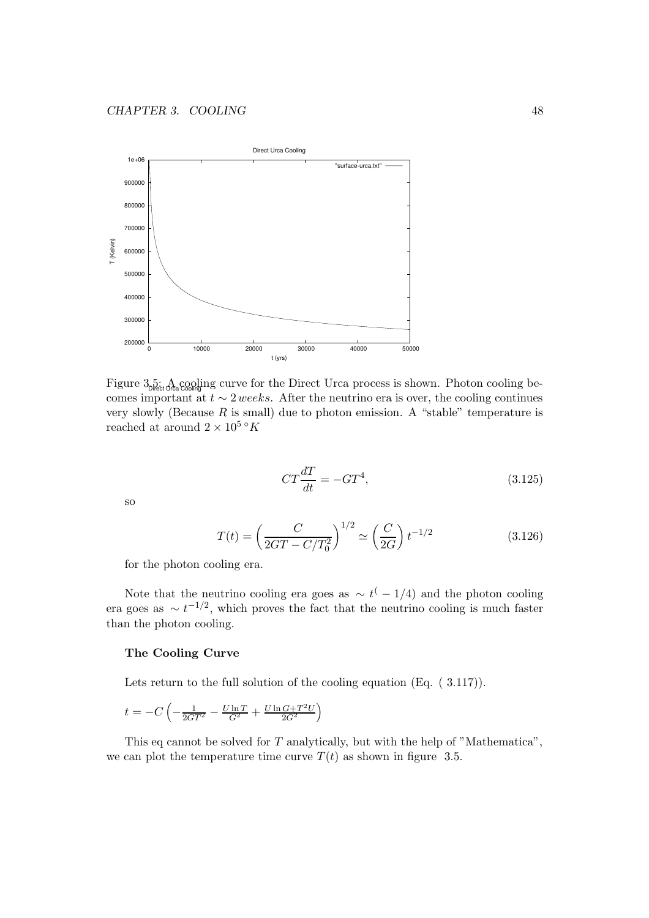Figure 3.5: A cooling curve for the Direct Urca process is shown. Photon cooling becomes important at $t \sim 2\,weeks$. After the neutrino era is over, the cooling continues very slowly (Because $R$ is small) due to photon emission. A "stable" temperature is reached at around $2 \times 10^5\,^\circ K$

$$
CT\frac{dT}{dt} = -GT^4, \tag{3.125}
$$

so

$$
T(t) = \left(\frac{C}{2GT - C/T_0^2}\right)^{1/2} \simeq \left(\frac{C}{2G}\right) t^{-1/2} \tag{3.126}
$$

for the photon cooling era.

Note that the neutrino cooling era goes as $\sim t^( - 1/4)$ and the photon cooling era goes as $\sim t^{-1/2}$, which proves the fact that the neutrino cooling is much faster than the photon cooling.

**The Cooling Curve**

Lets return to the full solution of the cooling equation (Eq. ( 3.117)).

$t = -C\left(-\frac{1}{2GT^2} - \frac{U\ln T}{G^2} + \frac{U\ln G + T^2 U}{2G^2}\right)$

This eq cannot be solved for $T$ analytically, but with the help of "Mathematica", we can plot the temperature time curve $T(t)$ as shown in figure 3.5.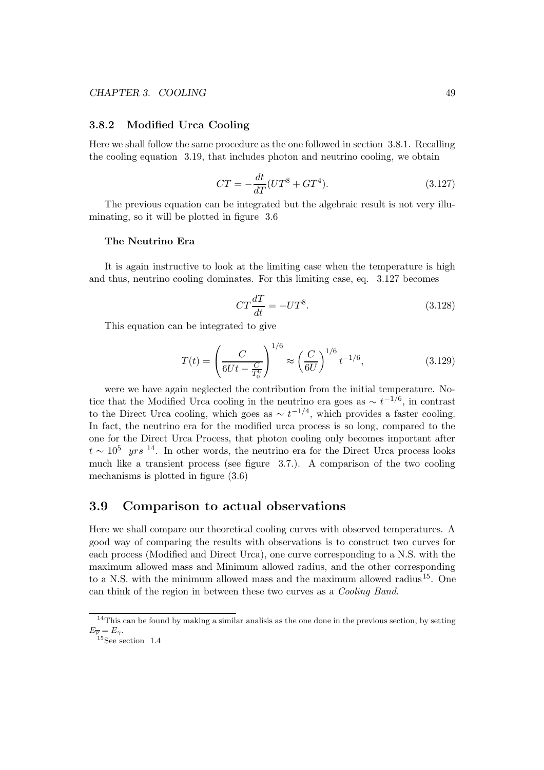### 3.8.2 Modified Urca Cooling

Here we shall follow the same procedure as the one followed in section 3.8.1. Recalling the cooling equation 3.19, that includes photon and neutrino cooling, we obtain

$$CT = -\frac{dt}{dT}(UT^8 + GT^4). \tag{3.127}$$

The previous equation can be integrated but the algebraic result is not very illuminating, so it will be plotted in figure 3.6

#### The Neutrino Era

It is again instructive to look at the limiting case when the temperature is high and thus, neutrino cooling dominates. For this limiting case, eq. 3.127 becomes

$$CT\frac{dT}{dt} = -UT^8. \tag{3.128}$$

This equation can be integrated to give

$$T(t) = \left(\frac{C}{6Ut - \frac{C}{T_0^6}}\right)^{1/6} \approx \left(\frac{C}{6U}\right)^{1/6} t^{-1/6}, \tag{3.129}$$

were we have again neglected the contribution from the initial temperature. Notice that the Modified Urca cooling in the neutrino era goes as $\sim t^{-1/6}$, in contrast to the Direct Urca cooling, which goes as $\sim t^{-1/4}$, which provides a faster cooling. In fact, the neutrino era for the modified urca process is so long, compared to the one for the Direct Urca Process, that photon cooling only becomes important after $t \sim 10^5 \ \ yrs$ [14]. In other words, the neutrino era for the Direct Urca process looks much like a transient process (see figure 3.7.). A comparison of the two cooling mechanisms is plotted in figure (3.6)

## 3.9 Comparison to actual observations

Here we shall compare our theoretical cooling curves with observed temperatures. A good way of comparing the results with observations is to construct two curves for each process (Modified and Direct Urca), one curve corresponding to a N.S. with the maximum allowed mass and Minimum allowed radius, and the other corresponding to a N.S. with the minimum allowed mass and the maximum allowed radius[15]. One can think of the region in between these two curves as a *Cooling Band*.

---

[14] This can be found by making a similar analisis as the one done in the previous section, by setting $E_{\overline{\nu}} = E_\gamma$.

[15] See section 1.4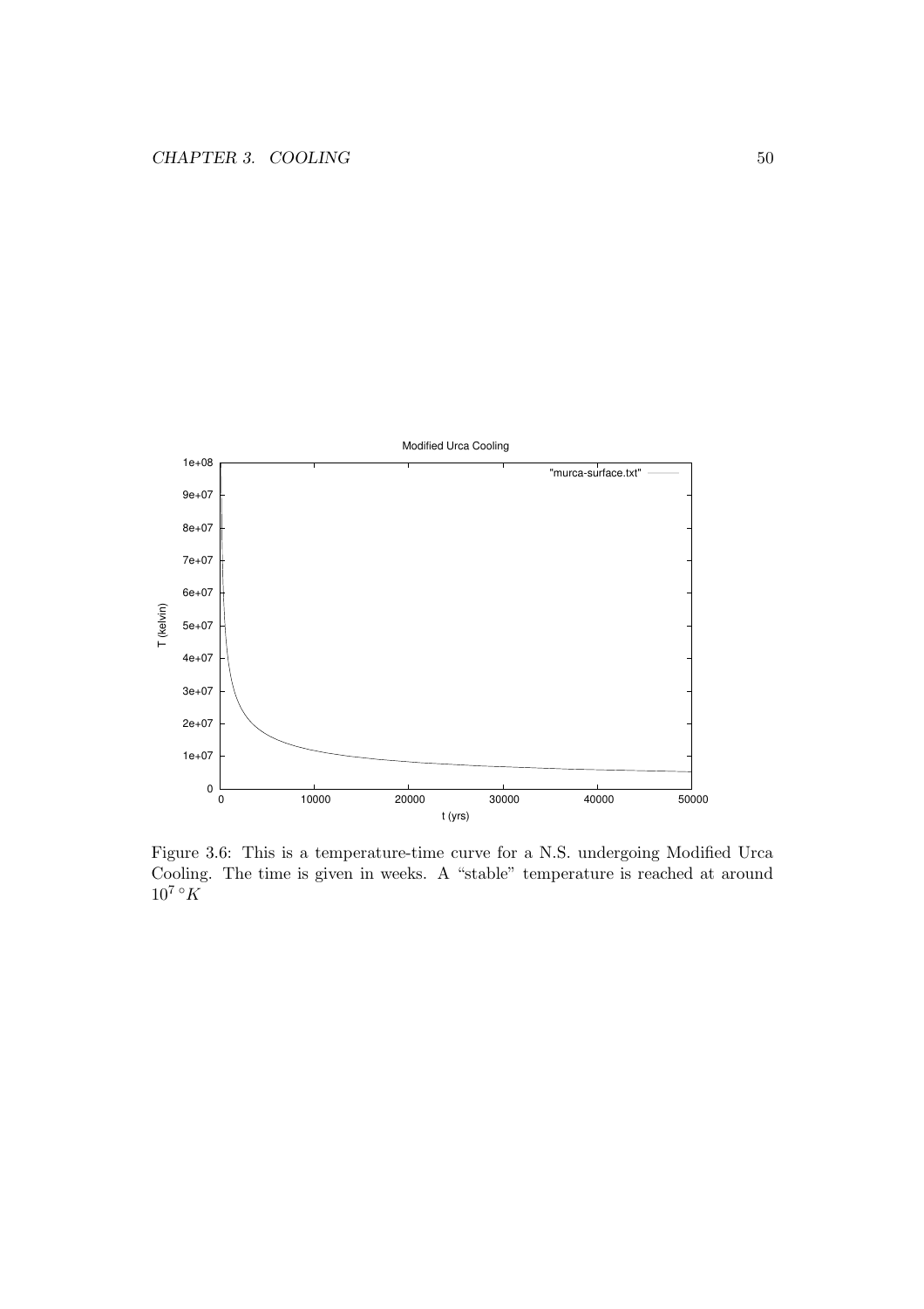Figure 3.6: This is a temperature-time curve for a N.S. undergoing Modified Urca Cooling. The time is given in weeks. A "stable" temperature is reached at around $10^7\,^{\circ}K$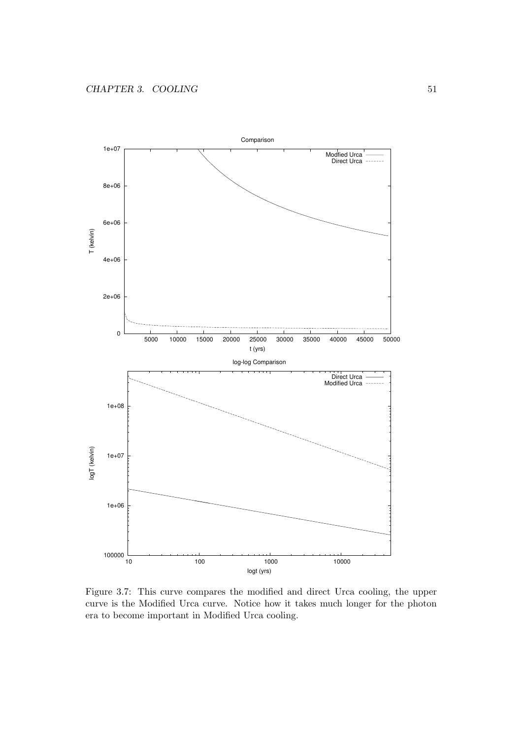Figure 3.7: This curve compares the modified and direct Urca cooling, the upper curve is the Modified Urca curve. Notice how it takes much longer for the photon era to become important in Modified Urca cooling.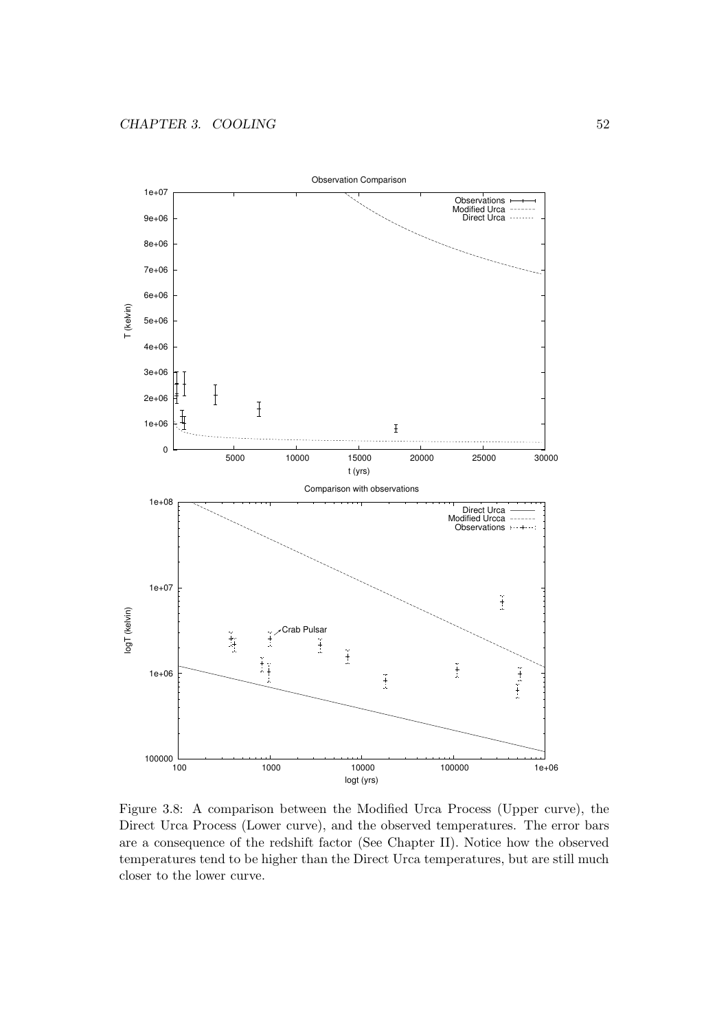Figure 3.8: A comparison between the Modified Urca Process (Upper curve), the Direct Urca Process (Lower curve), and the observed temperatures. The error bars are a consequence of the redshift factor (See Chapter II). Notice how the observed temperatures tend to be higher than the Direct Urca temperatures, but are still much closer to the lower curve.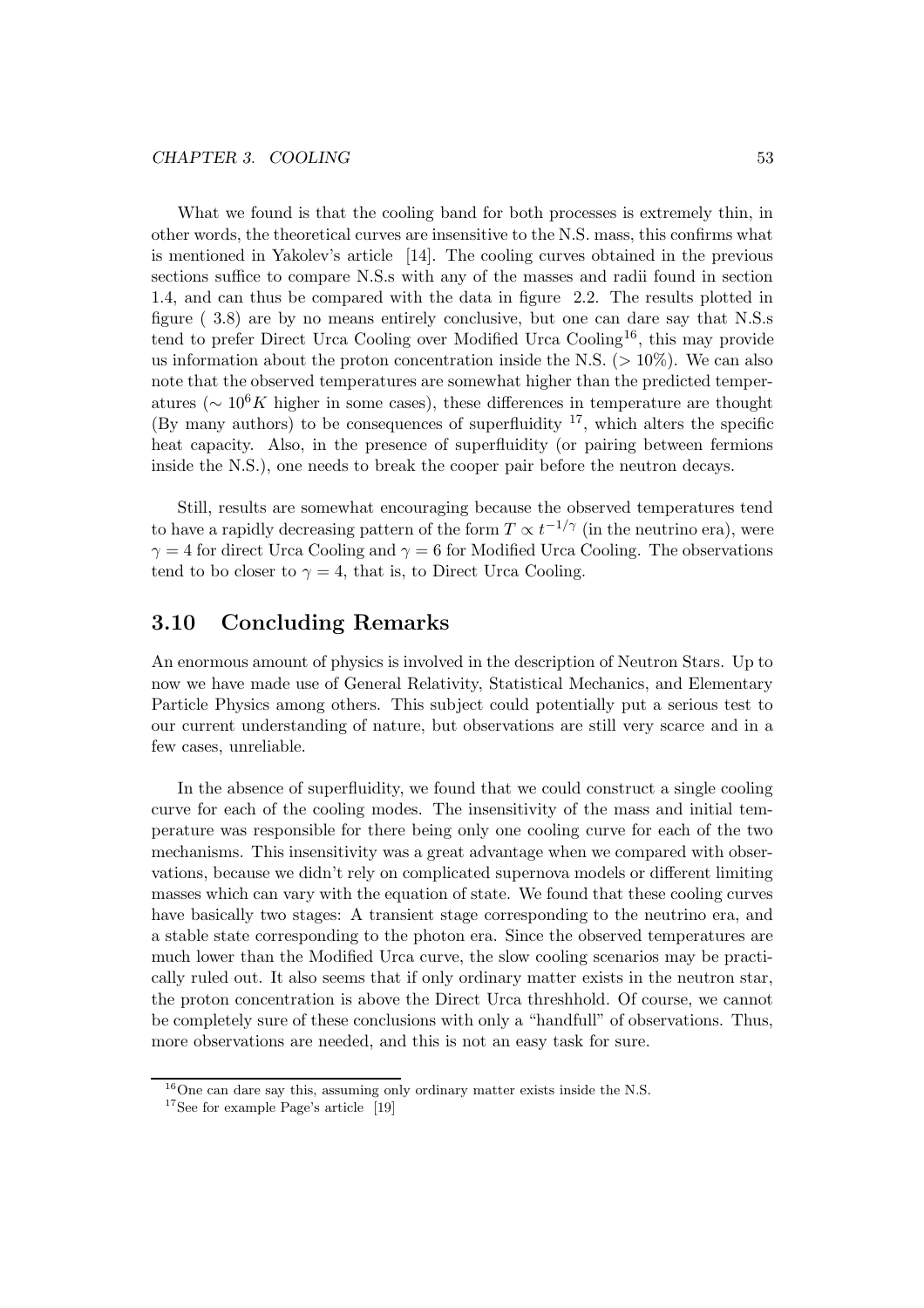What we found is that the cooling band for both processes is extremely thin, in other words, the theoretical curves are insensitive to the N.S. mass, this confirms what is mentioned in Yakolev's article [14]. The cooling curves obtained in the previous sections suffice to compare N.S.s with any of the masses and radii found in section 1.4, and can thus be compared with the data in figure 2.2. The results plotted in figure ( 3.8) are by no means entirely conclusive, but one can dare say that N.S.s tend to prefer Direct Urca Cooling over Modified Urca Cooling[16], this may provide us information about the proton concentration inside the N.S. ($> 10\%$). We can also note that the observed temperatures are somewhat higher than the predicted temperatures ($\sim 10^6 K$ higher in some cases), these differences in temperature are thought (By many authors) to be consequences of superfluidity [17], which alters the specific heat capacity. Also, in the presence of superfluidity (or pairing between fermions inside the N.S.), one needs to break the cooper pair before the neutron decays.

Still, results are somewhat encouraging because the observed temperatures tend to have a rapidly decreasing pattern of the form $T \propto t^{-1/\gamma}$ (in the neutrino era), were $\gamma = 4$ for direct Urca Cooling and $\gamma = 6$ for Modified Urca Cooling. The observations tend to bo closer to $\gamma = 4$, that is, to Direct Urca Cooling.

## 3.10 Concluding Remarks

An enormous amount of physics is involved in the description of Neutron Stars. Up to now we have made use of General Relativity, Statistical Mechanics, and Elementary Particle Physics among others. This subject could potentially put a serious test to our current understanding of nature, but observations are still very scarce and in a few cases, unreliable.

In the absence of superfluidity, we found that we could construct a single cooling curve for each of the cooling modes. The insensitivity of the mass and initial temperature was responsible for there being only one cooling curve for each of the two mechanisms. This insensitivity was a great advantage when we compared with observations, because we didn't rely on complicated supernova models or different limiting masses which can vary with the equation of state. We found that these cooling curves have basically two stages: A transient stage corresponding to the neutrino era, and a stable state corresponding to the photon era. Since the observed temperatures are much lower than the Modified Urca curve, the slow cooling scenarios may be practically ruled out. It also seems that if only ordinary matter exists in the neutron star, the proton concentration is above the Direct Urca threshhold. Of course, we cannot be completely sure of these conclusions with only a "handfull" of observations. Thus, more observations are needed, and this is not an easy task for sure.

[16] One can dare say this, assuming only ordinary matter exists inside the N.S.

[17] See for example Page's article [19]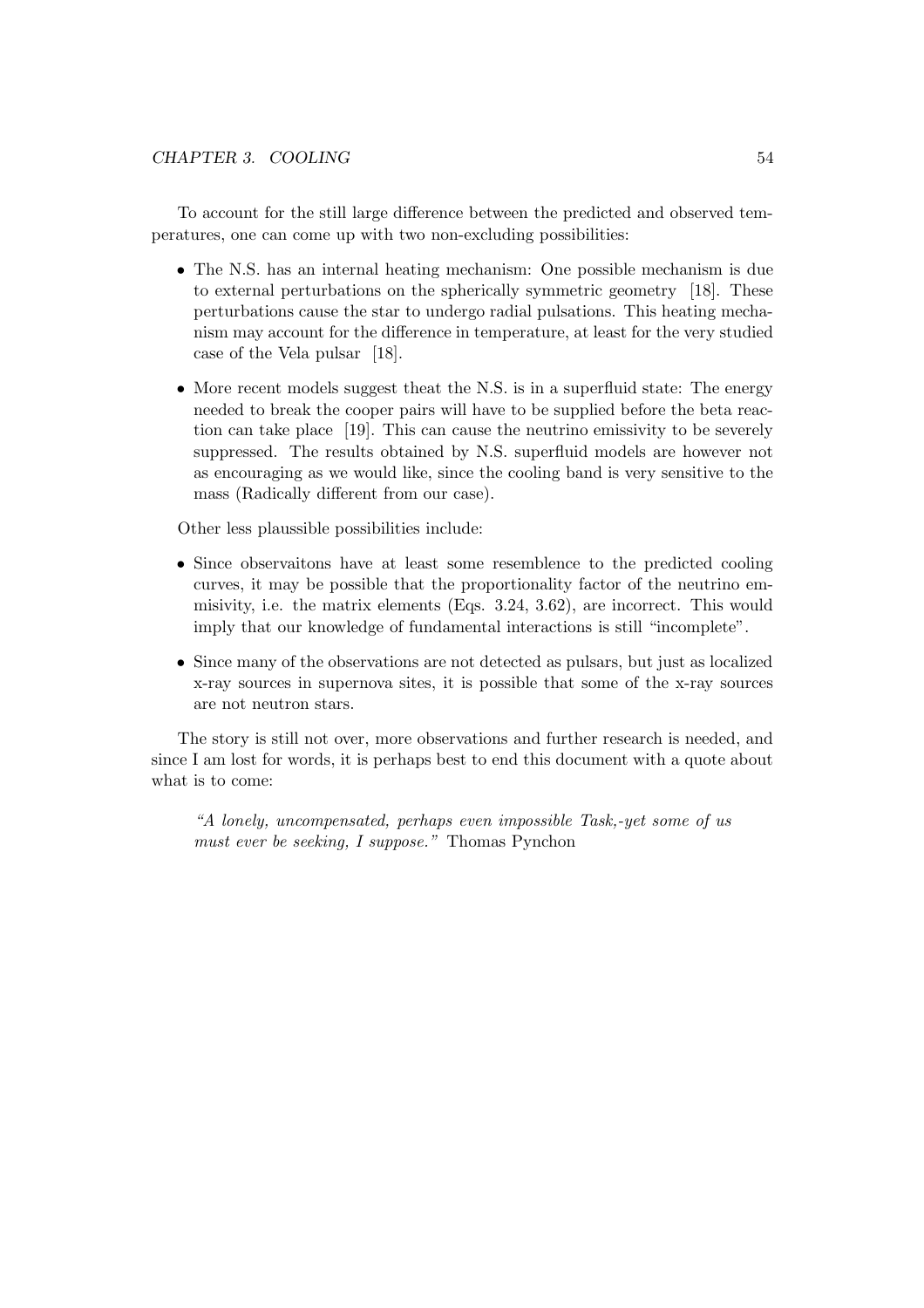To account for the still large difference between the predicted and observed temperatures, one can come up with two non-excluding possibilities:

- The N.S. has an internal heating mechanism: One possible mechanism is due to external perturbations on the spherically symmetric geometry [18]. These perturbations cause the star to undergo radial pulsations. This heating mechanism may account for the difference in temperature, at least for the very studied case of the Vela pulsar [18].
- More recent models suggest theat the N.S. is in a superfluid state: The energy needed to break the cooper pairs will have to be supplied before the beta reaction can take place [19]. This can cause the neutrino emissivity to be severely suppressed. The results obtained by N.S. superfluid models are however not as encouraging as we would like, since the cooling band is very sensitive to the mass (Radically different from our case).

Other less plaussible possibilities include:

- Since observaitons have at least some resemblence to the predicted cooling curves, it may be possible that the proportionality factor of the neutrino emmisivity, i.e. the matrix elements (Eqs. 3.24, 3.62), are incorrect. This would imply that our knowledge of fundamental interactions is still "incomplete".
- Since many of the observations are not detected as pulsars, but just as localized x-ray sources in supernova sites, it is possible that some of the x-ray sources are not neutron stars.

The story is still not over, more observations and further research is needed, and since I am lost for words, it is perhaps best to end this document with a quote about what is to come:

> *"A lonely, uncompensated, perhaps even impossible Task,-yet some of us must ever be seeking, I suppose."* Thomas Pynchon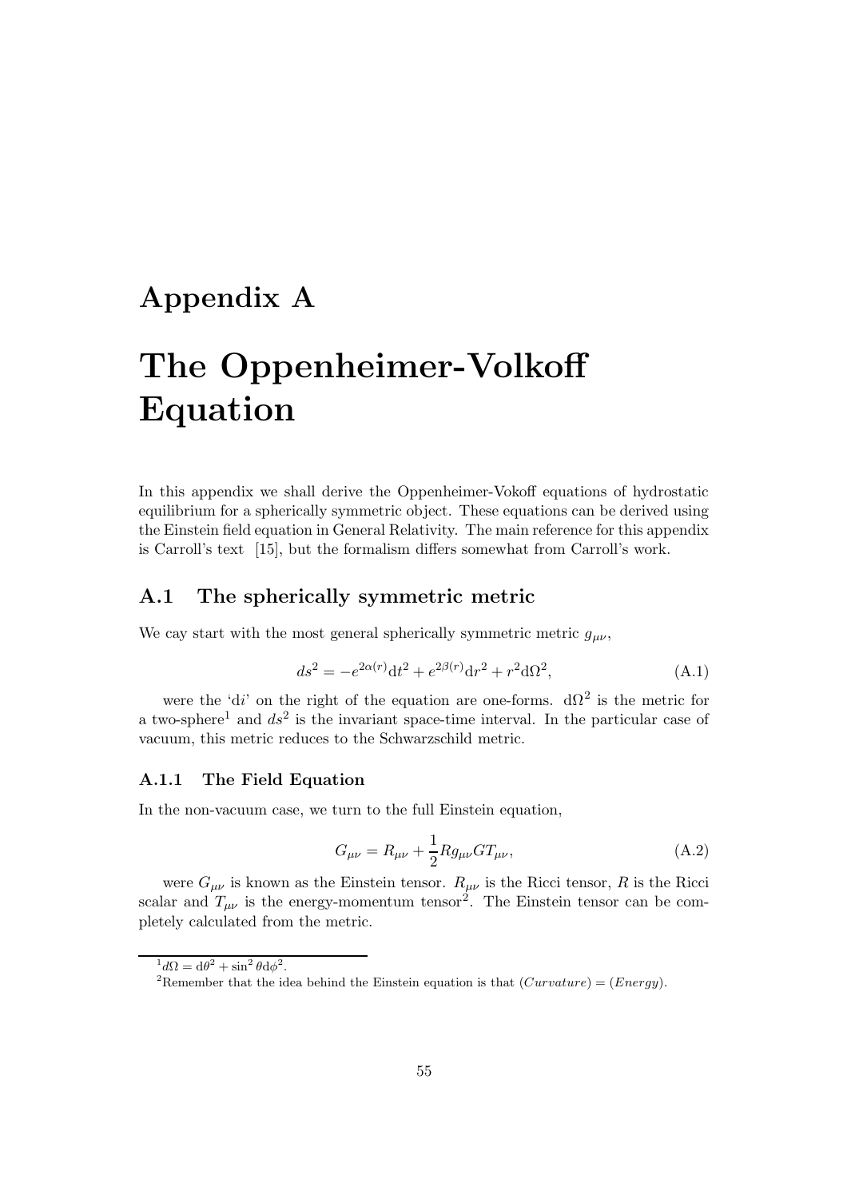# Appendix A

# The Oppenheimer-Volkoff Equation

In this appendix we shall derive the Oppenheimer-Vokoff equations of hydrostatic equilibrium for a spherically symmetric object. These equations can be derived using the Einstein field equation in General Relativity. The main reference for this appendix is Carroll's text [15], but the formalism differs somewhat from Carroll's work.

## A.1 The spherically symmetric metric

We cay start with the most general spherically symmetric metric $g_{\mu\nu}$,

$$ds^2 = -e^{2\alpha(r)}\mathrm{d}t^2 + e^{2\beta(r)}\mathrm{d}r^2 + r^2\mathrm{d}\Omega^2, \tag{A.1}$$

were the '$\mathrm{d}i$' on the right of the equation are one-forms. $\mathrm{d}\Omega^2$ is the metric for a two-sphere[1] and $ds^2$ is the invariant space-time interval. In the particular case of vacuum, this metric reduces to the Schwarzschild metric.

### A.1.1 The Field Equation

In the non-vacuum case, we turn to the full Einstein equation,

$$G_{\mu\nu} = R_{\mu\nu} + \frac{1}{2}Rg_{\mu\nu}GT_{\mu\nu}, \tag{A.2}$$

were $G_{\mu\nu}$ is known as the Einstein tensor. $R_{\mu\nu}$ is the Ricci tensor, $R$ is the Ricci scalar and $T_{\mu\nu}$ is the energy-momentum tensor[2]. The Einstein tensor can be completely calculated from the metric.

[1] $d\Omega = \mathrm{d}\theta^2 + \sin^2\theta\mathrm{d}\phi^2$.

[2] Remember that the idea behind the Einstein equation is that $(Curvature) = (Energy)$.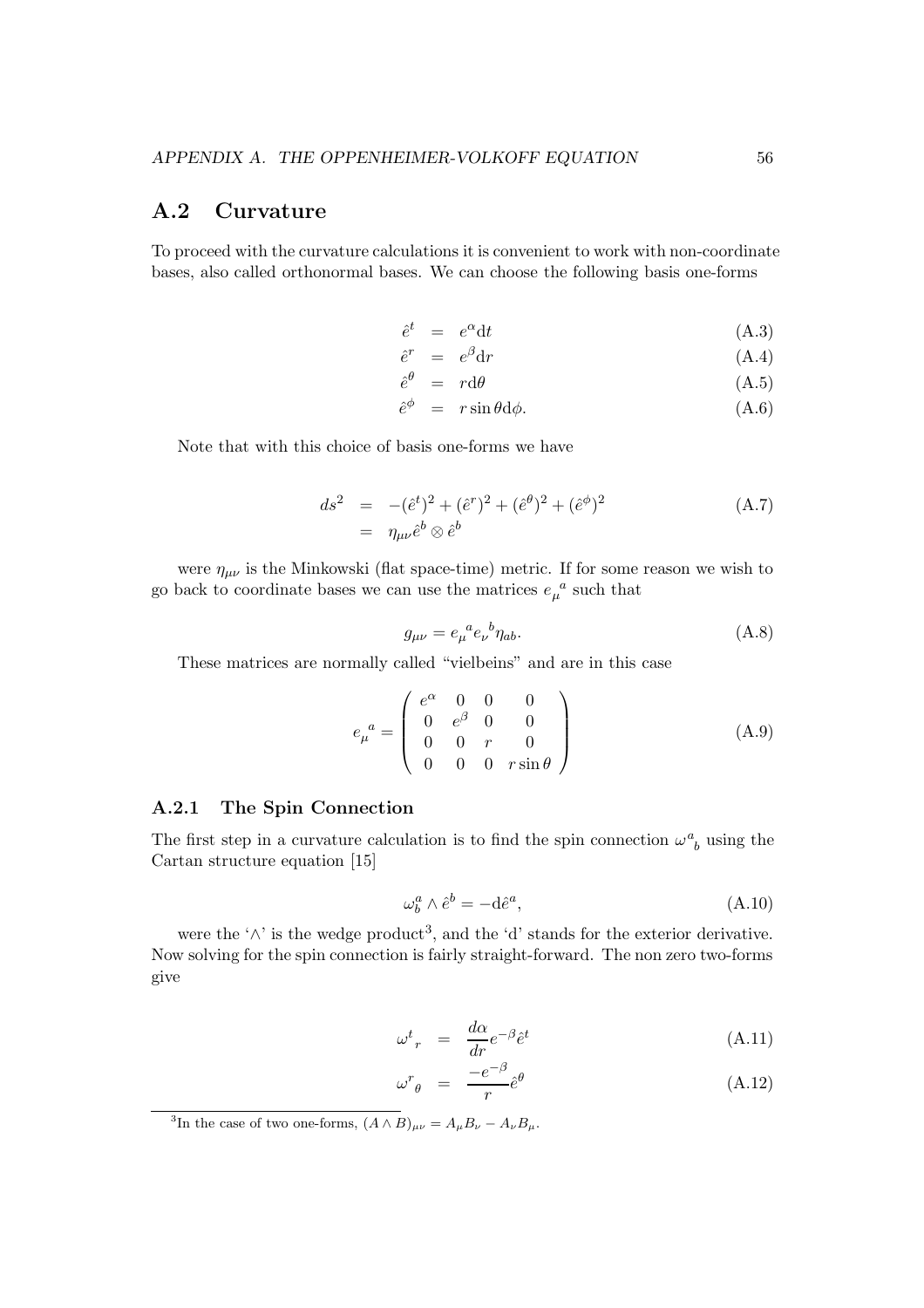## A.2 Curvature

To proceed with the curvature calculations it is convenient to work with non-coordinate bases, also called orthonormal bases. We can choose the following basis one-forms

$$\hat{e}^t = e^{\alpha}\mathrm{d}t \tag{A.3}$$

$$\hat{e}^r = e^{\beta}\mathrm{d}r \tag{A.4}$$

$$\hat{e}^\theta = r\mathrm{d}\theta \tag{A.5}$$

$$\hat{e}^\phi = r\sin\theta\mathrm{d}\phi. \tag{A.6}$$

Note that with this choice of basis one-forms we have

$$\begin{aligned} ds^2 &= -(\hat{e}^t)^2 + (\hat{e}^r)^2 + (\hat{e}^\theta)^2 + (\hat{e}^\phi)^2 \\ &= \eta_{\mu\nu}\hat{e}^b \otimes \hat{e}^b \end{aligned} \tag{A.7}$$

were $\eta_{\mu\nu}$ is the Minkowski (flat space-time) metric. If for some reason we wish to go back to coordinate bases we can use the matrices ${e_\mu}^a$ such that

$$g_{\mu\nu} = {e_\mu}^a {e_\nu}^b \eta_{ab}. \tag{A.8}$$

These matrices are normally called "vielbeins" and are in this case

$${e_\mu}^a = \begin{pmatrix} e^\alpha & 0 & 0 & 0 \\ 0 & e^\beta & 0 & 0 \\ 0 & 0 & r & 0 \\ 0 & 0 & 0 & r\sin\theta \end{pmatrix} \tag{A.9}$$

### A.2.1 The Spin Connection

The first step in a curvature calculation is to find the spin connection ${\omega^a}_b$ using the Cartan structure equation [15]

$$\omega^a_b \wedge \hat{e}^b = -\mathrm{d}\hat{e}^a, \tag{A.10}$$

were the '$\wedge$' is the wedge product[3], and the 'd' stands for the exterior derivative. Now solving for the spin connection is fairly straight-forward. The non zero two-forms give

$${\omega^t}_r = \frac{d\alpha}{dr}e^{-\beta}\hat{e}^t \tag{A.11}$$

$${\omega^r}_\theta = \frac{-e^{-\beta}}{r}\hat{e}^\theta \tag{A.12}$$

[3]In the case of two one-forms, $(A \wedge B)_{\mu\nu} = A_\mu B_\nu - A_\nu B_\mu$.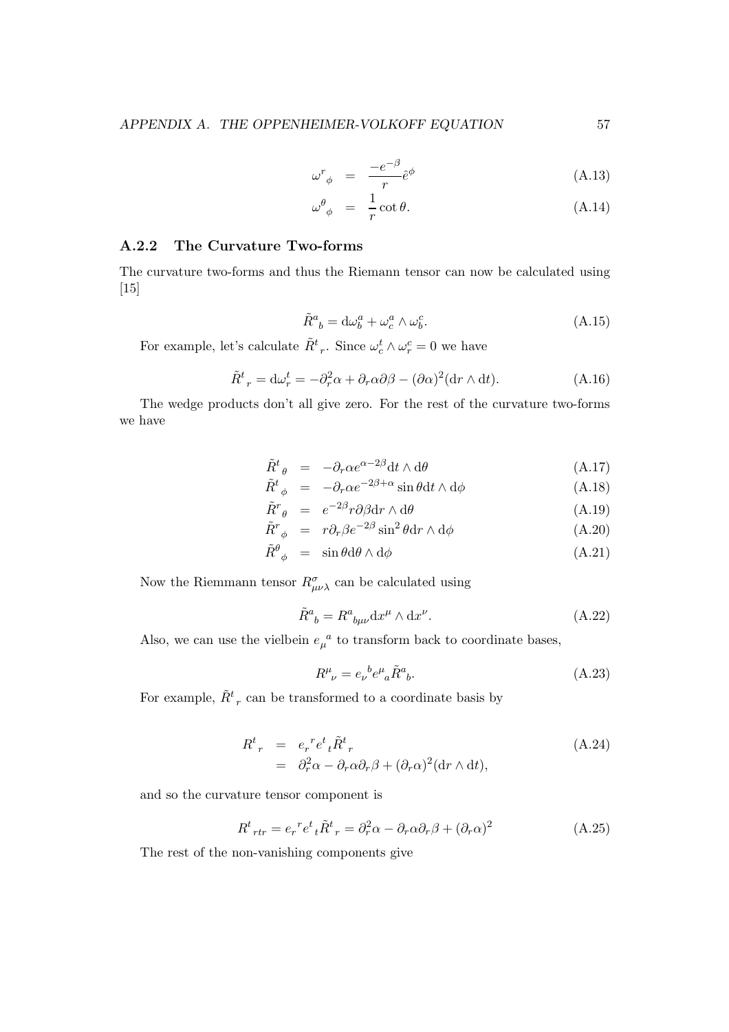$$
\begin{aligned}
\omega^{r}{}_{\phi} &= \frac{-e^{-\beta}}{r}\hat{e}^{\phi} && \text{(A.13)} \\
\omega^{\theta}{}_{\phi} &= \frac{1}{r}\cot\theta. && \text{(A.14)}
\end{aligned}
$$

### A.2.2 The Curvature Two-forms

The curvature two-forms and thus the Riemann tensor can now be calculated using [15]

$$
\tilde{R}^{a}{}_{b} = \mathrm{d}\omega^{a}_{b} + \omega^{a}_{c} \wedge \omega^{c}_{b}. \tag{A.15}
$$

For example, let's calculate $\tilde{R}^{t}{}_{r}$. Since $\omega^{t}_{c} \wedge \omega^{c}_{r} = 0$ we have

$$
\tilde{R}^{t}{}_{r} = \mathrm{d}\omega^{t}_{r} = -\partial^{2}_{r}\alpha + \partial_{r}\alpha\partial\beta - (\partial\alpha)^{2}(\mathrm{d}r \wedge \mathrm{d}t). \tag{A.16}
$$

The wedge products don't all give zero. For the rest of the curvature two-forms we have

$$
\begin{aligned}
\tilde{R}^{t}{}_{\theta} &= -\partial_{r}\alpha e^{\alpha-2\beta}\mathrm{d}t \wedge \mathrm{d}\theta && \text{(A.17)} \\
\tilde{R}^{t}{}_{\phi} &= -\partial_{r}\alpha e^{-2\beta+\alpha}\sin\theta \mathrm{d}t \wedge \mathrm{d}\phi && \text{(A.18)} \\
\tilde{R}^{r}{}_{\theta} &= e^{-2\beta}r\partial\beta \mathrm{d}r \wedge \mathrm{d}\theta && \text{(A.19)} \\
\tilde{R}^{r}{}_{\phi} &= r\partial_{r}\beta e^{-2\beta}\sin^{2}\theta \mathrm{d}r \wedge \mathrm{d}\phi && \text{(A.20)} \\
\tilde{R}^{\theta}{}_{\phi} &= \sin\theta \mathrm{d}\theta \wedge \mathrm{d}\phi && \text{(A.21)}
\end{aligned}
$$

Now the Riemmann tensor $R^{\sigma}_{\mu\nu\lambda}$ can be calculated using

$$
\tilde{R}^{a}{}_{b} = R^{a}{}_{b\mu\nu}\mathrm{d}x^{\mu} \wedge \mathrm{d}x^{\nu}. \tag{A.22}
$$

Also, we can use the vielbein $e_{\mu}{}^{a}$ to transform back to coordinate bases,

$$
R^{\mu}{}_{\nu} = e_{\nu}{}^{b}e^{\mu}{}_{a}\tilde{R}^{a}{}_{b}. \tag{A.23}
$$

For example, $\tilde{R}^{t}{}_{r}$ can be transformed to a coordinate basis by

$$
\begin{aligned}
R^{t}{}_{r} &= e_{r}{}^{r}e^{t}{}_{t}\tilde{R}^{t}{}_{r} && \text{(A.24)} \\
&= \partial^{2}_{r}\alpha - \partial_{r}\alpha\partial_{r}\beta + (\partial_{r}\alpha)^{2}(\mathrm{d}r \wedge \mathrm{d}t),
\end{aligned}
$$

and so the curvature tensor component is

$$
R^{t}{}_{rtr} = e_{r}{}^{r}e^{t}{}_{t}\tilde{R}^{t}{}_{r} = \partial^{2}_{r}\alpha - \partial_{r}\alpha\partial_{r}\beta + (\partial_{r}\alpha)^{2} \tag{A.25}
$$

The rest of the non-vanishing components give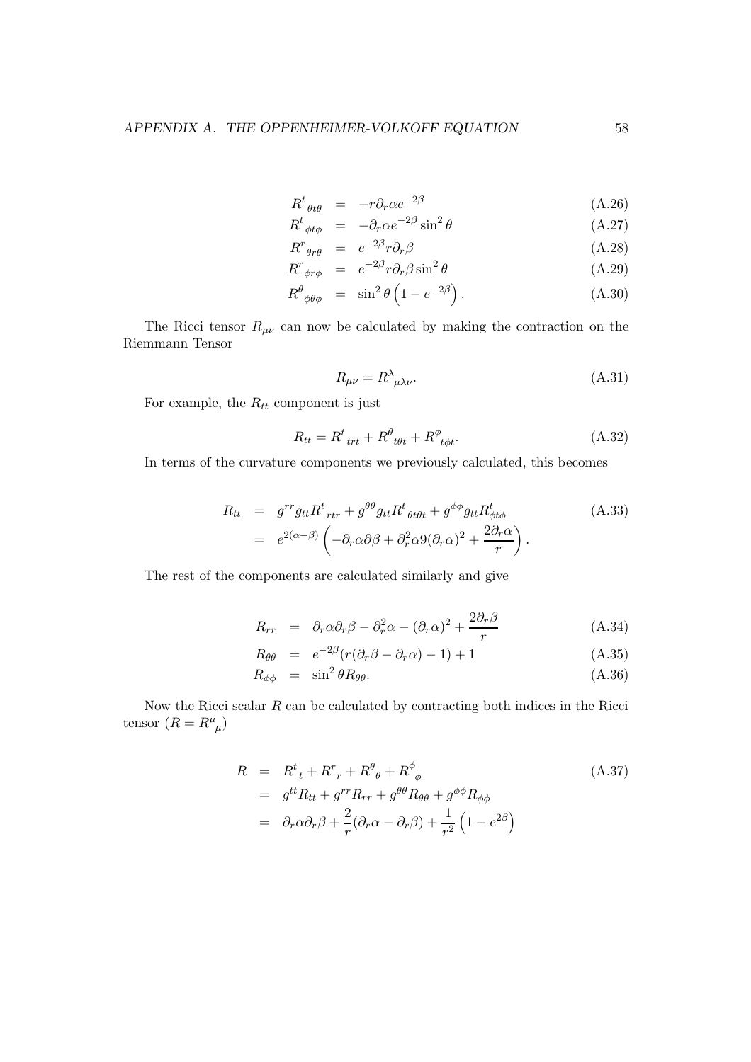$$R^t{}_{\theta t\theta} = -r\partial_r\alpha e^{-2\beta} \tag{A.26}$$

$$R^t{}_{\phi t\phi} = -\partial_r\alpha e^{-2\beta}\sin^2\theta \tag{A.27}$$

$$R^r{}_{\theta r\theta} = e^{-2\beta}r\partial_r\beta \tag{A.28}$$

$$R^r{}_{\phi r\phi} = e^{-2\beta}r\partial_r\beta\sin^2\theta \tag{A.29}$$

$$R^\theta{}_{\phi\theta\phi} = \sin^2\theta\left(1 - e^{-2\beta}\right). \tag{A.30}$$

The Ricci tensor $R_{\mu\nu}$ can now be calculated by making the contraction on the Riemmann Tensor

$$R_{\mu\nu} = R^\lambda{}_{\mu\lambda\nu}. \tag{A.31}$$

For example, the $R_{tt}$ component is just

$$R_{tt} = R^t{}_{trt} + R^\theta{}_{t\theta t} + R^\phi{}_{t\phi t}. \tag{A.32}$$

In terms of the curvature components we previously calculated, this becomes

$$\begin{aligned} R_{tt} &= g^{rr}g_{tt}R^t{}_{rtr} + g^{\theta\theta}g_{tt}R^t{}_{\theta t\theta t} + g^{\phi\phi}g_{tt}R^t_{\phi t\phi} \\ &= e^{2(\alpha-\beta)}\left(-\partial_r\alpha\partial\beta + \partial_r^2\alpha 9(\partial_r\alpha)^2 + \frac{2\partial_r\alpha}{r}\right). \end{aligned} \tag{A.33}$$

The rest of the components are calculated similarly and give

$$R_{rr} = \partial_r\alpha\partial_r\beta - \partial_r^2\alpha - (\partial_r\alpha)^2 + \frac{2\partial_r\beta}{r} \tag{A.34}$$

$$R_{\theta\theta} = e^{-2\beta}(r(\partial_r\beta - \partial_r\alpha) - 1) + 1 \tag{A.35}$$

$$R_{\phi\phi} = \sin^2\theta R_{\theta\theta}. \tag{A.36}$$

Now the Ricci scalar $R$ can be calculated by contracting both indices in the Ricci tensor ($R = R^\mu{}_\mu$)

$$\begin{aligned} R &= R^t{}_t + R^r{}_r + R^\theta{}_\theta + R^\phi{}_\phi \\ &= g^{tt}R_{tt} + g^{rr}R_{rr} + g^{\theta\theta}R_{\theta\theta} + g^{\phi\phi}R_{\phi\phi} \\ &= \partial_r\alpha\partial_r\beta + \frac{2}{r}(\partial_r\alpha - \partial_r\beta) + \frac{1}{r^2}\left(1 - e^{2\beta}\right) \end{aligned} \tag{A.37}$$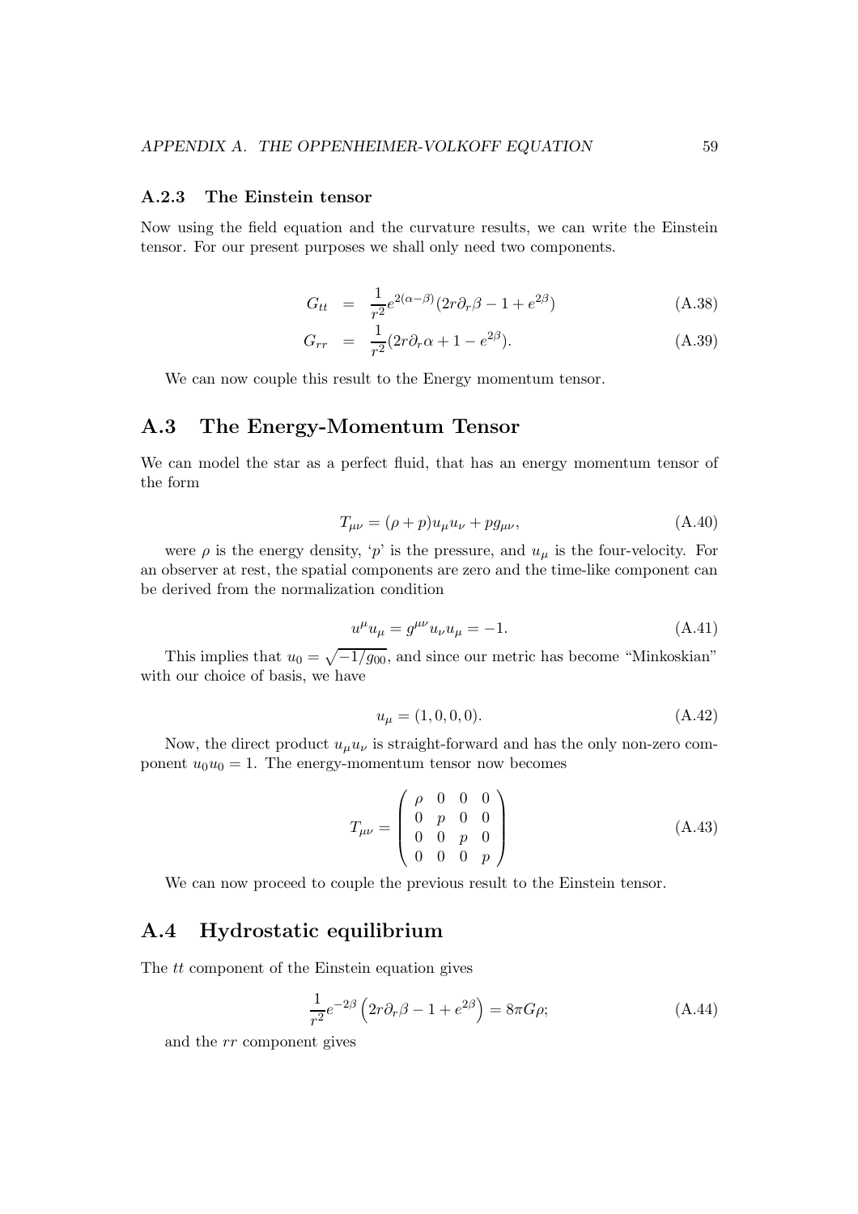### A.2.3 The Einstein tensor

Now using the field equation and the curvature results, we can write the Einstein tensor. For our present purposes we shall only need two components.

$$
\begin{aligned}
G_{tt} &= \frac{1}{r^2} e^{2(\alpha-\beta)}(2r\partial_r\beta - 1 + e^{2\beta}) \qquad (A.38)\\
G_{rr} &= \frac{1}{r^2}(2r\partial_r\alpha + 1 - e^{2\beta}). \qquad (A.39)
\end{aligned}
$$

We can now couple this result to the Energy momentum tensor.

## A.3 The Energy-Momentum Tensor

We can model the star as a perfect fluid, that has an energy momentum tensor of the form

$$
T_{\mu\nu} = (\rho + p)u_\mu u_\nu + p g_{\mu\nu}, \qquad (A.40)
$$

were $\rho$ is the energy density, '$p$' is the pressure, and $u_\mu$ is the four-velocity. For an observer at rest, the spatial components are zero and the time-like component can be derived from the normalization condition

$$
u^\mu u_\mu = g^{\mu\nu} u_\nu u_\mu = -1. \qquad (A.41)
$$

This implies that $u_0 = \sqrt{-1/g_{00}}$, and since our metric has become "Minkoskian" with our choice of basis, we have

$$
u_\mu = (1, 0, 0, 0). \qquad (A.42)
$$

Now, the direct product $u_\mu u_\nu$ is straight-forward and has the only non-zero component $u_0 u_0 = 1$. The energy-momentum tensor now becomes

$$
T_{\mu\nu} = \begin{pmatrix} \rho & 0 & 0 & 0 \\ 0 & p & 0 & 0 \\ 0 & 0 & p & 0 \\ 0 & 0 & 0 & p \end{pmatrix} \qquad (A.43)
$$

We can now proceed to couple the previous result to the Einstein tensor.

## A.4 Hydrostatic equilibrium

The $tt$ component of the Einstein equation gives

$$
\frac{1}{r^2} e^{-2\beta}\left(2r\partial_r\beta - 1 + e^{2\beta}\right) = 8\pi G\rho; \qquad (A.44)
$$

and the $rr$ component gives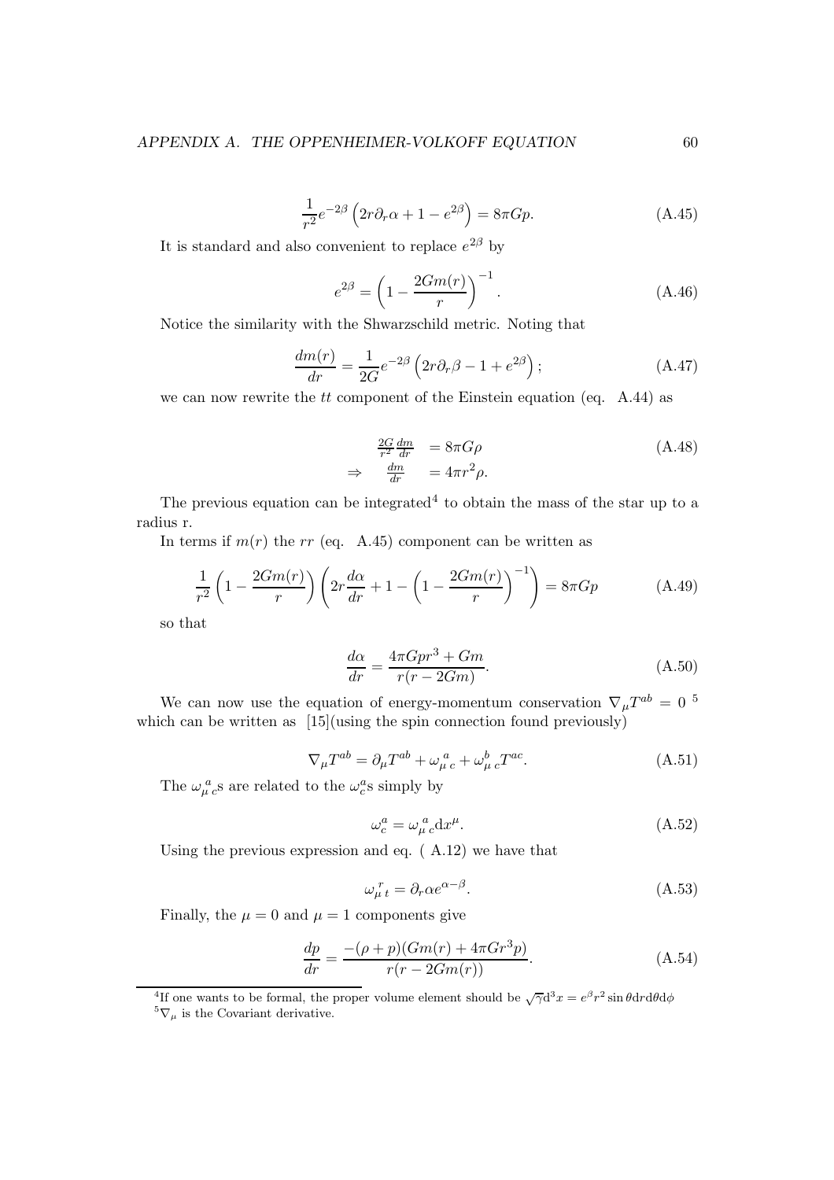$$\frac{1}{r^2}e^{-2\beta}\left(2r\partial_r\alpha + 1 - e^{2\beta}\right) = 8\pi Gp. \tag{A.45}$$

It is standard and also convenient to replace $e^{2\beta}$ by

$$e^{2\beta} = \left(1 - \frac{2Gm(r)}{r}\right)^{-1}. \tag{A.46}$$

Notice the similarity with the Shwarzschild metric. Noting that

$$\frac{dm(r)}{dr} = \frac{1}{2G}e^{-2\beta}\left(2r\partial_r\beta - 1 + e^{2\beta}\right); \tag{A.47}$$

we can now rewrite the $tt$ component of the Einstein equation (eq. A.44) as

$$\begin{aligned} \frac{2G}{r^2}\frac{dm}{dr} &= 8\pi G\rho \\ \Rightarrow \quad \frac{dm}{dr} &= 4\pi r^2\rho. \end{aligned} \tag{A.48}$$

The previous equation can be integrated[4] to obtain the mass of the star up to a radius r.

In terms if $m(r)$ the $rr$ (eq. A.45) component can be written as

$$\frac{1}{r^2}\left(1 - \frac{2Gm(r)}{r}\right)\left(2r\frac{d\alpha}{dr} + 1 - \left(1 - \frac{2Gm(r)}{r}\right)^{-1}\right) = 8\pi Gp \tag{A.49}$$

so that

$$\frac{d\alpha}{dr} = \frac{4\pi Gpr^3 + Gm}{r(r - 2Gm)}. \tag{A.50}$$

We can now use the equation of energy-momentum conservation $\nabla_\mu T^{ab} = 0$ [5] which can be written as [15](using the spin connection found previously)

$$\nabla_\mu T^{ab} = \partial_\mu T^{ab} + \omega_{\mu\ c}^{\ a} + \omega_{\mu\ c}^{\ b} T^{ac}. \tag{A.51}$$

The $\omega_{\mu\ c}^{\ a}$s are related to the $\omega_c^a$s simply by

$$\omega_c^a = \omega_{\mu\ c}^{\ a} \mathrm{d}x^\mu. \tag{A.52}$$

Using the previous expression and eq. ( A.12) we have that

$$\omega_{\mu\ t}^{\ r} = \partial_r \alpha e^{\alpha - \beta}. \tag{A.53}$$

Finally, the $\mu = 0$ and $\mu = 1$ components give

$$\frac{dp}{dr} = \frac{-(\rho + p)(Gm(r) + 4\pi Gr^3 p)}{r(r - 2Gm(r))}. \tag{A.54}$$

[4]If one wants to be formal, the proper volume element should be $\sqrt{\gamma}\mathrm{d}^3x = e^\beta r^2 \sin\theta \mathrm{d}r\mathrm{d}\theta\mathrm{d}\phi$

[5]$\nabla_\mu$ is the Covariant derivative.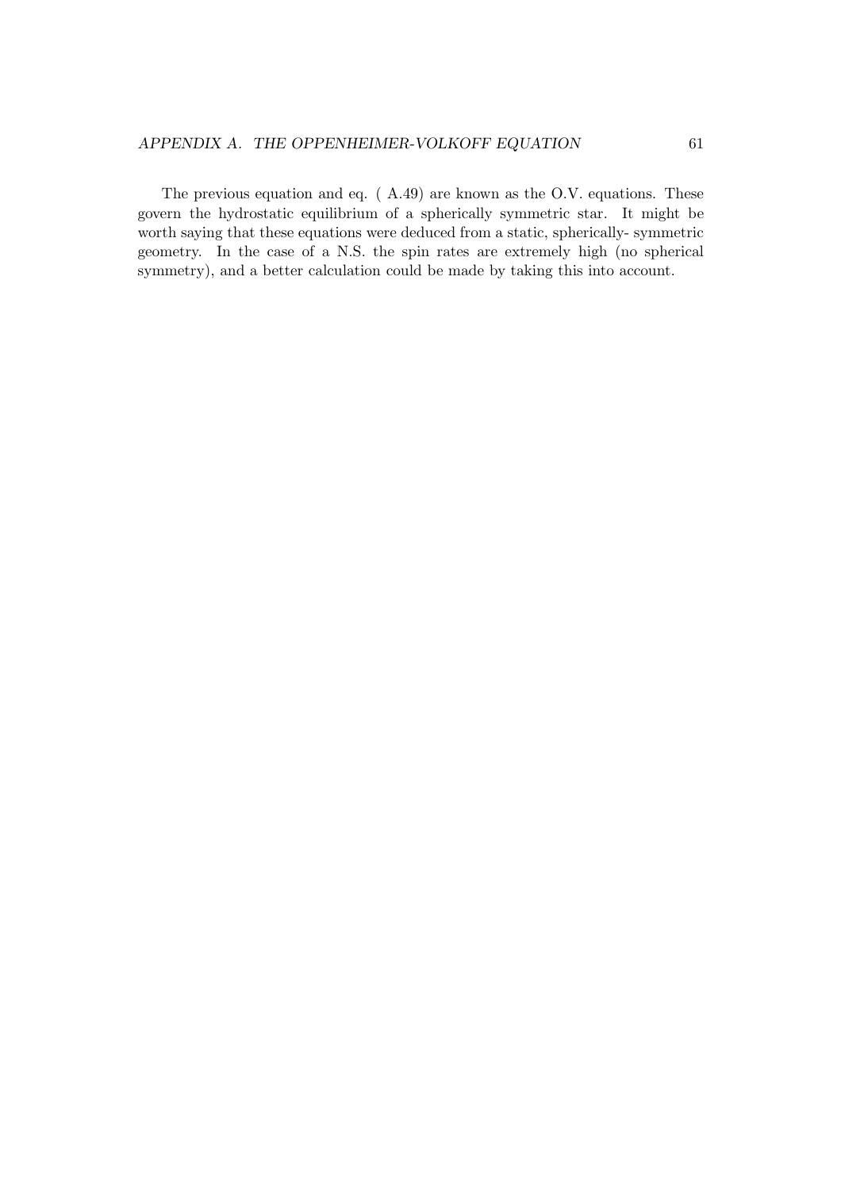The previous equation and eq. ( A.49) are known as the O.V. equations. These govern the hydrostatic equilibrium of a spherically symmetric star. It might be worth saying that these equations were deduced from a static, spherically- symmetric geometry. In the case of a N.S. the spin rates are extremely high (no spherical symmetry), and a better calculation could be made by taking this into account.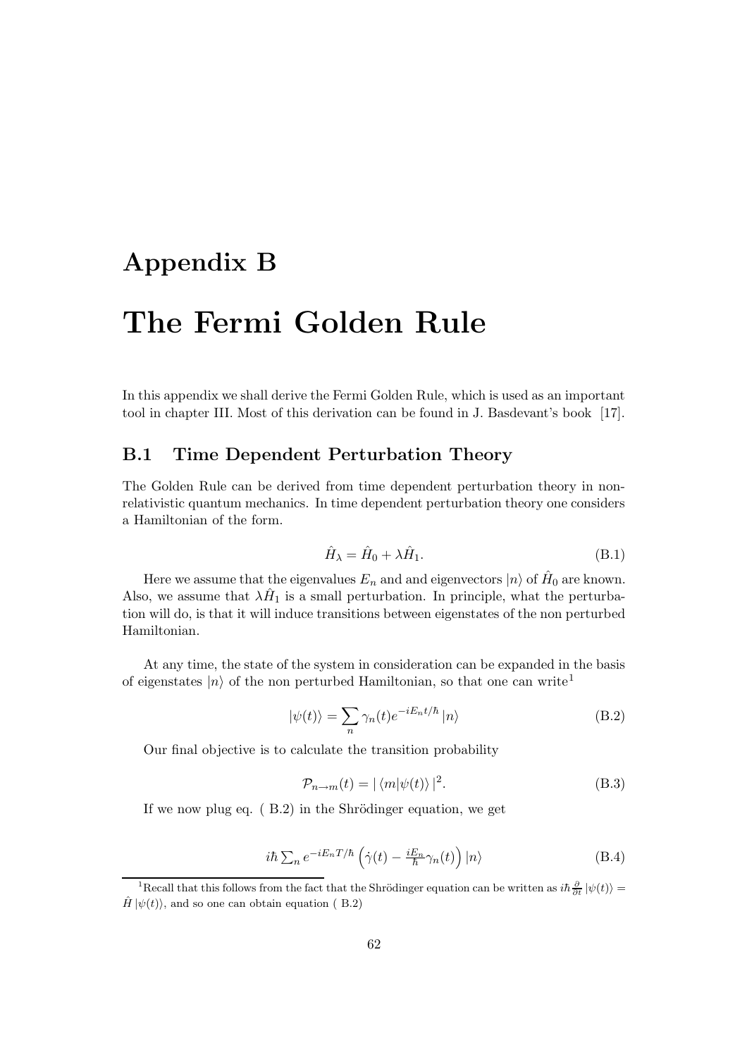# Appendix B

# The Fermi Golden Rule

In this appendix we shall derive the Fermi Golden Rule, which is used as an important tool in chapter III. Most of this derivation can be found in J. Basdevant's book [17].

## B.1 Time Dependent Perturbation Theory

The Golden Rule can be derived from time dependent perturbation theory in non-relativistic quantum mechanics. In time dependent perturbation theory one considers a Hamiltonian of the form.

$$\hat{H}_\lambda = \hat{H}_0 + \lambda \hat{H}_1. \tag{B.1}$$

Here we assume that the eigenvalues $E_n$ and and eigenvectors $|n\rangle$ of $\hat{H}_0$ are known. Also, we assume that $\lambda \hat{H}_1$ is a small perturbation. In principle, what the perturbation will do, is that it will induce transitions between eigenstates of the non perturbed Hamiltonian.

At any time, the state of the system in consideration can be expanded in the basis of eigenstates $|n\rangle$ of the non perturbed Hamiltonian, so that one can write[1]

$$|\psi(t)\rangle = \sum_n \gamma_n(t) e^{-iE_n t/\hbar} |n\rangle \tag{B.2}$$

Our final objective is to calculate the transition probability

$$\mathcal{P}_{n\to m}(t) = |\langle m|\psi(t)\rangle|^2. \tag{B.3}$$

If we now plug eq. ( B.2) in the Shrödinger equation, we get

$$i\hbar \sum_n e^{-iE_n T/\hbar} \left( \dot{\gamma}(t) - \frac{iE_n}{\hbar}\gamma_n(t) \right) |n\rangle \tag{B.4}$$

[1] Recall that this follows from the fact that the Shrödinger equation can be written as $i\hbar \frac{\partial}{\partial t} |\psi(t)\rangle = \hat{H} |\psi(t)\rangle$, and so one can obtain equation ( B.2)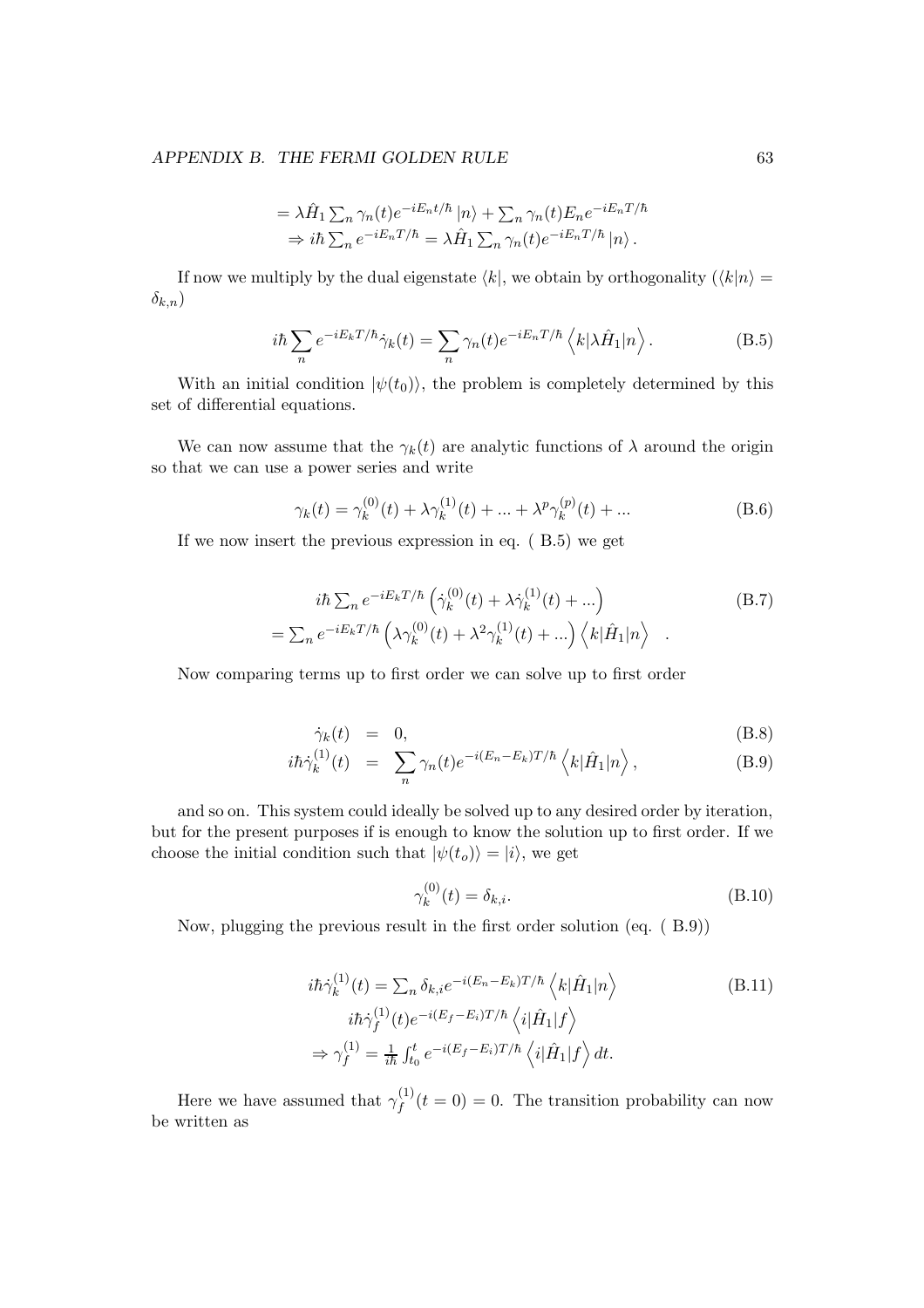$$
\begin{aligned}
&= \lambda \hat{H}_1 \sum_n \gamma_n(t) e^{-iE_n t/\hbar} |n\rangle + \sum_n \gamma_n(t) E_n e^{-iE_n T/\hbar} \\
&\Rightarrow i\hbar \sum_n e^{-iE_n T/\hbar} = \lambda \hat{H}_1 \sum_n \gamma_n(t) e^{-iE_n T/\hbar} |n\rangle .
\end{aligned}
$$

If now we multiply by the dual eigenstate $\langle k|$, we obtain by orthogonality ($\langle k|n\rangle = \delta_{k,n}$)

$$
i\hbar \sum_n e^{-iE_k T/\hbar} \dot{\gamma}_k(t) = \sum_n \gamma_n(t) e^{-iE_n T/\hbar} \left\langle k|\lambda \hat{H}_1|n \right\rangle . \tag{B.5}
$$

With an initial condition $|\psi(t_0)\rangle$, the problem is completely determined by this set of differential equations.

We can now assume that the $\gamma_k(t)$ are analytic functions of $\lambda$ around the origin so that we can use a power series and write

$$
\gamma_k(t) = \gamma_k^{(0)}(t) + \lambda \gamma_k^{(1)}(t) + ... + \lambda^p \gamma_k^{(p)}(t) + ... \tag{B.6}
$$

If we now insert the previous expression in eq. ( B.5) we get

$$
\begin{aligned}
&i\hbar \sum_n e^{-iE_k T/\hbar} \left( \dot{\gamma}_k^{(0)}(t) + \lambda \dot{\gamma}_k^{(1)}(t) + ... \right) \\
&= \sum_n e^{-iE_k T/\hbar} \left( \lambda \gamma_k^{(0)}(t) + \lambda^2 \gamma_k^{(1)}(t) + ... \right) \left\langle k|\hat{H}_1|n \right\rangle \quad .
\end{aligned} \tag{B.7}
$$

Now comparing terms up to first order we can solve up to first order

$$
\dot{\gamma}_k(t) = 0, \tag{B.8}
$$

$$
i\hbar \dot{\gamma}_k^{(1)}(t) = \sum_n \gamma_n(t) e^{-i(E_n - E_k)T/\hbar} \left\langle k|\hat{H}_1|n \right\rangle , \tag{B.9}
$$

and so on. This system could ideally be solved up to any desired order by iteration, but for the present purposes if is enough to know the solution up to first order. If we choose the initial condition such that $|\psi(t_o)\rangle = |i\rangle$, we get

$$
\gamma_k^{(0)}(t) = \delta_{k,i}. \tag{B.10}
$$

Now, plugging the previous result in the first order solution (eq. ( B.9))

$$
\begin{aligned}
&i\hbar \dot{\gamma}_k^{(1)}(t) = \sum_n \delta_{k,i} e^{-i(E_n - E_k)T/\hbar} \left\langle k|\hat{H}_1|n \right\rangle \\
&i\hbar \dot{\gamma}_f^{(1)}(t) e^{-i(E_f - E_i)T/\hbar} \left\langle i|\hat{H}_1|f \right\rangle \\
&\Rightarrow \gamma_f^{(1)} = \frac{1}{i\hbar} \int_{t_0}^{t} e^{-i(E_f - E_i)T/\hbar} \left\langle i|\hat{H}_1|f \right\rangle dt.
\end{aligned} \tag{B.11}
$$

Here we have assumed that $\gamma_f^{(1)}(t = 0) = 0$. The transition probability can now be written as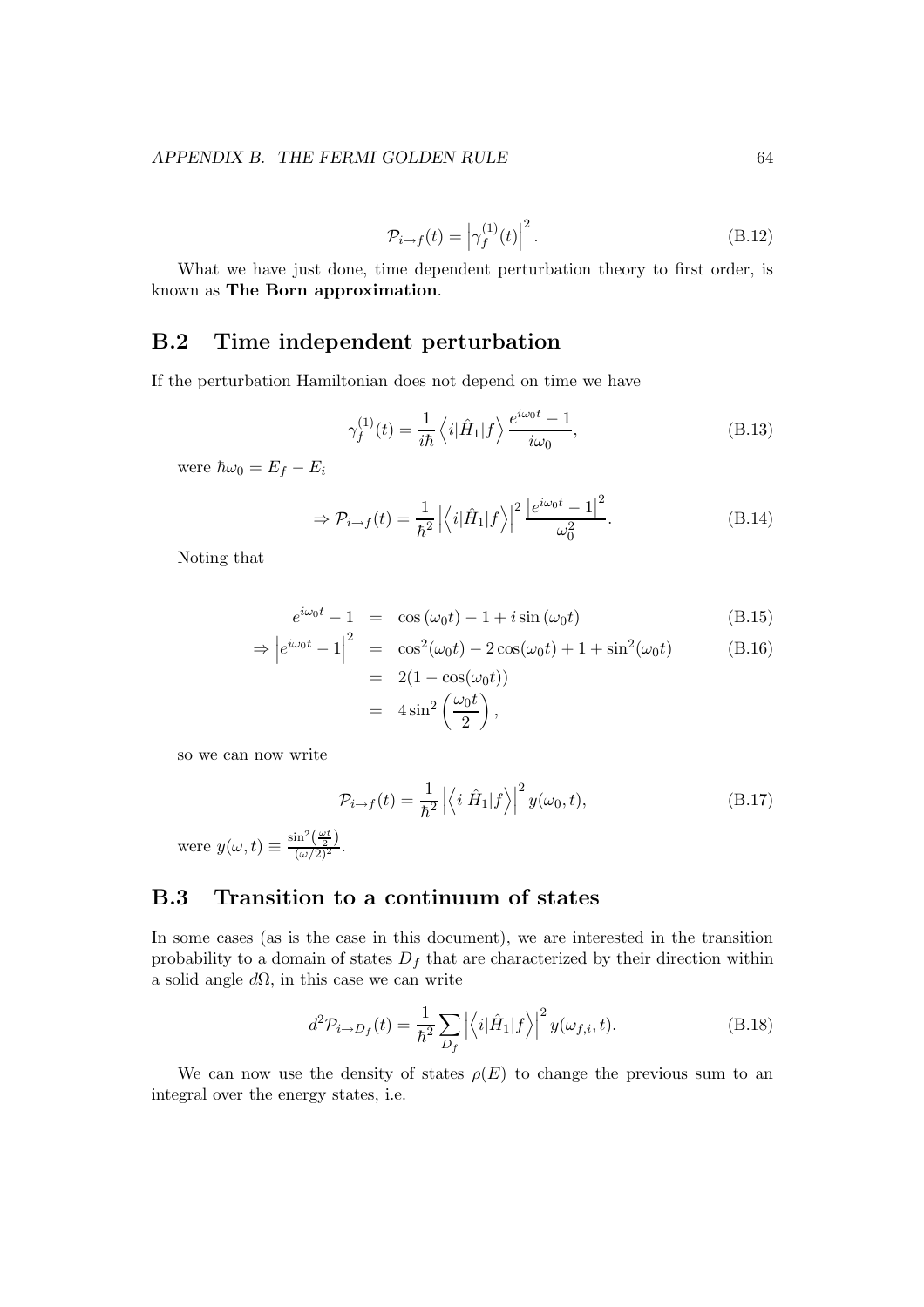$$\mathcal{P}_{i\to f}(t) = \left|\gamma_f^{(1)}(t)\right|^2. \tag{B.12}$$

What we have just done, time dependent perturbation theory to first order, is known as **The Born approximation**.

## B.2 Time independent perturbation

If the perturbation Hamiltonian does not depend on time we have

$$\gamma_f^{(1)}(t) = \frac{1}{i\hbar}\left\langle i|\hat{H}_1|f\right\rangle \frac{e^{i\omega_0 t}-1}{i\omega_0}, \tag{B.13}$$

were $\hbar\omega_0 = E_f - E_i$

$$\Rightarrow \mathcal{P}_{i\to f}(t) = \frac{1}{\hbar^2}\left|\left\langle i|\hat{H}_1|f\right\rangle\right|^2 \frac{\left|e^{i\omega_0 t}-1\right|^2}{\omega_0^2}. \tag{B.14}$$

Noting that

$$\begin{aligned}
e^{i\omega_0 t}-1 &= \cos(\omega_0 t) - 1 + i\sin(\omega_0 t) && \text{(B.15)}\\
\Rightarrow \left|e^{i\omega_0 t}-1\right|^2 &= \cos^2(\omega_0 t) - 2\cos(\omega_0 t) + 1 + \sin^2(\omega_0 t) && \text{(B.16)}\\
&= 2(1-\cos(\omega_0 t))\\
&= 4\sin^2\left(\frac{\omega_0 t}{2}\right),
\end{aligned}$$

so we can now write

$$\mathcal{P}_{i\to f}(t) = \frac{1}{\hbar^2}\left|\left\langle i|\hat{H}_1|f\right\rangle\right|^2 y(\omega_0, t), \tag{B.17}$$

were $y(\omega, t) \equiv \frac{\sin^2\left(\frac{\omega t}{2}\right)}{(\omega/2)^2}$.

## B.3 Transition to a continuum of states

In some cases (as is the case in this document), we are interested in the transition probability to a domain of states $D_f$ that are characterized by their direction within a solid angle $d\Omega$, in this case we can write

$$d^2\mathcal{P}_{i\to D_f}(t) = \frac{1}{\hbar^2}\sum_{D_f}\left|\left\langle i|\hat{H}_1|f\right\rangle\right|^2 y(\omega_{f,i}, t). \tag{B.18}$$

We can now use the density of states $\rho(E)$ to change the previous sum to an integral over the energy states, i.e.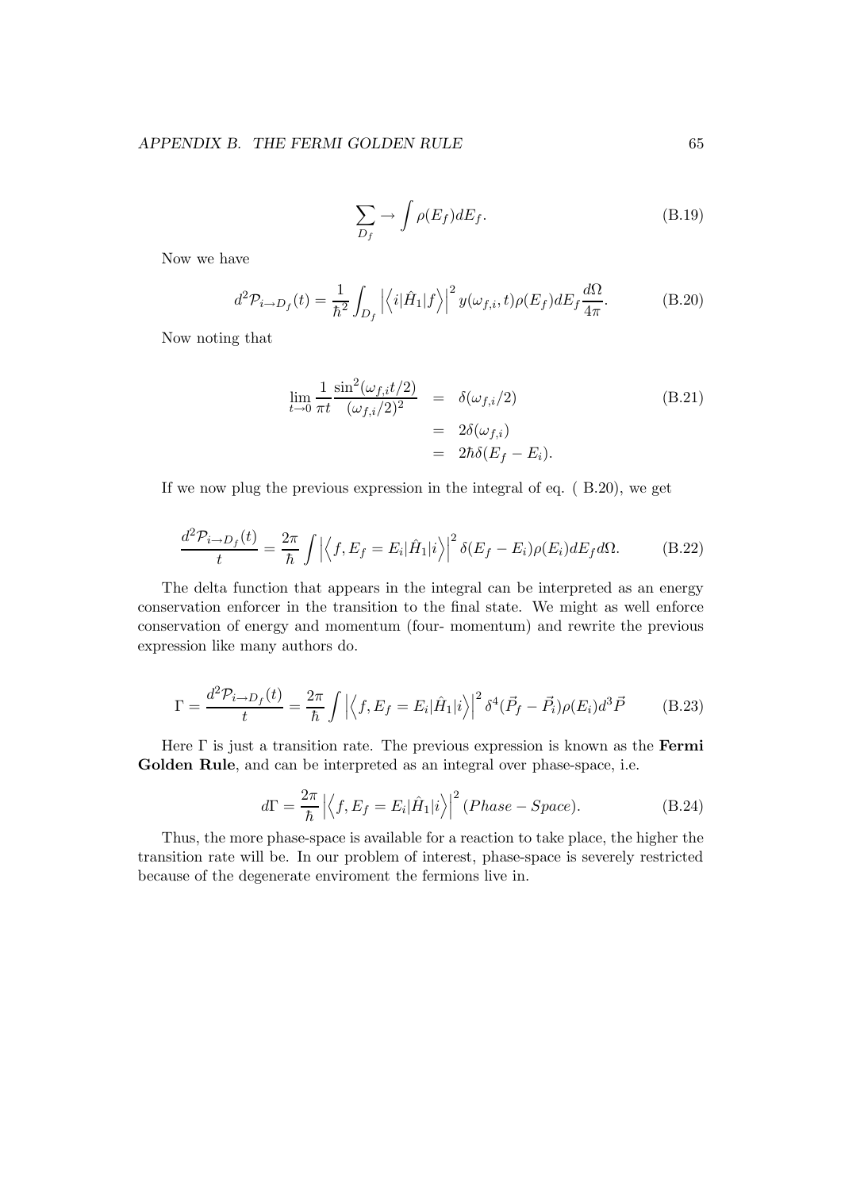$$\sum_{D_f} \rightarrow \int \rho(E_f) dE_f. \tag{B.19}$$

Now we have

$$d^2\mathcal{P}_{i\rightarrow D_f}(t) = \frac{1}{\hbar^2} \int_{D_f} \left| \left\langle i|\hat{H}_1|f \right\rangle \right|^2 y(\omega_{f,i}, t)\rho(E_f) dE_f \frac{d\Omega}{4\pi}. \tag{B.20}$$

Now noting that

$$\begin{aligned}
\lim_{t\rightarrow 0} \frac{1}{\pi t} \frac{\sin^2(\omega_{f,i}t/2)}{(\omega_{f,i}/2)^2} &= \delta(\omega_{f,i}/2) \\
&= 2\delta(\omega_{f,i}) \\
&= 2\hbar\delta(E_f - E_i).
\end{aligned} \tag{B.21}$$

If we now plug the previous expression in the integral of eq. ( B.20), we get

$$\frac{d^2\mathcal{P}_{i\rightarrow D_f}(t)}{t} = \frac{2\pi}{\hbar} \int \left| \left\langle f, E_f = E_i|\hat{H}_1|i \right\rangle \right|^2 \delta(E_f - E_i)\rho(E_i) dE_f d\Omega. \tag{B.22}$$

The delta function that appears in the integral can be interpreted as an energy conservation enforcer in the transition to the final state. We might as well enforce conservation of energy and momentum (four- momentum) and rewrite the previous expression like many authors do.

$$\Gamma = \frac{d^2\mathcal{P}_{i\rightarrow D_f}(t)}{t} = \frac{2\pi}{\hbar} \int \left| \left\langle f, E_f = E_i|\hat{H}_1|i \right\rangle \right|^2 \delta^4(\vec{P}_f - \vec{P}_i)\rho(E_i) d^3\vec{P} \tag{B.23}$$

Here $\Gamma$ is just a transition rate. The previous expression is known as the **Fermi Golden Rule**, and can be interpreted as an integral over phase-space, i.e.

$$d\Gamma = \frac{2\pi}{\hbar} \left| \left\langle f, E_f = E_i|\hat{H}_1|i \right\rangle \right|^2 (Phase - Space). \tag{B.24}$$

Thus, the more phase-space is available for a reaction to take place, the higher the transition rate will be. In our problem of interest, phase-space is severely restricted because of the degenerate enviroment the fermions live in.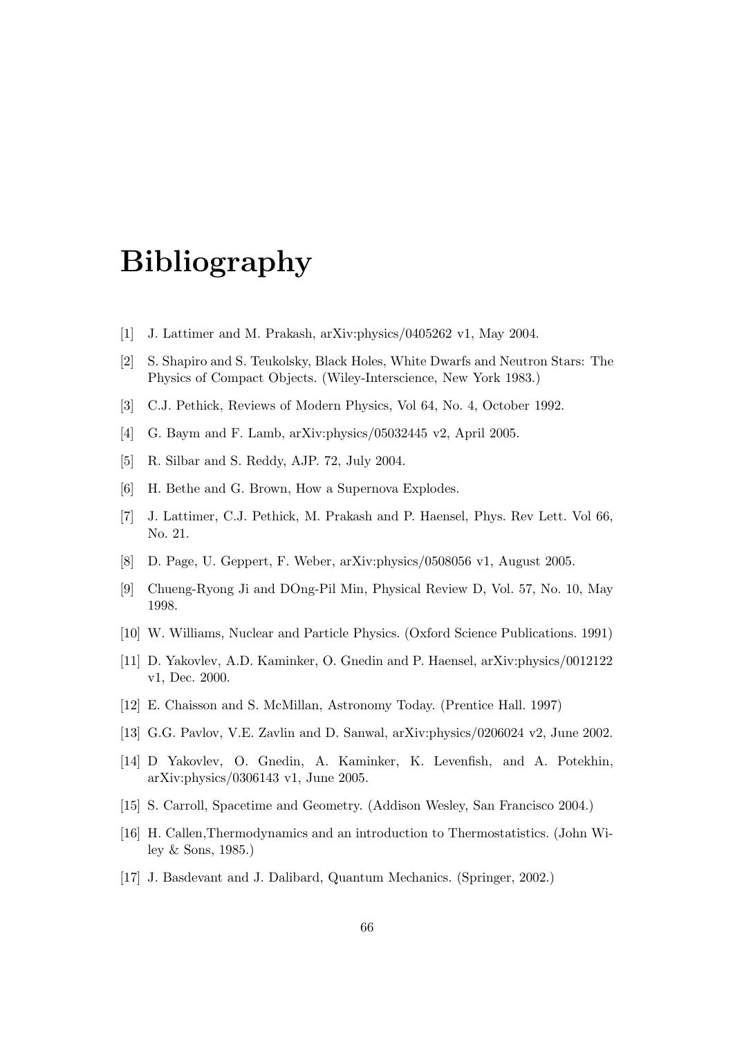# Bibliography

[1] J. Lattimer and M. Prakash, arXiv:physics/0405262 v1, May 2004.

[2] S. Shapiro and S. Teukolsky, Black Holes, White Dwarfs and Neutron Stars: The Physics of Compact Objects. (Wiley-Interscience, New York 1983.)

[3] C.J. Pethick, Reviews of Modern Physics, Vol 64, No. 4, October 1992.

[4] G. Baym and F. Lamb, arXiv:physics/05032445 v2, April 2005.

[5] R. Silbar and S. Reddy, AJP. 72, July 2004.

[6] H. Bethe and G. Brown, How a Supernova Explodes.

[7] J. Lattimer, C.J. Pethick, M. Prakash and P. Haensel, Phys. Rev Lett. Vol 66, No. 21.

[8] D. Page, U. Geppert, F. Weber, arXiv:physics/0508056 v1, August 2005.

[9] Chueng-Ryong Ji and DOng-Pil Min, Physical Review D, Vol. 57, No. 10, May 1998.

[10] W. Williams, Nuclear and Particle Physics. (Oxford Science Publications. 1991)

[11] D. Yakovlev, A.D. Kaminker, O. Gnedin and P. Haensel, arXiv:physics/0012122 v1, Dec. 2000.

[12] E. Chaisson and S. McMillan, Astronomy Today. (Prentice Hall. 1997)

[13] G.G. Pavlov, V.E. Zavlin and D. Sanwal, arXiv:physics/0206024 v2, June 2002.

[14] D Yakovlev, O. Gnedin, A. Kaminker, K. Levenfish, and A. Potekhin, arXiv:physics/0306143 v1, June 2005.

[15] S. Carroll, Spacetime and Geometry. (Addison Wesley, San Francisco 2004.)

[16] H. Callen,Thermodynamics and an introduction to Thermostatistics. (John Wiley & Sons, 1985.)

[17] J. Basdevant and J. Dalibard, Quantum Mechanics. (Springer, 2002.)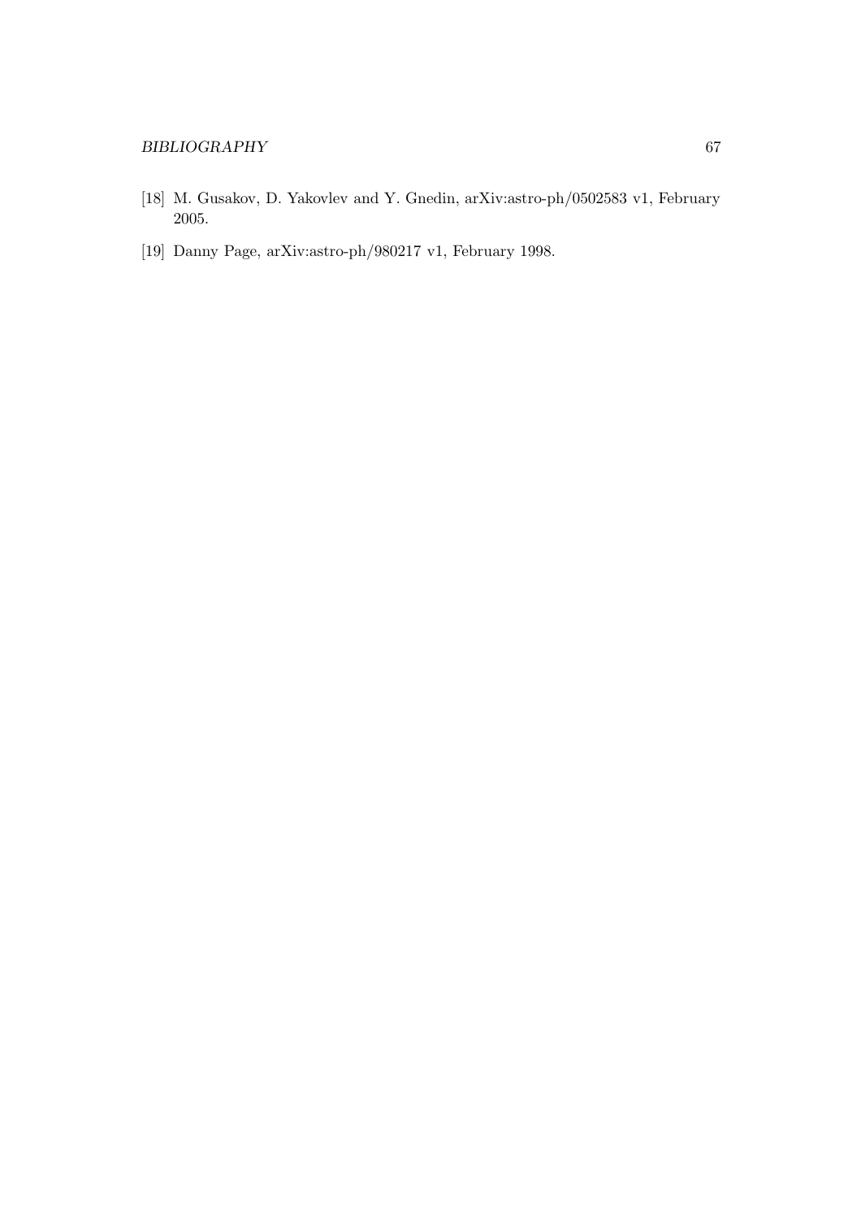[18] M. Gusakov, D. Yakovlev and Y. Gnedin, arXiv:astro-ph/0502583 v1, February 2005.

[19] Danny Page, arXiv:astro-ph/980217 v1, February 1998.